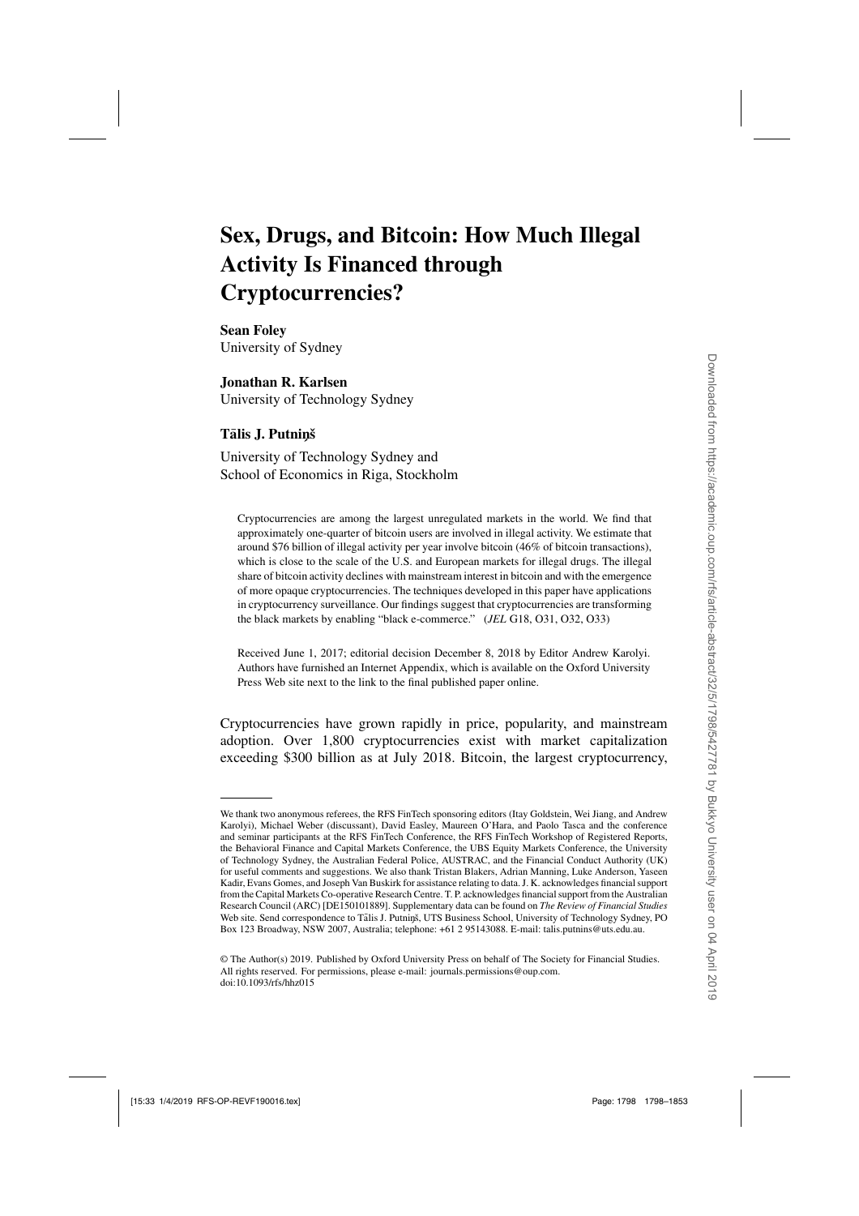# Sex, Drugs, and Bitcoin: How Much Illegal Activity Is Financed through Cryptocurrencies?

**Sean Foley**
University of Sydney

**Jonathan R. Karlsen**
University of Technology Sydney

**Tālis J. Putniņš**

University of Technology Sydney and
School of Economics in Riga, Stockholm

Cryptocurrencies are among the largest unregulated markets in the world. We find that approximately one-quarter of bitcoin users are involved in illegal activity. We estimate that around $76 billion of illegal activity per year involve bitcoin (46% of bitcoin transactions), which is close to the scale of the U.S. and European markets for illegal drugs. The illegal share of bitcoin activity declines with mainstream interest in bitcoin and with the emergence of more opaque cryptocurrencies. The techniques developed in this paper have applications in cryptocurrency surveillance. Our findings suggest that cryptocurrencies are transforming the black markets by enabling "black e-commerce." (*JEL* G18, O31, O32, O33)

Received June 1, 2017; editorial decision December 8, 2018 by Editor Andrew Karolyi. Authors have furnished an Internet Appendix, which is available on the Oxford University Press Web site next to the link to the final published paper online.

Cryptocurrencies have grown rapidly in price, popularity, and mainstream adoption. Over 1,800 cryptocurrencies exist with market capitalization exceeding $300 billion as at July 2018. Bitcoin, the largest cryptocurrency,

---

We thank two anonymous referees, the RFS FinTech sponsoring editors (Itay Goldstein, Wei Jiang, and Andrew Karolyi), Michael Weber (discussant), David Easley, Maureen O'Hara, and Paolo Tasca and the conference and seminar participants at the RFS FinTech Conference, the RFS FinTech Workshop of Registered Reports, the Behavioral Finance and Capital Markets Conference, the UBS Equity Markets Conference, the University of Technology Sydney, the Australian Federal Police, AUSTRAC, and the Financial Conduct Authority (UK) for useful comments and suggestions. We also thank Tristan Blakers, Adrian Manning, Luke Anderson, Yaseen Kadir, Evans Gomes, and Joseph Van Buskirk for assistance relating to data. J. K. acknowledges financial support from the Capital Markets Co-operative Research Centre. T. P. acknowledges financial support from the Australian Research Council (ARC) [DE150101889]. Supplementary data can be found on *The Review of Financial Studies* Web site. Send correspondence to Tālis J. Putniņš, UTS Business School, University of Technology Sydney, PO Box 123 Broadway, NSW 2007, Australia; telephone: +61 2 95143088. E-mail: talis.putnins@uts.edu.au.

© The Author(s) 2019. Published by Oxford University Press on behalf of The Society for Financial Studies. All rights reserved. For permissions, please e-mail: journals.permissions@oup.com.
doi:10.1093/rfs/hhz015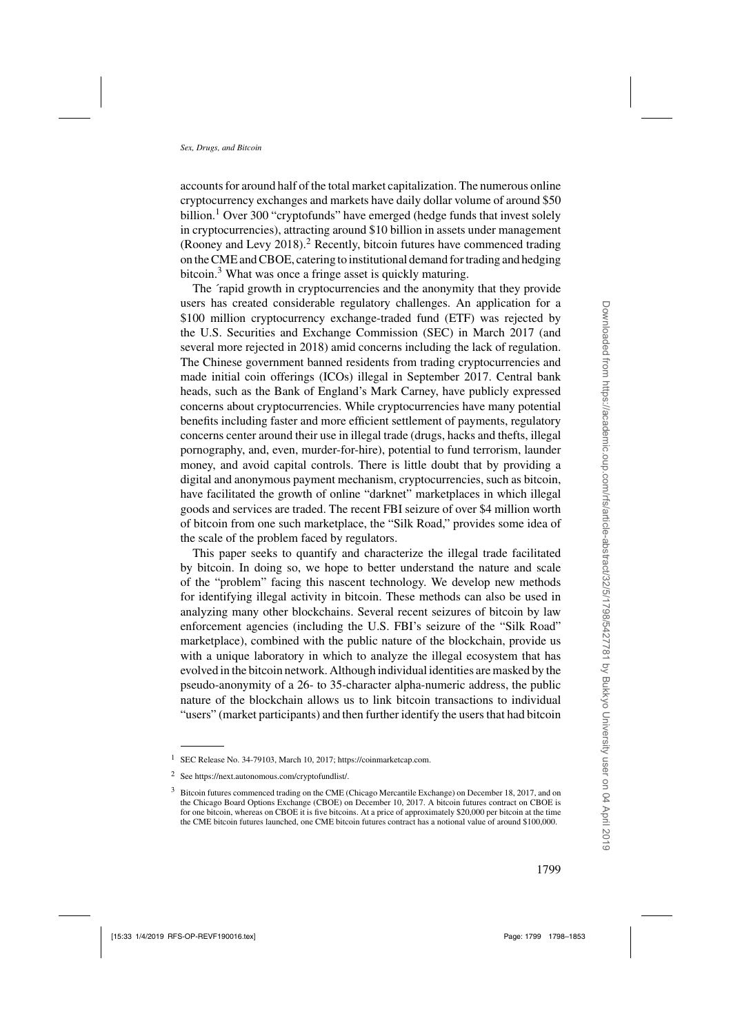accounts for around half of the total market capitalization. The numerous online cryptocurrency exchanges and markets have daily dollar volume of around \$50 billion.[1] Over 300 "cryptofunds" have emerged (hedge funds that invest solely in cryptocurrencies), attracting around \$10 billion in assets under management (Rooney and Levy 2018).[2] Recently, bitcoin futures have commenced trading on the CME and CBOE, catering to institutional demand for trading and hedging bitcoin.[3] What was once a fringe asset is quickly maturing.

The ´rapid growth in cryptocurrencies and the anonymity that they provide users has created considerable regulatory challenges. An application for a \$100 million cryptocurrency exchange-traded fund (ETF) was rejected by the U.S. Securities and Exchange Commission (SEC) in March 2017 (and several more rejected in 2018) amid concerns including the lack of regulation. The Chinese government banned residents from trading cryptocurrencies and made initial coin offerings (ICOs) illegal in September 2017. Central bank heads, such as the Bank of England's Mark Carney, have publicly expressed concerns about cryptocurrencies. While cryptocurrencies have many potential benefits including faster and more efficient settlement of payments, regulatory concerns center around their use in illegal trade (drugs, hacks and thefts, illegal pornography, and, even, murder-for-hire), potential to fund terrorism, launder money, and avoid capital controls. There is little doubt that by providing a digital and anonymous payment mechanism, cryptocurrencies, such as bitcoin, have facilitated the growth of online "darknet" marketplaces in which illegal goods and services are traded. The recent FBI seizure of over \$4 million worth of bitcoin from one such marketplace, the "Silk Road," provides some idea of the scale of the problem faced by regulators.

This paper seeks to quantify and characterize the illegal trade facilitated by bitcoin. In doing so, we hope to better understand the nature and scale of the "problem" facing this nascent technology. We develop new methods for identifying illegal activity in bitcoin. These methods can also be used in analyzing many other blockchains. Several recent seizures of bitcoin by law enforcement agencies (including the U.S. FBI's seizure of the "Silk Road" marketplace), combined with the public nature of the blockchain, provide us with a unique laboratory in which to analyze the illegal ecosystem that has evolved in the bitcoin network. Although individual identities are masked by the pseudo-anonymity of a 26- to 35-character alpha-numeric address, the public nature of the blockchain allows us to link bitcoin transactions to individual "users" (market participants) and then further identify the users that had bitcoin

---

[1] SEC Release No. 34-79103, March 10, 2017; https://coinmarketcap.com.

[2] See https://next.autonomous.com/cryptofundlist/.

[3] Bitcoin futures commenced trading on the CME (Chicago Mercantile Exchange) on December 18, 2017, and on the Chicago Board Options Exchange (CBOE) on December 10, 2017. A bitcoin futures contract on CBOE is for one bitcoin, whereas on CBOE it is five bitcoins. At a price of approximately \$20,000 per bitcoin at the time the CME bitcoin futures launched, one CME bitcoin futures contract has a notional value of around \$100,000.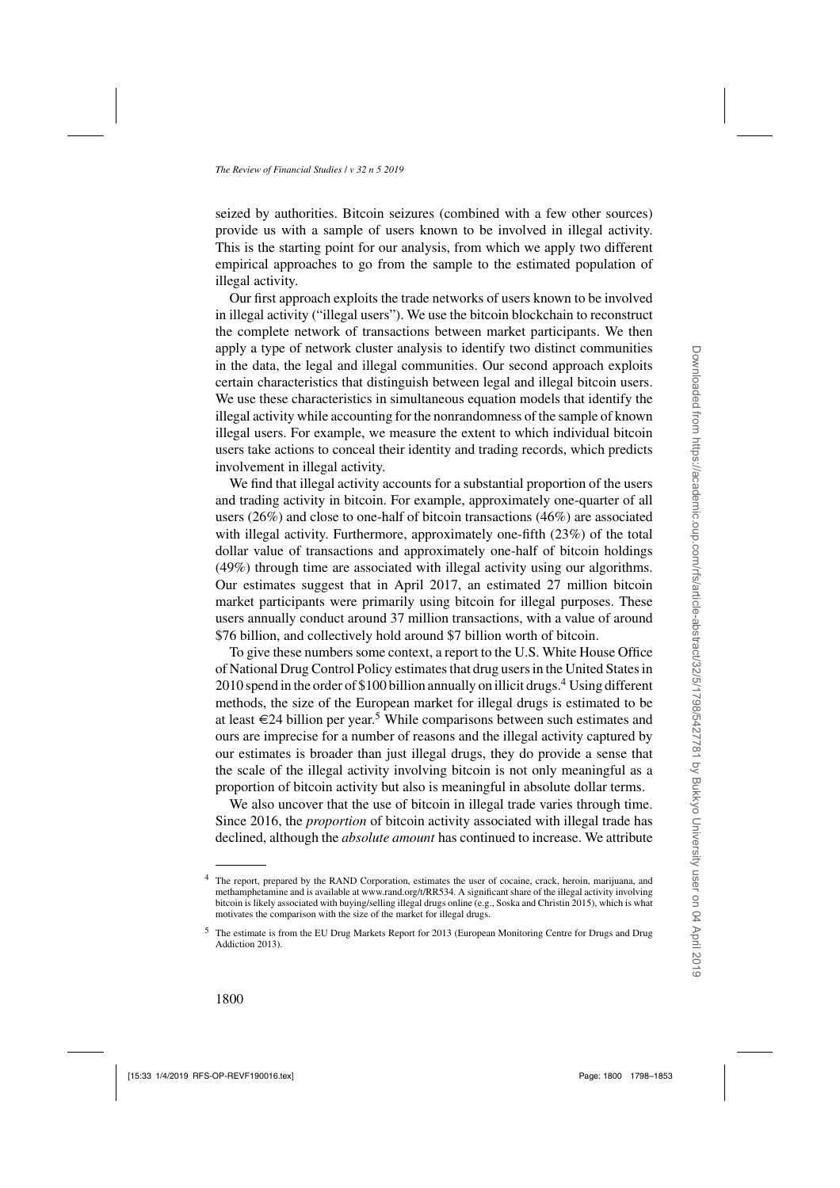seized by authorities. Bitcoin seizures (combined with a few other sources) provide us with a sample of users known to be involved in illegal activity. This is the starting point for our analysis, from which we apply two different empirical approaches to go from the sample to the estimated population of illegal activity.

Our first approach exploits the trade networks of users known to be involved in illegal activity ("illegal users"). We use the bitcoin blockchain to reconstruct the complete network of transactions between market participants. We then apply a type of network cluster analysis to identify two distinct communities in the data, the legal and illegal communities. Our second approach exploits certain characteristics that distinguish between legal and illegal bitcoin users. We use these characteristics in simultaneous equation models that identify the illegal activity while accounting for the nonrandomness of the sample of known illegal users. For example, we measure the extent to which individual bitcoin users take actions to conceal their identity and trading records, which predicts involvement in illegal activity.

We find that illegal activity accounts for a substantial proportion of the users and trading activity in bitcoin. For example, approximately one-quarter of all users (26%) and close to one-half of bitcoin transactions (46%) are associated with illegal activity. Furthermore, approximately one-fifth (23%) of the total dollar value of transactions and approximately one-half of bitcoin holdings (49%) through time are associated with illegal activity using our algorithms. Our estimates suggest that in April 2017, an estimated 27 million bitcoin market participants were primarily using bitcoin for illegal purposes. These users annually conduct around 37 million transactions, with a value of around \$76 billion, and collectively hold around \$7 billion worth of bitcoin.

To give these numbers some context, a report to the U.S. White House Office of National Drug Control Policy estimates that drug users in the United States in 2010 spend in the order of \$100 billion annually on illicit drugs.[4] Using different methods, the size of the European market for illegal drugs is estimated to be at least €24 billion per year.[5] While comparisons between such estimates and ours are imprecise for a number of reasons and the illegal activity captured by our estimates is broader than just illegal drugs, they do provide a sense that the scale of the illegal activity involving bitcoin is not only meaningful as a proportion of bitcoin activity but also is meaningful in absolute dollar terms.

We also uncover that the use of bitcoin in illegal trade varies through time. Since 2016, the *proportion* of bitcoin activity associated with illegal trade has declined, although the *absolute amount* has continued to increase. We attribute

---

[4] The report, prepared by the RAND Corporation, estimates the user of cocaine, crack, heroin, marijuana, and methamphetamine and is available at www.rand.org/t/RR534. A significant share of the illegal activity involving bitcoin is likely associated with buying/selling illegal drugs online (e.g., Soska and Christin 2015), which is what motivates the comparison with the size of the market for illegal drugs.

[5] The estimate is from the EU Drug Markets Report for 2013 (European Monitoring Centre for Drugs and Drug Addiction 2013).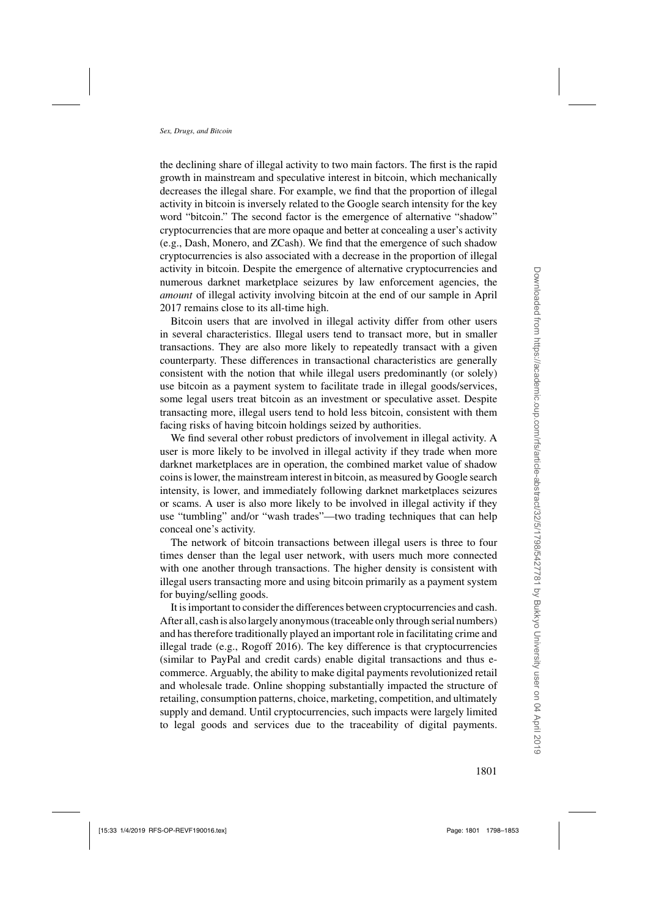the declining share of illegal activity to two main factors. The first is the rapid growth in mainstream and speculative interest in bitcoin, which mechanically decreases the illegal share. For example, we find that the proportion of illegal activity in bitcoin is inversely related to the Google search intensity for the key word "bitcoin." The second factor is the emergence of alternative "shadow" cryptocurrencies that are more opaque and better at concealing a user's activity (e.g., Dash, Monero, and ZCash). We find that the emergence of such shadow cryptocurrencies is also associated with a decrease in the proportion of illegal activity in bitcoin. Despite the emergence of alternative cryptocurrencies and numerous darknet marketplace seizures by law enforcement agencies, the *amount* of illegal activity involving bitcoin at the end of our sample in April 2017 remains close to its all-time high.

Bitcoin users that are involved in illegal activity differ from other users in several characteristics. Illegal users tend to transact more, but in smaller transactions. They are also more likely to repeatedly transact with a given counterparty. These differences in transactional characteristics are generally consistent with the notion that while illegal users predominantly (or solely) use bitcoin as a payment system to facilitate trade in illegal goods/services, some legal users treat bitcoin as an investment or speculative asset. Despite transacting more, illegal users tend to hold less bitcoin, consistent with them facing risks of having bitcoin holdings seized by authorities.

We find several other robust predictors of involvement in illegal activity. A user is more likely to be involved in illegal activity if they trade when more darknet marketplaces are in operation, the combined market value of shadow coins is lower, the mainstream interest in bitcoin, as measured by Google search intensity, is lower, and immediately following darknet marketplaces seizures or scams. A user is also more likely to be involved in illegal activity if they use "tumbling" and/or "wash trades"—two trading techniques that can help conceal one's activity.

The network of bitcoin transactions between illegal users is three to four times denser than the legal user network, with users much more connected with one another through transactions. The higher density is consistent with illegal users transacting more and using bitcoin primarily as a payment system for buying/selling goods.

It is important to consider the differences between cryptocurrencies and cash. After all, cash is also largely anonymous (traceable only through serial numbers) and has therefore traditionally played an important role in facilitating crime and illegal trade (e.g., Rogoff 2016). The key difference is that cryptocurrencies (similar to PayPal and credit cards) enable digital transactions and thus e-commerce. Arguably, the ability to make digital payments revolutionized retail and wholesale trade. Online shopping substantially impacted the structure of retailing, consumption patterns, choice, marketing, competition, and ultimately supply and demand. Until cryptocurrencies, such impacts were largely limited to legal goods and services due to the traceability of digital payments.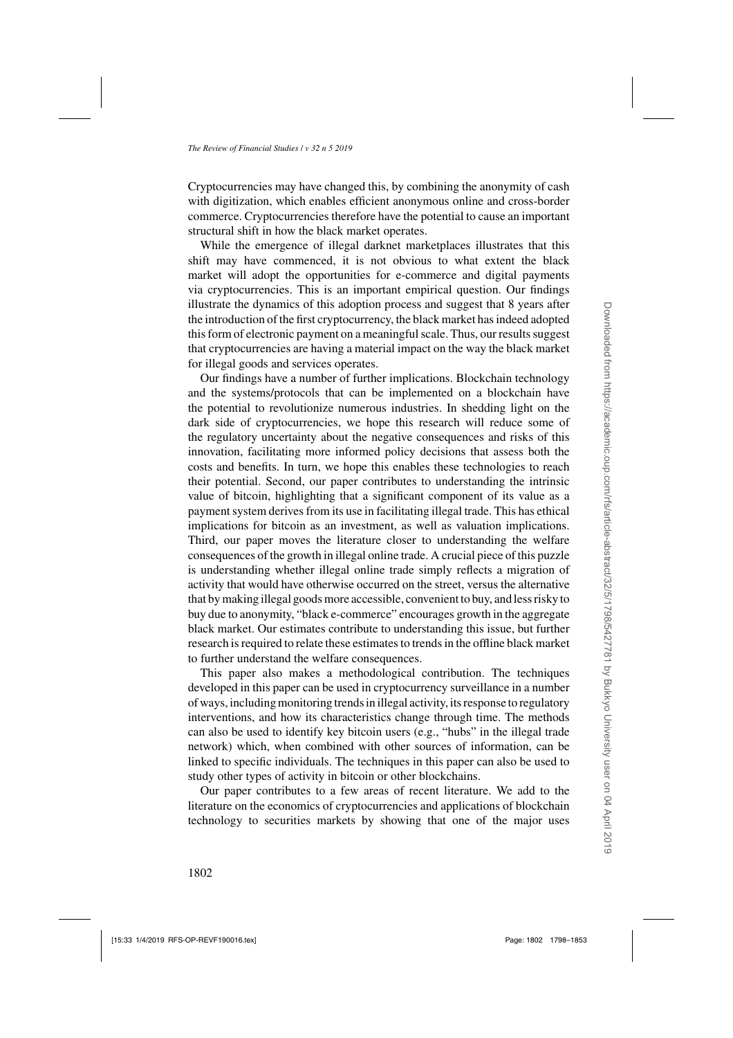Cryptocurrencies may have changed this, by combining the anonymity of cash with digitization, which enables efficient anonymous online and cross-border commerce. Cryptocurrencies therefore have the potential to cause an important structural shift in how the black market operates.

While the emergence of illegal darknet marketplaces illustrates that this shift may have commenced, it is not obvious to what extent the black market will adopt the opportunities for e-commerce and digital payments via cryptocurrencies. This is an important empirical question. Our findings illustrate the dynamics of this adoption process and suggest that 8 years after the introduction of the first cryptocurrency, the black market has indeed adopted this form of electronic payment on a meaningful scale. Thus, our results suggest that cryptocurrencies are having a material impact on the way the black market for illegal goods and services operates.

Our findings have a number of further implications. Blockchain technology and the systems/protocols that can be implemented on a blockchain have the potential to revolutionize numerous industries. In shedding light on the dark side of cryptocurrencies, we hope this research will reduce some of the regulatory uncertainty about the negative consequences and risks of this innovation, facilitating more informed policy decisions that assess both the costs and benefits. In turn, we hope this enables these technologies to reach their potential. Second, our paper contributes to understanding the intrinsic value of bitcoin, highlighting that a significant component of its value as a payment system derives from its use in facilitating illegal trade. This has ethical implications for bitcoin as an investment, as well as valuation implications. Third, our paper moves the literature closer to understanding the welfare consequences of the growth in illegal online trade. A crucial piece of this puzzle is understanding whether illegal online trade simply reflects a migration of activity that would have otherwise occurred on the street, versus the alternative that by making illegal goods more accessible, convenient to buy, and less risky to buy due to anonymity, "black e-commerce" encourages growth in the aggregate black market. Our estimates contribute to understanding this issue, but further research is required to relate these estimates to trends in the offline black market to further understand the welfare consequences.

This paper also makes a methodological contribution. The techniques developed in this paper can be used in cryptocurrency surveillance in a number of ways, including monitoring trends in illegal activity, its response to regulatory interventions, and how its characteristics change through time. The methods can also be used to identify key bitcoin users (e.g., "hubs" in the illegal trade network) which, when combined with other sources of information, can be linked to specific individuals. The techniques in this paper can also be used to study other types of activity in bitcoin or other blockchains.

Our paper contributes to a few areas of recent literature. We add to the literature on the economics of cryptocurrencies and applications of blockchain technology to securities markets by showing that one of the major uses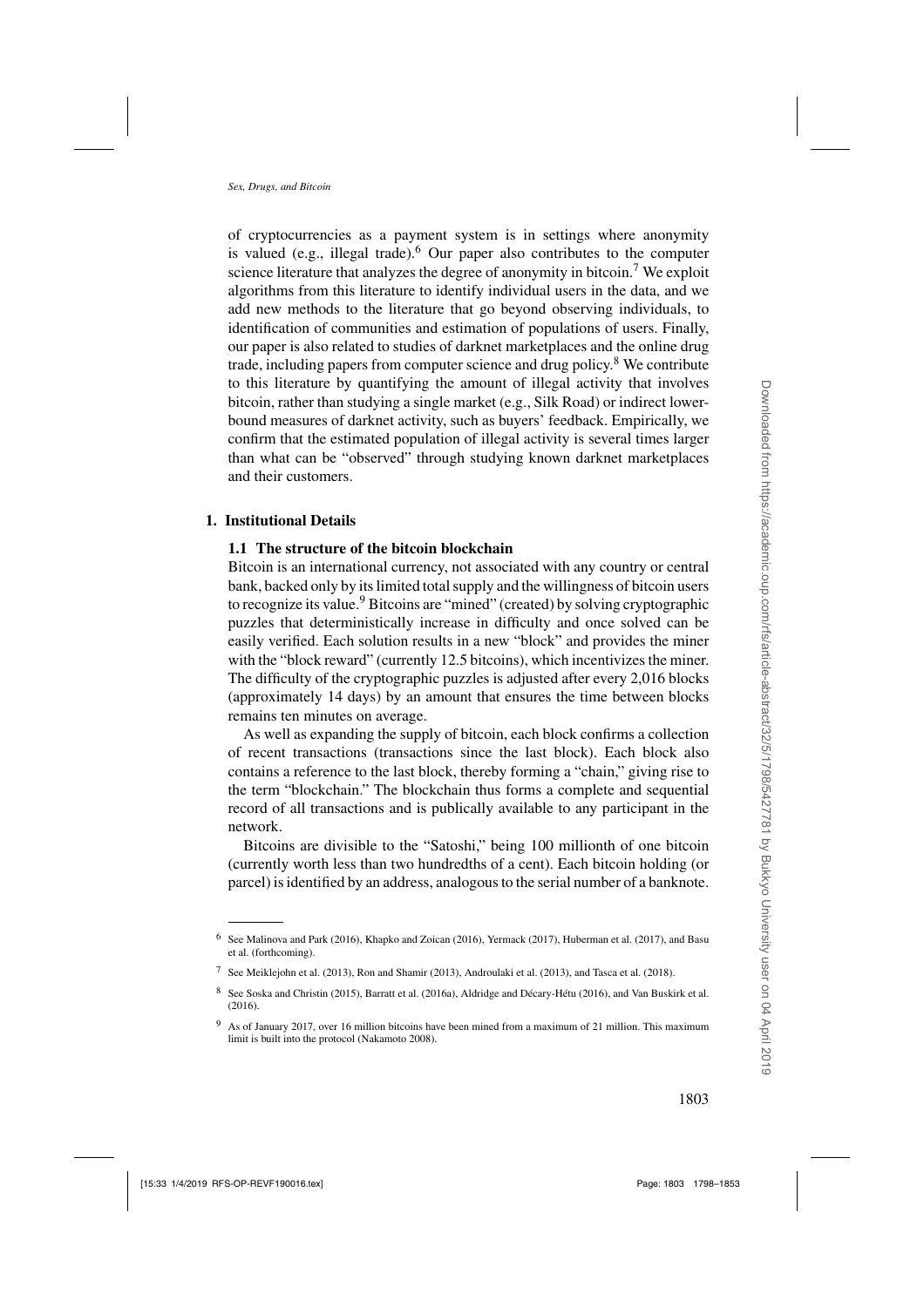of cryptocurrencies as a payment system is in settings where anonymity is valued (e.g., illegal trade).[6] Our paper also contributes to the computer science literature that analyzes the degree of anonymity in bitcoin.[7] We exploit algorithms from this literature to identify individual users in the data, and we add new methods to the literature that go beyond observing individuals, to identification of communities and estimation of populations of users. Finally, our paper is also related to studies of darknet marketplaces and the online drug trade, including papers from computer science and drug policy.[8] We contribute to this literature by quantifying the amount of illegal activity that involves bitcoin, rather than studying a single market (e.g., Silk Road) or indirect lower-bound measures of darknet activity, such as buyers' feedback. Empirically, we confirm that the estimated population of illegal activity is several times larger than what can be "observed" through studying known darknet marketplaces and their customers.

## 1. Institutional Details

### 1.1 The structure of the bitcoin blockchain

Bitcoin is an international currency, not associated with any country or central bank, backed only by its limited total supply and the willingness of bitcoin users to recognize its value.[9] Bitcoins are "mined" (created) by solving cryptographic puzzles that deterministically increase in difficulty and once solved can be easily verified. Each solution results in a new "block" and provides the miner with the "block reward" (currently 12.5 bitcoins), which incentivizes the miner. The difficulty of the cryptographic puzzles is adjusted after every 2,016 blocks (approximately 14 days) by an amount that ensures the time between blocks remains ten minutes on average.

As well as expanding the supply of bitcoin, each block confirms a collection of recent transactions (transactions since the last block). Each block also contains a reference to the last block, thereby forming a "chain," giving rise to the term "blockchain." The blockchain thus forms a complete and sequential record of all transactions and is publically available to any participant in the network.

Bitcoins are divisible to the "Satoshi," being 100 millionth of one bitcoin (currently worth less than two hundredths of a cent). Each bitcoin holding (or parcel) is identified by an address, analogous to the serial number of a banknote.

---

[6] See Malinova and Park (2016), Khapko and Zoican (2016), Yermack (2017), Huberman et al. (2017), and Basu et al. (forthcoming).

[7] See Meiklejohn et al. (2013), Ron and Shamir (2013), Androulaki et al. (2013), and Tasca et al. (2018).

[8] See Soska and Christin (2015), Barratt et al. (2016a), Aldridge and Décary-Hétu (2016), and Van Buskirk et al. (2016).

[9] As of January 2017, over 16 million bitcoins have been mined from a maximum of 21 million. This maximum limit is built into the protocol (Nakamoto 2008).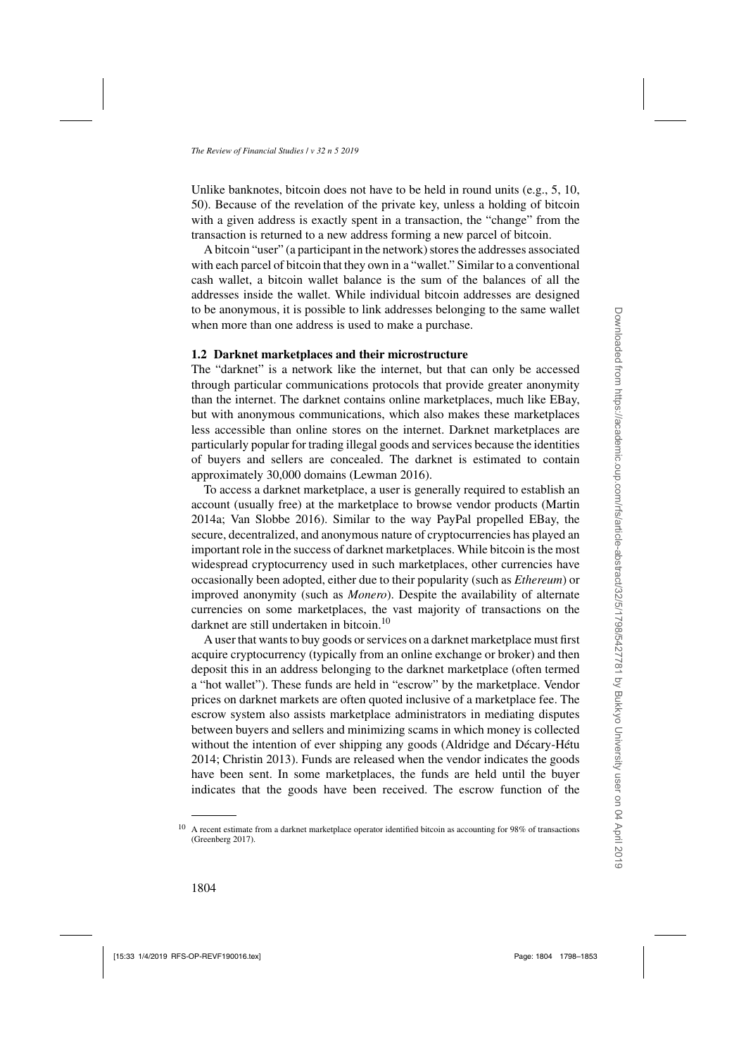Unlike banknotes, bitcoin does not have to be held in round units (e.g., 5, 10, 50). Because of the revelation of the private key, unless a holding of bitcoin with a given address is exactly spent in a transaction, the "change" from the transaction is returned to a new address forming a new parcel of bitcoin.

A bitcoin "user" (a participant in the network) stores the addresses associated with each parcel of bitcoin that they own in a "wallet." Similar to a conventional cash wallet, a bitcoin wallet balance is the sum of the balances of all the addresses inside the wallet. While individual bitcoin addresses are designed to be anonymous, it is possible to link addresses belonging to the same wallet when more than one address is used to make a purchase.

### 1.2 Darknet marketplaces and their microstructure

The "darknet" is a network like the internet, but that can only be accessed through particular communications protocols that provide greater anonymity than the internet. The darknet contains online marketplaces, much like EBay, but with anonymous communications, which also makes these marketplaces less accessible than online stores on the internet. Darknet marketplaces are particularly popular for trading illegal goods and services because the identities of buyers and sellers are concealed. The darknet is estimated to contain approximately 30,000 domains (Lewman 2016).

To access a darknet marketplace, a user is generally required to establish an account (usually free) at the marketplace to browse vendor products (Martin 2014a; Van Slobbe 2016). Similar to the way PayPal propelled EBay, the secure, decentralized, and anonymous nature of cryptocurrencies has played an important role in the success of darknet marketplaces. While bitcoin is the most widespread cryptocurrency used in such marketplaces, other currencies have occasionally been adopted, either due to their popularity (such as *Ethereum*) or improved anonymity (such as *Monero*). Despite the availability of alternate currencies on some marketplaces, the vast majority of transactions on the darknet are still undertaken in bitcoin.[10]

A user that wants to buy goods or services on a darknet marketplace must first acquire cryptocurrency (typically from an online exchange or broker) and then deposit this in an address belonging to the darknet marketplace (often termed a "hot wallet"). These funds are held in "escrow" by the marketplace. Vendor prices on darknet markets are often quoted inclusive of a marketplace fee. The escrow system also assists marketplace administrators in mediating disputes between buyers and sellers and minimizing scams in which money is collected without the intention of ever shipping any goods (Aldridge and Décary-Hétu 2014; Christin 2013). Funds are released when the vendor indicates the goods have been sent. In some marketplaces, the funds are held until the buyer indicates that the goods have been received. The escrow function of the

[10] A recent estimate from a darknet marketplace operator identified bitcoin as accounting for 98% of transactions (Greenberg 2017).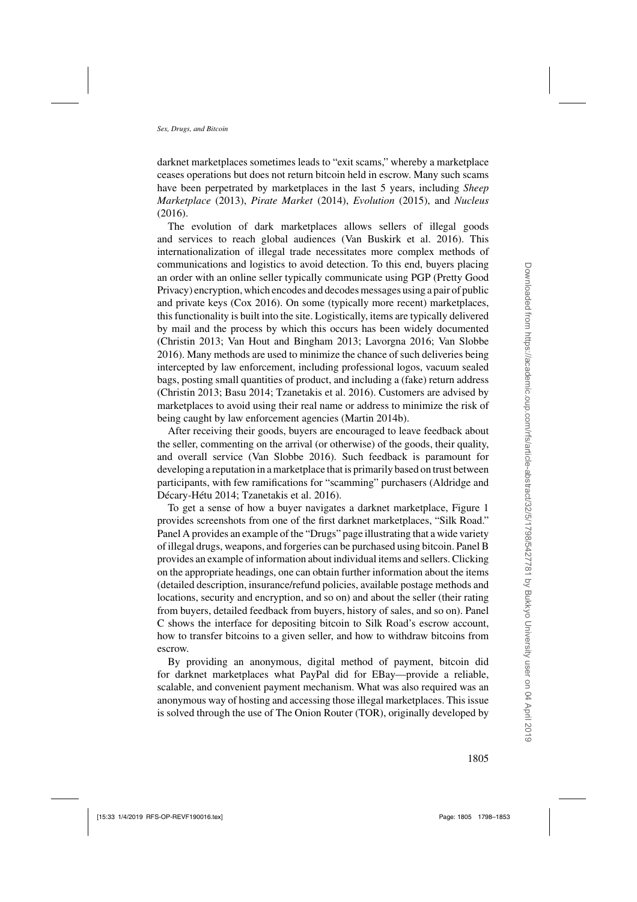darknet marketplaces sometimes leads to "exit scams," whereby a marketplace ceases operations but does not return bitcoin held in escrow. Many such scams have been perpetrated by marketplaces in the last 5 years, including *Sheep Marketplace* (2013), *Pirate Market* (2014), *Evolution* (2015), and *Nucleus* (2016).

The evolution of dark marketplaces allows sellers of illegal goods and services to reach global audiences (Van Buskirk et al. 2016). This internationalization of illegal trade necessitates more complex methods of communications and logistics to avoid detection. To this end, buyers placing an order with an online seller typically communicate using PGP (Pretty Good Privacy) encryption, which encodes and decodes messages using a pair of public and private keys (Cox 2016). On some (typically more recent) marketplaces, this functionality is built into the site. Logistically, items are typically delivered by mail and the process by which this occurs has been widely documented (Christin 2013; Van Hout and Bingham 2013; Lavorgna 2016; Van Slobbe 2016). Many methods are used to minimize the chance of such deliveries being intercepted by law enforcement, including professional logos, vacuum sealed bags, posting small quantities of product, and including a (fake) return address (Christin 2013; Basu 2014; Tzanetakis et al. 2016). Customers are advised by marketplaces to avoid using their real name or address to minimize the risk of being caught by law enforcement agencies (Martin 2014b).

After receiving their goods, buyers are encouraged to leave feedback about the seller, commenting on the arrival (or otherwise) of the goods, their quality, and overall service (Van Slobbe 2016). Such feedback is paramount for developing a reputation in a marketplace that is primarily based on trust between participants, with few ramifications for "scamming" purchasers (Aldridge and Décary-Hétu 2014; Tzanetakis et al. 2016).

To get a sense of how a buyer navigates a darknet marketplace, Figure 1 provides screenshots from one of the first darknet marketplaces, "Silk Road." Panel A provides an example of the "Drugs" page illustrating that a wide variety of illegal drugs, weapons, and forgeries can be purchased using bitcoin. Panel B provides an example of information about individual items and sellers. Clicking on the appropriate headings, one can obtain further information about the items (detailed description, insurance/refund policies, available postage methods and locations, security and encryption, and so on) and about the seller (their rating from buyers, detailed feedback from buyers, history of sales, and so on). Panel C shows the interface for depositing bitcoin to Silk Road's escrow account, how to transfer bitcoins to a given seller, and how to withdraw bitcoins from escrow.

By providing an anonymous, digital method of payment, bitcoin did for darknet marketplaces what PayPal did for EBay—provide a reliable, scalable, and convenient payment mechanism. What was also required was an anonymous way of hosting and accessing those illegal marketplaces. This issue is solved through the use of The Onion Router (TOR), originally developed by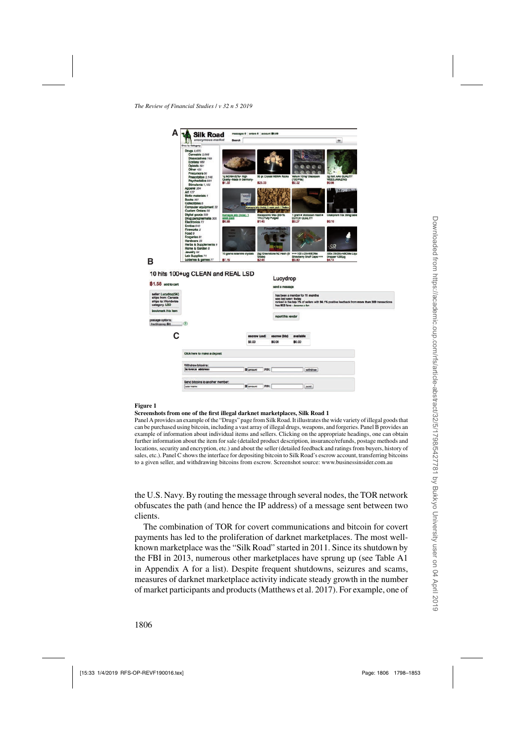**Figure 1**

**Screenshots from one of the first illegal darknet marketplaces, Silk Road 1**

Panel A provides an example of the "Drugs" page from Silk Road. It illustrates the wide variety of illegal goods that can be purchased using bitcoin, including a vast array of illegal drugs, weapons, and forgeries. Panel B provides an example of information about individual items and sellers. Clicking on the appropriate headings, one can obtain further information about the item for sale (detailed product description, insurance/refunds, postage methods and locations, security and encryption, etc.) and about the seller (detailed feedback and ratings from buyers, history of sales, etc.). Panel C shows the interface for depositing bitcoin to Silk Road's escrow account, transferring bitcoins to a given seller, and withdrawing bitcoins from escrow. Screenshot source: www.businessinsider.com.au

the U.S. Navy. By routing the message through several nodes, the TOR network obfuscates the path (and hence the IP address) of a message sent between two clients.

The combination of TOR for covert communications and bitcoin for covert payments has led to the proliferation of darknet marketplaces. The most well-known marketplace was the "Silk Road" started in 2011. Since its shutdown by the FBI in 2013, numerous other marketplaces have sprung up (see Table A1 in Appendix A for a list). Despite frequent shutdowns, seizures and scams, measures of darknet marketplace activity indicate steady growth in the number of market participants and products (Matthews et al. 2017). For example, one of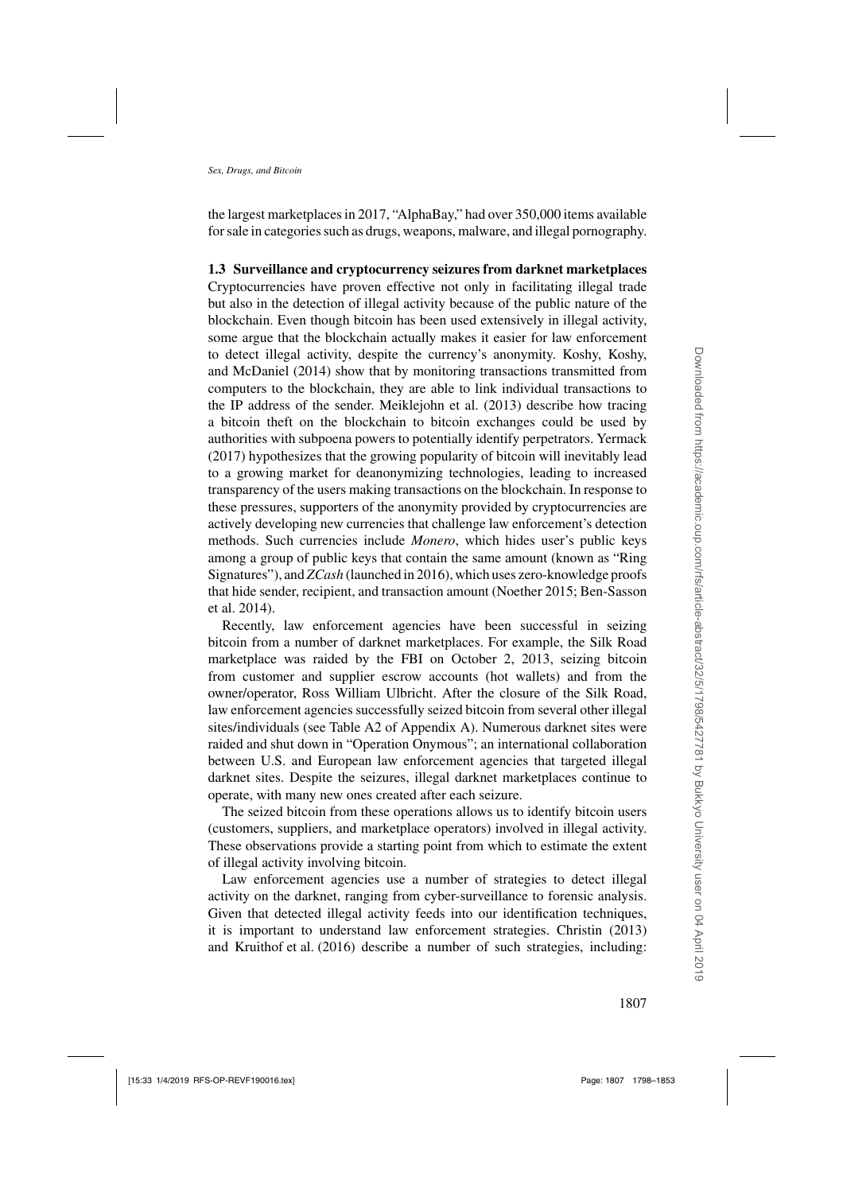the largest marketplaces in 2017, "AlphaBay," had over 350,000 items available for sale in categories such as drugs, weapons, malware, and illegal pornography.

### 1.3 Surveillance and cryptocurrency seizures from darknet marketplaces

Cryptocurrencies have proven effective not only in facilitating illegal trade but also in the detection of illegal activity because of the public nature of the blockchain. Even though bitcoin has been used extensively in illegal activity, some argue that the blockchain actually makes it easier for law enforcement to detect illegal activity, despite the currency's anonymity. Koshy, Koshy, and McDaniel (2014) show that by monitoring transactions transmitted from computers to the blockchain, they are able to link individual transactions to the IP address of the sender. Meiklejohn et al. (2013) describe how tracing a bitcoin theft on the blockchain to bitcoin exchanges could be used by authorities with subpoena powers to potentially identify perpetrators. Yermack (2017) hypothesizes that the growing popularity of bitcoin will inevitably lead to a growing market for deanonymizing technologies, leading to increased transparency of the users making transactions on the blockchain. In response to these pressures, supporters of the anonymity provided by cryptocurrencies are actively developing new currencies that challenge law enforcement's detection methods. Such currencies include *Monero*, which hides user's public keys among a group of public keys that contain the same amount (known as "Ring Signatures"), and *ZCash* (launched in 2016), which uses zero-knowledge proofs that hide sender, recipient, and transaction amount (Noether 2015; Ben-Sasson et al. 2014).

Recently, law enforcement agencies have been successful in seizing bitcoin from a number of darknet marketplaces. For example, the Silk Road marketplace was raided by the FBI on October 2, 2013, seizing bitcoin from customer and supplier escrow accounts (hot wallets) and from the owner/operator, Ross William Ulbricht. After the closure of the Silk Road, law enforcement agencies successfully seized bitcoin from several other illegal sites/individuals (see Table A2 of Appendix A). Numerous darknet sites were raided and shut down in "Operation Onymous"; an international collaboration between U.S. and European law enforcement agencies that targeted illegal darknet sites. Despite the seizures, illegal darknet marketplaces continue to operate, with many new ones created after each seizure.

The seized bitcoin from these operations allows us to identify bitcoin users (customers, suppliers, and marketplace operators) involved in illegal activity. These observations provide a starting point from which to estimate the extent of illegal activity involving bitcoin.

Law enforcement agencies use a number of strategies to detect illegal activity on the darknet, ranging from cyber-surveillance to forensic analysis. Given that detected illegal activity feeds into our identification techniques, it is important to understand law enforcement strategies. Christin (2013) and Kruithof et al. (2016) describe a number of such strategies, including: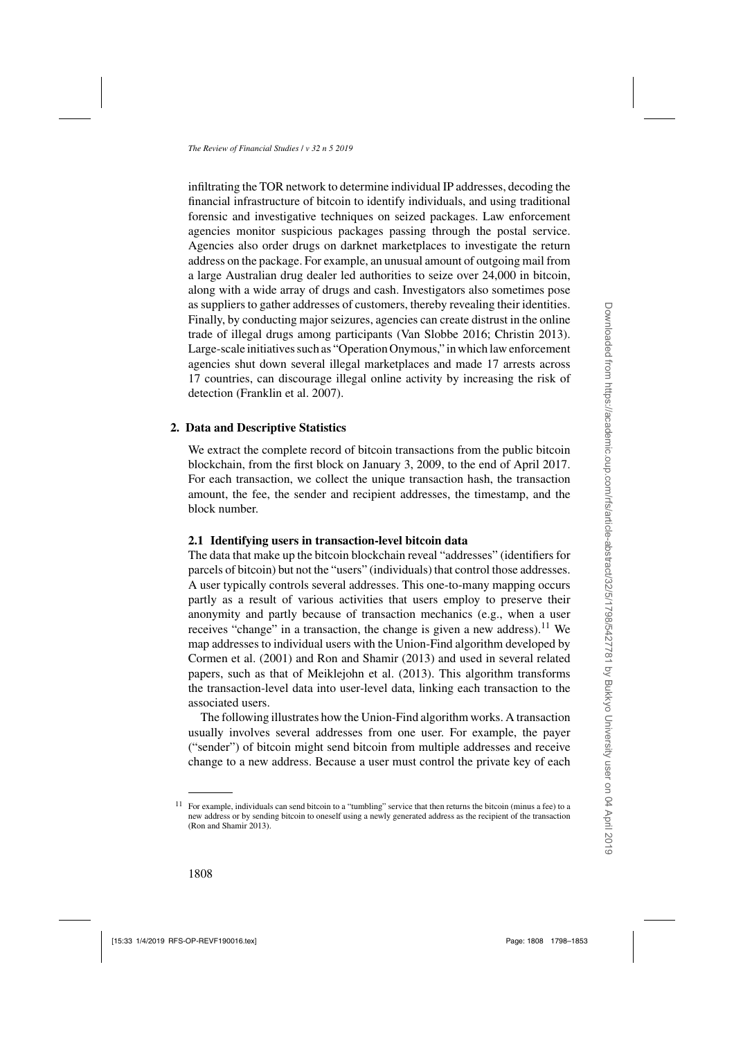infiltrating the TOR network to determine individual IP addresses, decoding the financial infrastructure of bitcoin to identify individuals, and using traditional forensic and investigative techniques on seized packages. Law enforcement agencies monitor suspicious packages passing through the postal service. Agencies also order drugs on darknet marketplaces to investigate the return address on the package. For example, an unusual amount of outgoing mail from a large Australian drug dealer led authorities to seize over 24,000 in bitcoin, along with a wide array of drugs and cash. Investigators also sometimes pose as suppliers to gather addresses of customers, thereby revealing their identities. Finally, by conducting major seizures, agencies can create distrust in the online trade of illegal drugs among participants (Van Slobbe 2016; Christin 2013). Large-scale initiatives such as "Operation Onymous," in which law enforcement agencies shut down several illegal marketplaces and made 17 arrests across 17 countries, can discourage illegal online activity by increasing the risk of detection (Franklin et al. 2007).

## 2. Data and Descriptive Statistics

We extract the complete record of bitcoin transactions from the public bitcoin blockchain, from the first block on January 3, 2009, to the end of April 2017. For each transaction, we collect the unique transaction hash, the transaction amount, the fee, the sender and recipient addresses, the timestamp, and the block number.

### 2.1 Identifying users in transaction-level bitcoin data

The data that make up the bitcoin blockchain reveal "addresses" (identifiers for parcels of bitcoin) but not the "users" (individuals) that control those addresses. A user typically controls several addresses. This one-to-many mapping occurs partly as a result of various activities that users employ to preserve their anonymity and partly because of transaction mechanics (e.g., when a user receives "change" in a transaction, the change is given a new address).[11] We map addresses to individual users with the Union-Find algorithm developed by Cormen et al. (2001) and Ron and Shamir (2013) and used in several related papers, such as that of Meiklejohn et al. (2013). This algorithm transforms the transaction-level data into user-level data, linking each transaction to the associated users.

The following illustrates how the Union-Find algorithm works. A transaction usually involves several addresses from one user. For example, the payer ("sender") of bitcoin might send bitcoin from multiple addresses and receive change to a new address. Because a user must control the private key of each

[11] For example, individuals can send bitcoin to a "tumbling" service that then returns the bitcoin (minus a fee) to a new address or by sending bitcoin to oneself using a newly generated address as the recipient of the transaction (Ron and Shamir 2013).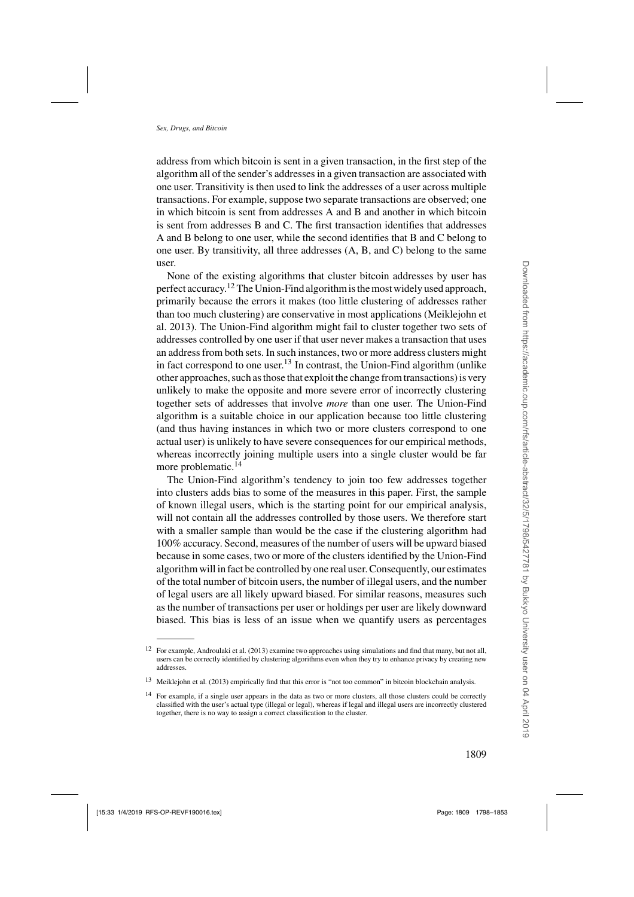address from which bitcoin is sent in a given transaction, in the first step of the algorithm all of the sender's addresses in a given transaction are associated with one user. Transitivity is then used to link the addresses of a user across multiple transactions. For example, suppose two separate transactions are observed; one in which bitcoin is sent from addresses A and B and another in which bitcoin is sent from addresses B and C. The first transaction identifies that addresses A and B belong to one user, while the second identifies that B and C belong to one user. By transitivity, all three addresses (A, B, and C) belong to the same user.

None of the existing algorithms that cluster bitcoin addresses by user has perfect accuracy.[12] The Union-Find algorithm is the most widely used approach, primarily because the errors it makes (too little clustering of addresses rather than too much clustering) are conservative in most applications (Meiklejohn et al. 2013). The Union-Find algorithm might fail to cluster together two sets of addresses controlled by one user if that user never makes a transaction that uses an address from both sets. In such instances, two or more address clusters might in fact correspond to one user.[13] In contrast, the Union-Find algorithm (unlike other approaches, such as those that exploit the change from transactions) is very unlikely to make the opposite and more severe error of incorrectly clustering together sets of addresses that involve *more* than one user. The Union-Find algorithm is a suitable choice in our application because too little clustering (and thus having instances in which two or more clusters correspond to one actual user) is unlikely to have severe consequences for our empirical methods, whereas incorrectly joining multiple users into a single cluster would be far more problematic.[14]

The Union-Find algorithm's tendency to join too few addresses together into clusters adds bias to some of the measures in this paper. First, the sample of known illegal users, which is the starting point for our empirical analysis, will not contain all the addresses controlled by those users. We therefore start with a smaller sample than would be the case if the clustering algorithm had 100% accuracy. Second, measures of the number of users will be upward biased because in some cases, two or more of the clusters identified by the Union-Find algorithm will in fact be controlled by one real user. Consequently, our estimates of the total number of bitcoin users, the number of illegal users, and the number of legal users are all likely upward biased. For similar reasons, measures such as the number of transactions per user or holdings per user are likely downward biased. This bias is less of an issue when we quantify users as percentages

---

[12] For example, Androulaki et al. (2013) examine two approaches using simulations and find that many, but not all, users can be correctly identified by clustering algorithms even when they try to enhance privacy by creating new addresses.

[13] Meiklejohn et al. (2013) empirically find that this error is "not too common" in bitcoin blockchain analysis.

[14] For example, if a single user appears in the data as two or more clusters, all those clusters could be correctly classified with the user's actual type (illegal or legal), whereas if legal and illegal users are incorrectly clustered together, there is no way to assign a correct classification to the cluster.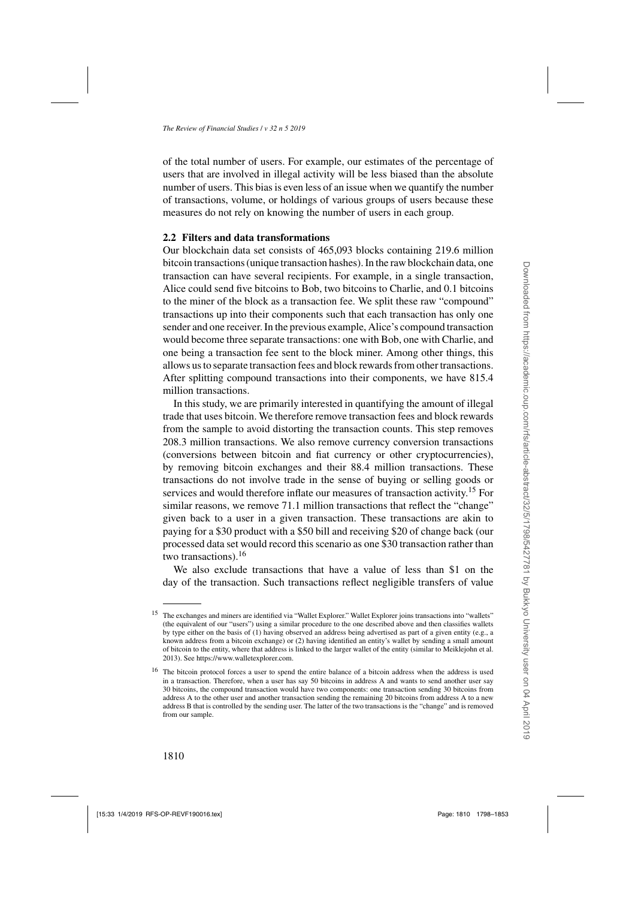of the total number of users. For example, our estimates of the percentage of users that are involved in illegal activity will be less biased than the absolute number of users. This bias is even less of an issue when we quantify the number of transactions, volume, or holdings of various groups of users because these measures do not rely on knowing the number of users in each group.

### 2.2 Filters and data transformations

Our blockchain data set consists of 465,093 blocks containing 219.6 million bitcoin transactions (unique transaction hashes). In the raw blockchain data, one transaction can have several recipients. For example, in a single transaction, Alice could send five bitcoins to Bob, two bitcoins to Charlie, and 0.1 bitcoins to the miner of the block as a transaction fee. We split these raw "compound" transactions up into their components such that each transaction has only one sender and one receiver. In the previous example, Alice's compound transaction would become three separate transactions: one with Bob, one with Charlie, and one being a transaction fee sent to the block miner. Among other things, this allows us to separate transaction fees and block rewards from other transactions. After splitting compound transactions into their components, we have 815.4 million transactions.

In this study, we are primarily interested in quantifying the amount of illegal trade that uses bitcoin. We therefore remove transaction fees and block rewards from the sample to avoid distorting the transaction counts. This step removes 208.3 million transactions. We also remove currency conversion transactions (conversions between bitcoin and fiat currency or other cryptocurrencies), by removing bitcoin exchanges and their 88.4 million transactions. These transactions do not involve trade in the sense of buying or selling goods or services and would therefore inflate our measures of transaction activity.[15] For similar reasons, we remove 71.1 million transactions that reflect the "change" given back to a user in a given transaction. These transactions are akin to paying for a $30 product with a $50 bill and receiving $20 of change back (our processed data set would record this scenario as one $30 transaction rather than two transactions).[16]

We also exclude transactions that have a value of less than $1 on the day of the transaction. Such transactions reflect negligible transfers of value

---

[15] The exchanges and miners are identified via "Wallet Explorer." Wallet Explorer joins transactions into "wallets" (the equivalent of our "users") using a similar procedure to the one described above and then classifies wallets by type either on the basis of (1) having observed an address being advertised as part of a given entity (e.g., a known address from a bitcoin exchange) or (2) having identified an entity's wallet by sending a small amount of bitcoin to the entity, where that address is linked to the larger wallet of the entity (similar to Meiklejohn et al. 2013). See https://www.walletexplorer.com.

[16] The bitcoin protocol forces a user to spend the entire balance of a bitcoin address when the address is used in a transaction. Therefore, when a user has say 50 bitcoins in address A and wants to send another user say 30 bitcoins, the compound transaction would have two components: one transaction sending 30 bitcoins from address A to the other user and another transaction sending the remaining 20 bitcoins from address A to a new address B that is controlled by the sending user. The latter of the two transactions is the "change" and is removed from our sample.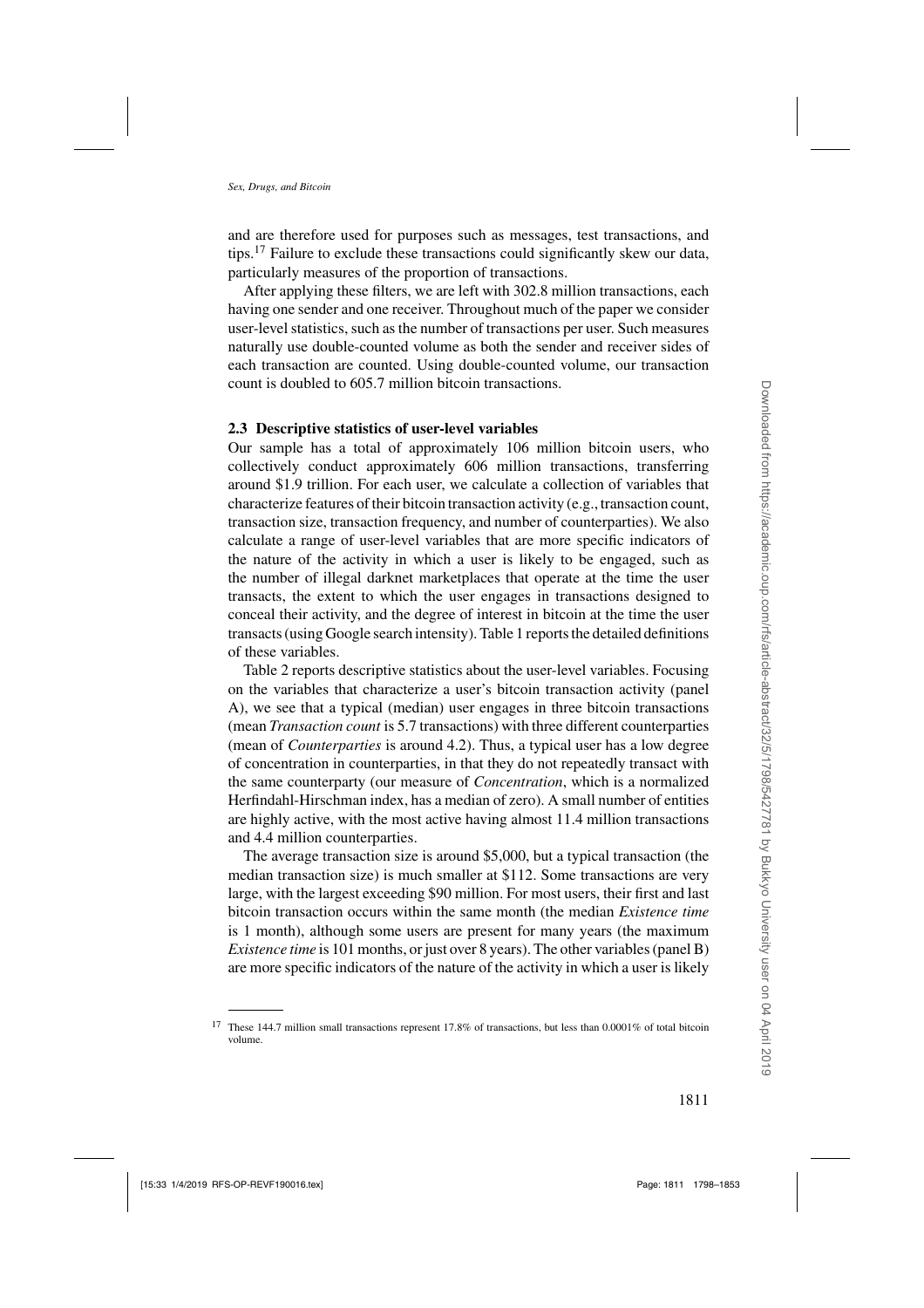and are therefore used for purposes such as messages, test transactions, and tips.[17] Failure to exclude these transactions could significantly skew our data, particularly measures of the proportion of transactions.

After applying these filters, we are left with 302.8 million transactions, each having one sender and one receiver. Throughout much of the paper we consider user-level statistics, such as the number of transactions per user. Such measures naturally use double-counted volume as both the sender and receiver sides of each transaction are counted. Using double-counted volume, our transaction count is doubled to 605.7 million bitcoin transactions.

### 2.3 Descriptive statistics of user-level variables

Our sample has a total of approximately 106 million bitcoin users, who collectively conduct approximately 606 million transactions, transferring around \$1.9 trillion. For each user, we calculate a collection of variables that characterize features of their bitcoin transaction activity (e.g., transaction count, transaction size, transaction frequency, and number of counterparties). We also calculate a range of user-level variables that are more specific indicators of the nature of the activity in which a user is likely to be engaged, such as the number of illegal darknet marketplaces that operate at the time the user transacts, the extent to which the user engages in transactions designed to conceal their activity, and the degree of interest in bitcoin at the time the user transacts (using Google search intensity). Table 1 reports the detailed definitions of these variables.

Table 2 reports descriptive statistics about the user-level variables. Focusing on the variables that characterize a user's bitcoin transaction activity (panel A), we see that a typical (median) user engages in three bitcoin transactions (mean *Transaction count* is 5.7 transactions) with three different counterparties (mean of *Counterparties* is around 4.2). Thus, a typical user has a low degree of concentration in counterparties, in that they do not repeatedly transact with the same counterparty (our measure of *Concentration*, which is a normalized Herfindahl-Hirschman index, has a median of zero). A small number of entities are highly active, with the most active having almost 11.4 million transactions and 4.4 million counterparties.

The average transaction size is around \$5,000, but a typical transaction (the median transaction size) is much smaller at \$112. Some transactions are very large, with the largest exceeding \$90 million. For most users, their first and last bitcoin transaction occurs within the same month (the median *Existence time* is 1 month), although some users are present for many years (the maximum *Existence time* is 101 months, or just over 8 years). The other variables (panel B) are more specific indicators of the nature of the activity in which a user is likely

[17] These 144.7 million small transactions represent 17.8% of transactions, but less than 0.0001% of total bitcoin volume.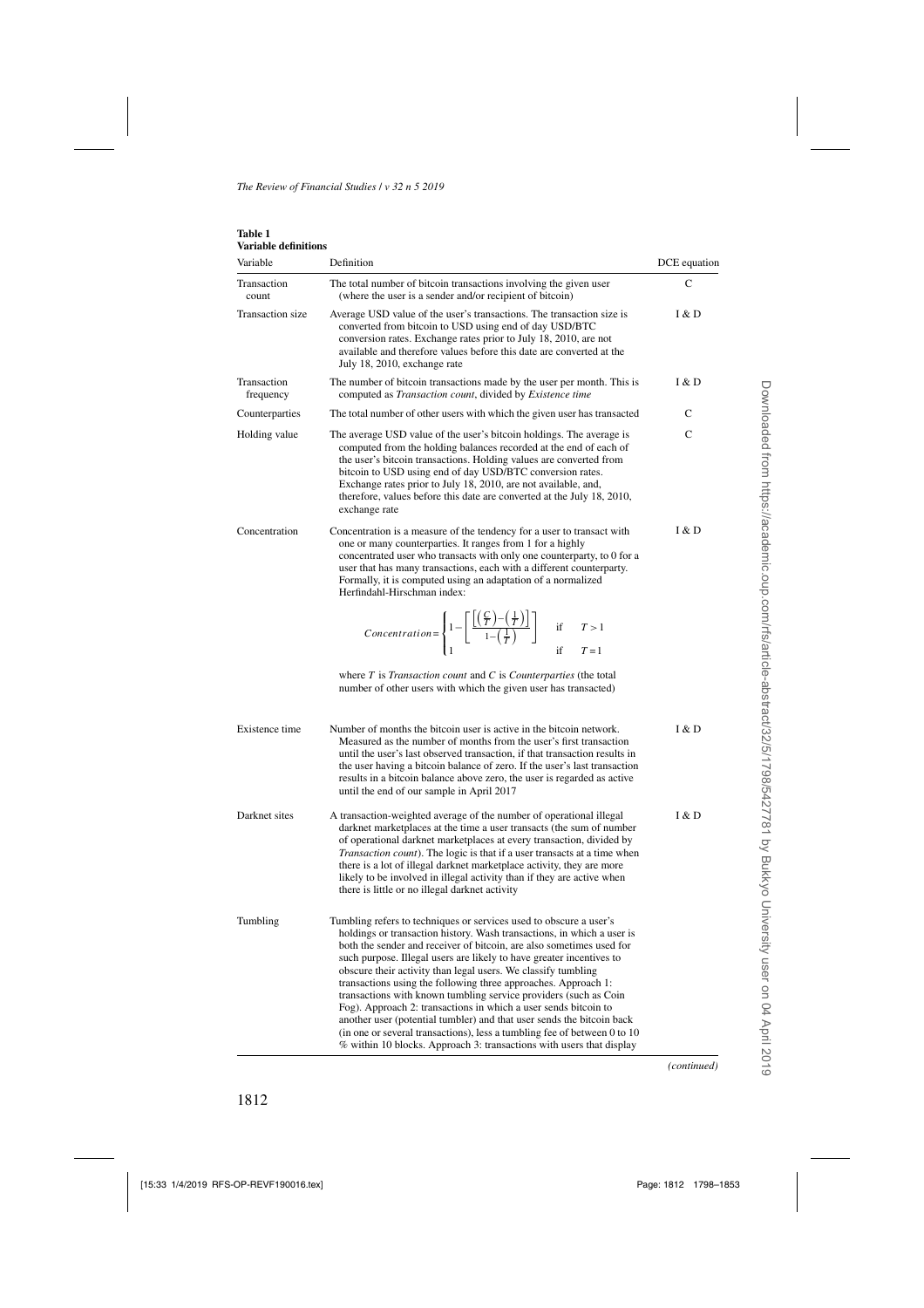**Table 1**
**Variable definitions**

| Variable | Definition | DCE equation |
|---|---|---|
| Transaction count | The total number of bitcoin transactions involving the given user (where the user is a sender and/or recipient of bitcoin) | C |
| Transaction size | Average USD value of the user's transactions. The transaction size is converted from bitcoin to USD using end of day USD/BTC conversion rates. Exchange rates prior to July 18, 2010, are not available and therefore values before this date are converted at the July 18, 2010, exchange rate | I & D |
| Transaction frequency | The number of bitcoin transactions made by the user per month. This is computed as *Transaction count*, divided by *Existence time* | I & D |
| Counterparties | The total number of other users with which the given user has transacted | C |
| Holding value | The average USD value of the user's bitcoin holdings. The average is computed from the holding balances recorded at the end of each of the user's bitcoin transactions. Holding values are converted from bitcoin to USD using end of day USD/BTC conversion rates. Exchange rates prior to July 18, 2010, are not available, and, therefore, values before this date are converted at the July 18, 2010, exchange rate | C |
| Concentration | Concentration is a measure of the tendency for a user to transact with one or many counterparties. It ranges from 1 for a highly concentrated user who transacts with only one counterparty, to 0 for a user that has many transactions, each with a different counterparty. Formally, it is computed using an adaptation of a normalized Herfindahl-Hirschman index: $$Concentration = \begin{cases} 1 - \left[ \frac{\left[\left(\frac{C}{T}\right) - \left(\frac{1}{T}\right)\right]}{1 - \left(\frac{1}{T}\right)} \right] & \text{if} \quad T > 1 \\ 1 & \text{if} \quad T = 1 \end{cases}$$ where $T$ is *Transaction count* and $C$ is *Counterparties* (the total number of other users with which the given user has transacted) | I & D |
| Existence time | Number of months the bitcoin user is active in the bitcoin network. Measured as the number of months from the user's first transaction until the user's last observed transaction, if that transaction results in the user having a bitcoin balance of zero. If the user's last transaction results in a bitcoin balance above zero, the user is regarded as active until the end of our sample in April 2017 | I & D |
| Darknet sites | A transaction-weighted average of the number of operational illegal darknet marketplaces at the time a user transacts (the sum of number of operational darknet marketplaces at every transaction, divided by *Transaction count*). The logic is that if a user transacts at a time when there is a lot of illegal darknet marketplace activity, they are more likely to be involved in illegal activity than if they are active when there is little or no illegal darknet activity | I & D |
| Tumbling | Tumbling refers to techniques or services used to obscure a user's holdings or transaction history. Wash transactions, in which a user is both the sender and receiver of bitcoin, are also sometimes used for such purpose. Illegal users are likely to have greater incentives to obscure their activity than legal users. We classify tumbling transactions using the following three approaches. Approach 1: transactions with known tumbling service providers (such as Coin Fog). Approach 2: transactions in which a user sends bitcoin to another user (potential tumbler) and that user sends the bitcoin back (in one or several transactions), less a tumbling fee of between 0 to 10 % within 10 blocks. Approach 3: transactions with users that display | |

*(continued)*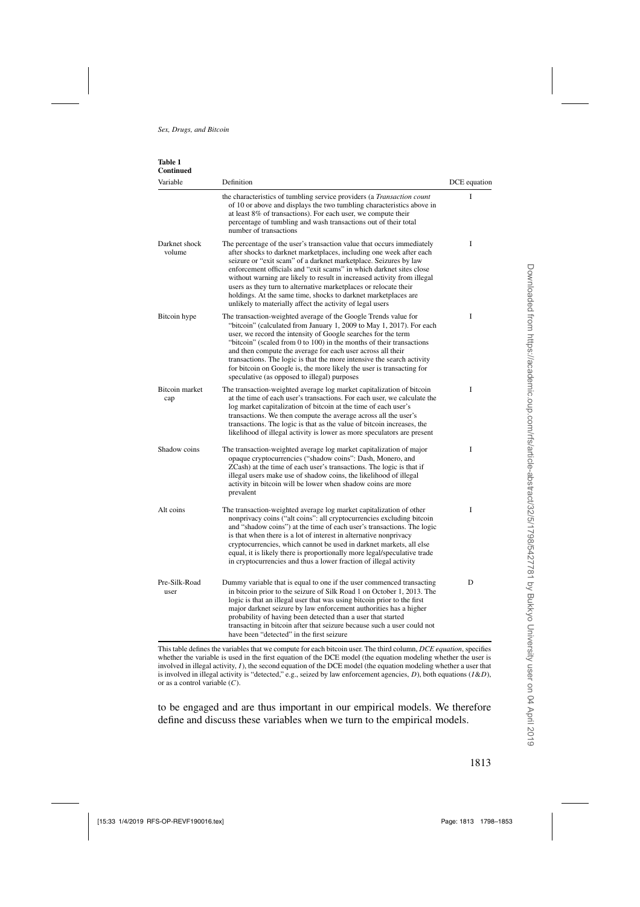**Table 1**
**Continued**

| Variable | Definition | DCE equation |
|---|---|---|
| | the characteristics of tumbling service providers (a *Transaction count* of 10 or above and displays the two tumbling characteristics above in at least 8% of transactions). For each user, we compute their percentage of tumbling and wash transactions out of their total number of transactions | I |
| Darknet shock volume | The percentage of the user's transaction value that occurs immediately after shocks to darknet marketplaces, including one week after each seizure or "exit scam" of a darknet marketplace. Seizures by law enforcement officials and "exit scams" in which darknet sites close without warning are likely to result in increased activity from illegal users as they turn to alternative marketplaces or relocate their holdings. At the same time, shocks to darknet marketplaces are unlikely to materially affect the activity of legal users | I |
| Bitcoin hype | The transaction-weighted average of the Google Trends value for "bitcoin" (calculated from January 1, 2009 to May 1, 2017). For each user, we record the intensity of Google searches for the term "bitcoin" (scaled from 0 to 100) in the months of their transactions and then compute the average for each user across all their transactions. The logic is that the more intensive the search activity for bitcoin on Google is, the more likely the user is transacting for speculative (as opposed to illegal) purposes | I |
| Bitcoin market cap | The transaction-weighted average log market capitalization of bitcoin at the time of each user's transactions. For each user, we calculate the log market capitalization of bitcoin at the time of each user's transactions. We then compute the average across all the user's transactions. The logic is that as the value of bitcoin increases, the likelihood of illegal activity is lower as more speculators are present | I |
| Shadow coins | The transaction-weighted average log market capitalization of major opaque cryptocurrencies ("shadow coins": Dash, Monero, and ZCash) at the time of each user's transactions. The logic is that if illegal users make use of shadow coins, the likelihood of illegal activity in bitcoin will be lower when shadow coins are more prevalent | I |
| Alt coins | The transaction-weighted average log market capitalization of other nonprivacy coins ("alt coins": all cryptocurrencies excluding bitcoin and "shadow coins") at the time of each user's transactions. The logic is that when there is a lot of interest in alternative nonprivacy cryptocurrencies, which cannot be used in darknet markets, all else equal, it is likely there is proportionally more legal/speculative trade in cryptocurrencies and thus a lower fraction of illegal activity | I |
| Pre-Silk-Road user | Dummy variable that is equal to one if the user commenced transacting in bitcoin prior to the seizure of Silk Road 1 on October 1, 2013. The logic is that an illegal user that was using bitcoin prior to the first major darknet seizure by law enforcement authorities has a higher probability of having been detected than a user that started transacting in bitcoin after that seizure because such a user could not have been "detected" in the first seizure | D |

This table defines the variables that we compute for each bitcoin user. The third column, *DCE equation*, specifies whether the variable is used in the first equation of the DCE model (the equation modeling whether the user is involved in illegal activity, $I$), the second equation of the DCE model (the equation modeling whether a user that is involved in illegal activity is "detected," e.g., seized by law enforcement agencies, $D$), both equations ($I\&D$), or as a control variable ($C$).

to be engaged and are thus important in our empirical models. We therefore define and discuss these variables when we turn to the empirical models.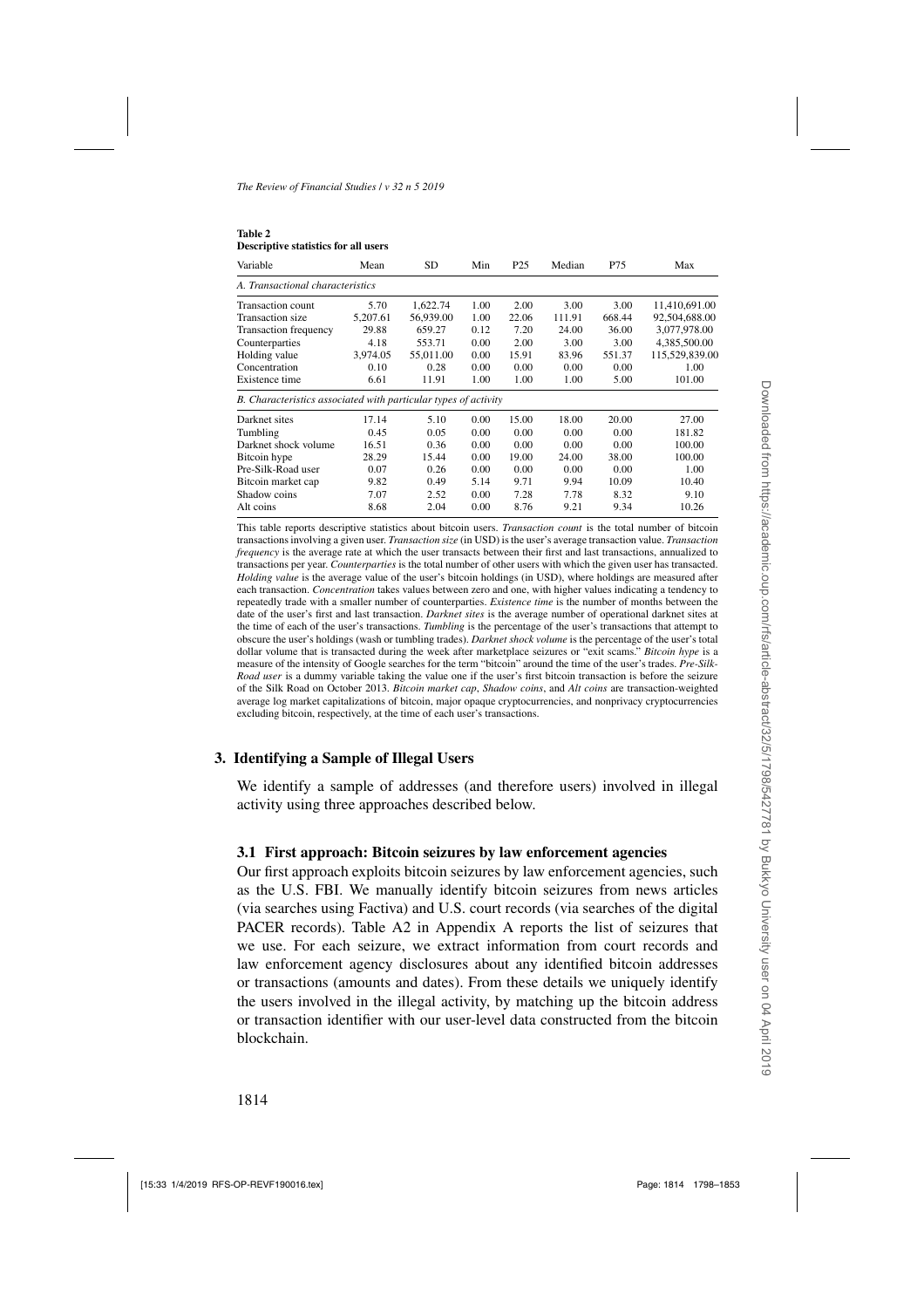**Table 2**
**Descriptive statistics for all users**

| Variable | Mean | SD | Min | P25 | Median | P75 | Max |
|---|---|---|---|---|---|---|---|
| *A. Transactional characteristics* | | | | | | | |
| Transaction count | 5.70 | 1,622.74 | 1.00 | 2.00 | 3.00 | 3.00 | 11,410,691.00 |
| Transaction size | 5,207.61 | 56,939.00 | 1.00 | 22.06 | 111.91 | 668.44 | 92,504,688.00 |
| Transaction frequency | 29.88 | 659.27 | 0.12 | 7.20 | 24.00 | 36.00 | 3,077,978.00 |
| Counterparties | 4.18 | 553.71 | 0.00 | 2.00 | 3.00 | 3.00 | 4,385,500.00 |
| Holding value | 3,974.05 | 55,011.00 | 0.00 | 15.91 | 83.96 | 551.37 | 115,529,839.00 |
| Concentration | 0.10 | 0.28 | 0.00 | 0.00 | 0.00 | 0.00 | 1.00 |
| Existence time | 6.61 | 11.91 | 1.00 | 1.00 | 1.00 | 5.00 | 101.00 |
| *B. Characteristics associated with particular types of activity* | | | | | | | |
| Darknet sites | 17.14 | 5.10 | 0.00 | 15.00 | 18.00 | 20.00 | 27.00 |
| Tumbling | 0.45 | 0.05 | 0.00 | 0.00 | 0.00 | 0.00 | 181.82 |
| Darknet shock volume | 16.51 | 0.36 | 0.00 | 0.00 | 0.00 | 0.00 | 100.00 |
| Bitcoin hype | 28.29 | 15.44 | 0.00 | 19.00 | 24.00 | 38.00 | 100.00 |
| Pre-Silk-Road user | 0.07 | 0.26 | 0.00 | 0.00 | 0.00 | 0.00 | 1.00 |
| Bitcoin market cap | 9.82 | 0.49 | 5.14 | 9.71 | 9.94 | 10.09 | 10.40 |
| Shadow coins | 7.07 | 2.52 | 0.00 | 7.28 | 7.78 | 8.32 | 9.10 |
| Alt coins | 8.68 | 2.04 | 0.00 | 8.76 | 9.21 | 9.34 | 10.26 |

This table reports descriptive statistics about bitcoin users. *Transaction count* is the total number of bitcoin transactions involving a given user. *Transaction size* (in USD) is the user's average transaction value. *Transaction frequency* is the average rate at which the user transacts between their first and last transactions, annualized to transactions per year. *Counterparties* is the total number of other users with which the given user has transacted. *Holding value* is the average value of the user's bitcoin holdings (in USD), where holdings are measured after each transaction. *Concentration* takes values between zero and one, with higher values indicating a tendency to repeatedly trade with a smaller number of counterparties. *Existence time* is the number of months between the date of the user's first and last transaction. *Darknet sites* is the average number of operational darknet sites at the time of each of the user's transactions. *Tumbling* is the percentage of the user's transactions that attempt to obscure the user's holdings (wash or tumbling trades). *Darknet shock volume* is the percentage of the user's total dollar volume that is transacted during the week after marketplace seizures or "exit scams." *Bitcoin hype* is a measure of the intensity of Google searches for the term "bitcoin" around the time of the user's trades. *Pre-Silk-Road user* is a dummy variable taking the value one if the user's first bitcoin transaction is before the seizure of the Silk Road on October 2013. *Bitcoin market cap*, *Shadow coins*, and *Alt coins* are transaction-weighted average log market capitalizations of bitcoin, major opaque cryptocurrencies, and nonprivacy cryptocurrencies excluding bitcoin, respectively, at the time of each user's transactions.

## 3. Identifying a Sample of Illegal Users

We identify a sample of addresses (and therefore users) involved in illegal activity using three approaches described below.

### 3.1 First approach: Bitcoin seizures by law enforcement agencies

Our first approach exploits bitcoin seizures by law enforcement agencies, such as the U.S. FBI. We manually identify bitcoin seizures from news articles (via searches using Factiva) and U.S. court records (via searches of the digital PACER records). Table A2 in Appendix A reports the list of seizures that we use. For each seizure, we extract information from court records and law enforcement agency disclosures about any identified bitcoin addresses or transactions (amounts and dates). From these details we uniquely identify the users involved in the illegal activity, by matching up the bitcoin address or transaction identifier with our user-level data constructed from the bitcoin blockchain.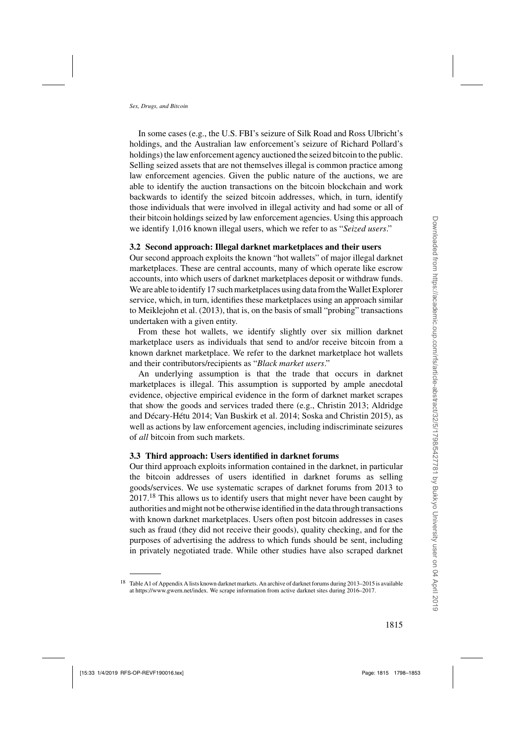In some cases (e.g., the U.S. FBI's seizure of Silk Road and Ross Ulbricht's holdings, and the Australian law enforcement's seizure of Richard Pollard's holdings) the law enforcement agency auctioned the seized bitcoin to the public. Selling seized assets that are not themselves illegal is common practice among law enforcement agencies. Given the public nature of the auctions, we are able to identify the auction transactions on the bitcoin blockchain and work backwards to identify the seized bitcoin addresses, which, in turn, identify those individuals that were involved in illegal activity and had some or all of their bitcoin holdings seized by law enforcement agencies. Using this approach we identify 1,016 known illegal users, which we refer to as "*Seized users*."

### 3.2 Second approach: Illegal darknet marketplaces and their users

Our second approach exploits the known "hot wallets" of major illegal darknet marketplaces. These are central accounts, many of which operate like escrow accounts, into which users of darknet marketplaces deposit or withdraw funds. We are able to identify 17 such marketplaces using data from the Wallet Explorer service, which, in turn, identifies these marketplaces using an approach similar to Meiklejohn et al. (2013), that is, on the basis of small "probing" transactions undertaken with a given entity.

From these hot wallets, we identify slightly over six million darknet marketplace users as individuals that send to and/or receive bitcoin from a known darknet marketplace. We refer to the darknet marketplace hot wallets and their contributors/recipients as "*Black market users*."

An underlying assumption is that the trade that occurs in darknet marketplaces is illegal. This assumption is supported by ample anecdotal evidence, objective empirical evidence in the form of darknet market scrapes that show the goods and services traded there (e.g., Christin 2013; Aldridge and Décary-Hétu 2014; Van Buskirk et al. 2014; Soska and Christin 2015), as well as actions by law enforcement agencies, including indiscriminate seizures of *all* bitcoin from such markets.

### 3.3 Third approach: Users identified in darknet forums

Our third approach exploits information contained in the darknet, in particular the bitcoin addresses of users identified in darknet forums as selling goods/services. We use systematic scrapes of darknet forums from 2013 to 2017.[18] This allows us to identify users that might never have been caught by authorities and might not be otherwise identified in the data through transactions with known darknet marketplaces. Users often post bitcoin addresses in cases such as fraud (they did not receive their goods), quality checking, and for the purposes of advertising the address to which funds should be sent, including in privately negotiated trade. While other studies have also scraped darknet

[18] Table A1 of Appendix A lists known darknet markets. An archive of darknet forums during 2013–2015 is available at https://www.gwern.net/index. We scrape information from active darknet sites during 2016–2017.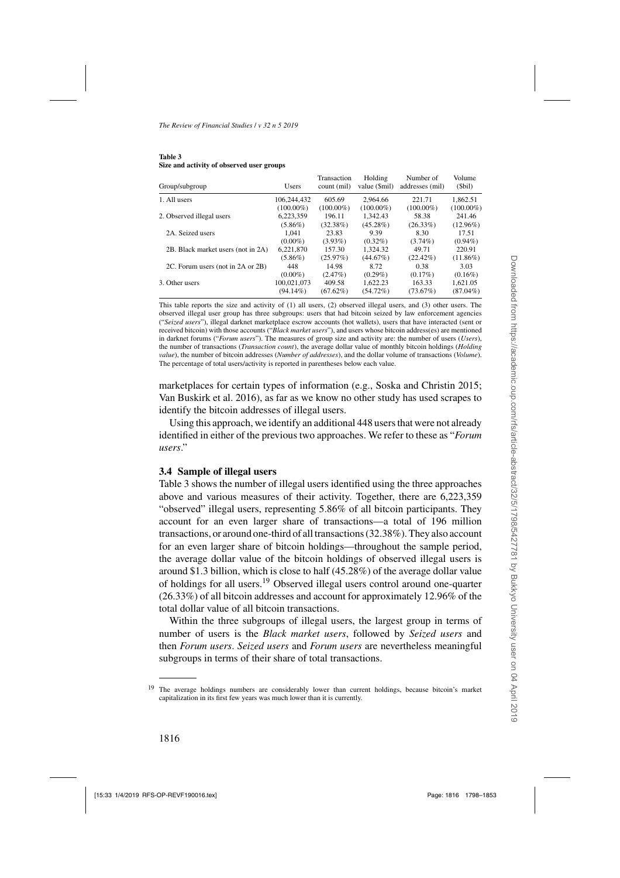**Table 3**
**Size and activity of observed user groups**

| Group/subgroup | Users | Transaction count (mil) | Holding value ($mil) | Number of addresses (mil) | Volume ($bil) |
|---|---|---|---|---|---|
| 1. All users | 106,244,432 | 605.69 | 2,964.66 | 221.71 | 1,862.51 |
| | (100.00%) | (100.00%) | (100.00%) | (100.00%) | (100.00%) |
| 2. Observed illegal users | 6,223,359 | 196.11 | 1,342.43 | 58.38 | 241.46 |
| | (5.86%) | (32.38%) | (45.28%) | (26.33%) | (12.96%) |
| 2A. Seized users | 1,041 | 23.83 | 9.39 | 8.30 | 17.51 |
| | (0.00%) | (3.93%) | (0.32%) | (3.74%) | (0.94%) |
| 2B. Black market users (not in 2A) | 6,221,870 | 157.30 | 1,324.32 | 49.71 | 220.91 |
| | (5.86%) | (25.97%) | (44.67%) | (22.42%) | (11.86%) |
| 2C. Forum users (not in 2A or 2B) | 448 | 14.98 | 8.72 | 0.38 | 3.03 |
| | (0.00%) | (2.47%) | (0.29%) | (0.17%) | (0.16%) |
| 3. Other users | 100,021,073 | 409.58 | 1,622.23 | 163.33 | 1,621.05 |
| | (94.14%) | (67.62%) | (54.72%) | (73.67%) | (87.04%) |

This table reports the size and activity of (1) all users, (2) observed illegal users, and (3) other users. The observed illegal user group has three subgroups: users that had bitcoin seized by law enforcement agencies ("*Seized users*"), illegal darknet marketplace escrow accounts (hot wallets), users that have interacted (sent or received bitcoin) with those accounts ("*Black market users*"), and users whose bitcoin address(es) are mentioned in darknet forums ("*Forum users*"). The measures of group size and activity are: the number of users (*Users*), the number of transactions (*Transaction count*), the average dollar value of monthly bitcoin holdings (*Holding value*), the number of bitcoin addresses (*Number of addresses*), and the dollar volume of transactions (*Volume*). The percentage of total users/activity is reported in parentheses below each value.

marketplaces for certain types of information (e.g., Soska and Christin 2015; Van Buskirk et al. 2016), as far as we know no other study has used scrapes to identify the bitcoin addresses of illegal users.

Using this approach, we identify an additional 448 users that were not already identified in either of the previous two approaches. We refer to these as "*Forum users*."

### 3.4 Sample of illegal users

Table 3 shows the number of illegal users identified using the three approaches above and various measures of their activity. Together, there are 6,223,359 "observed" illegal users, representing 5.86% of all bitcoin participants. They account for an even larger share of transactions—a total of 196 million transactions, or around one-third of all transactions (32.38%). They also account for an even larger share of bitcoin holdings—throughout the sample period, the average dollar value of the bitcoin holdings of observed illegal users is around $1.3 billion, which is close to half (45.28%) of the average dollar value of holdings for all users.[19] Observed illegal users control around one-quarter (26.33%) of all bitcoin addresses and account for approximately 12.96% of the total dollar value of all bitcoin transactions.

Within the three subgroups of illegal users, the largest group in terms of number of users is the *Black market users*, followed by *Seized users* and then *Forum users*. *Seized users* and *Forum users* are nevertheless meaningful subgroups in terms of their share of total transactions.

[19] The average holdings numbers are considerably lower than current holdings, because bitcoin's market capitalization in its first few years was much lower than it is currently.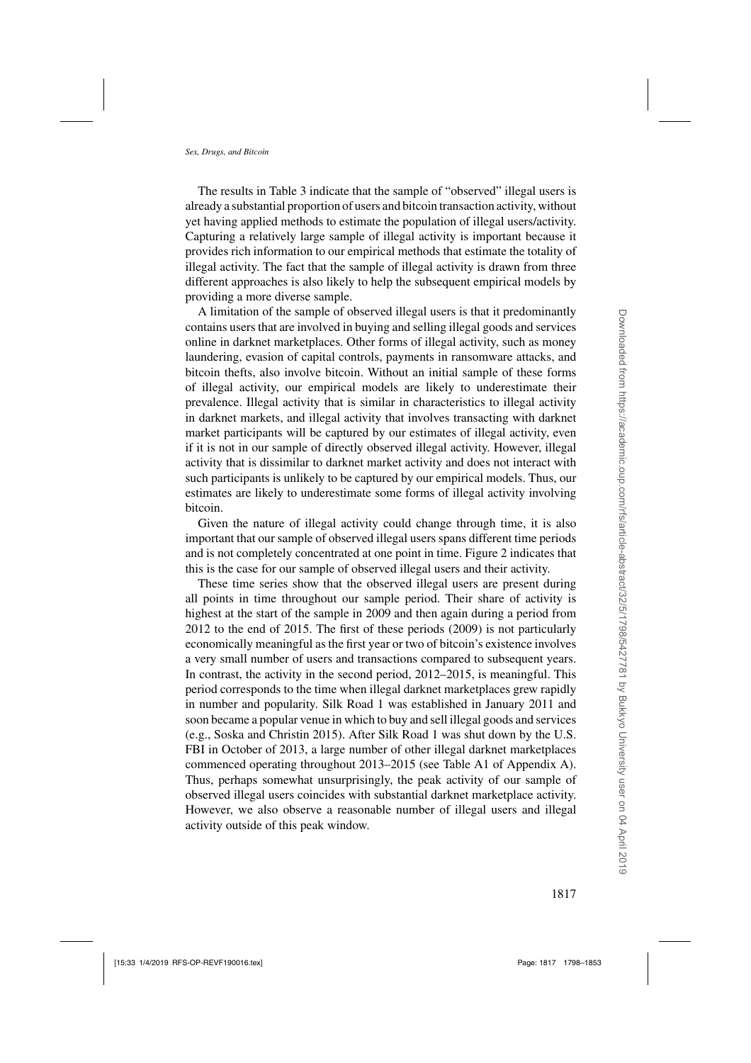The results in Table 3 indicate that the sample of "observed" illegal users is already a substantial proportion of users and bitcoin transaction activity, without yet having applied methods to estimate the population of illegal users/activity. Capturing a relatively large sample of illegal activity is important because it provides rich information to our empirical methods that estimate the totality of illegal activity. The fact that the sample of illegal activity is drawn from three different approaches is also likely to help the subsequent empirical models by providing a more diverse sample.

A limitation of the sample of observed illegal users is that it predominantly contains users that are involved in buying and selling illegal goods and services online in darknet marketplaces. Other forms of illegal activity, such as money laundering, evasion of capital controls, payments in ransomware attacks, and bitcoin thefts, also involve bitcoin. Without an initial sample of these forms of illegal activity, our empirical models are likely to underestimate their prevalence. Illegal activity that is similar in characteristics to illegal activity in darknet markets, and illegal activity that involves transacting with darknet market participants will be captured by our estimates of illegal activity, even if it is not in our sample of directly observed illegal activity. However, illegal activity that is dissimilar to darknet market activity and does not interact with such participants is unlikely to be captured by our empirical models. Thus, our estimates are likely to underestimate some forms of illegal activity involving bitcoin.

Given the nature of illegal activity could change through time, it is also important that our sample of observed illegal users spans different time periods and is not completely concentrated at one point in time. Figure 2 indicates that this is the case for our sample of observed illegal users and their activity.

These time series show that the observed illegal users are present during all points in time throughout our sample period. Their share of activity is highest at the start of the sample in 2009 and then again during a period from 2012 to the end of 2015. The first of these periods (2009) is not particularly economically meaningful as the first year or two of bitcoin's existence involves a very small number of users and transactions compared to subsequent years. In contrast, the activity in the second period, 2012–2015, is meaningful. This period corresponds to the time when illegal darknet marketplaces grew rapidly in number and popularity. Silk Road 1 was established in January 2011 and soon became a popular venue in which to buy and sell illegal goods and services (e.g., Soska and Christin 2015). After Silk Road 1 was shut down by the U.S. FBI in October of 2013, a large number of other illegal darknet marketplaces commenced operating throughout 2013–2015 (see Table A1 of Appendix A). Thus, perhaps somewhat unsurprisingly, the peak activity of our sample of observed illegal users coincides with substantial darknet marketplace activity. However, we also observe a reasonable number of illegal users and illegal activity outside of this peak window.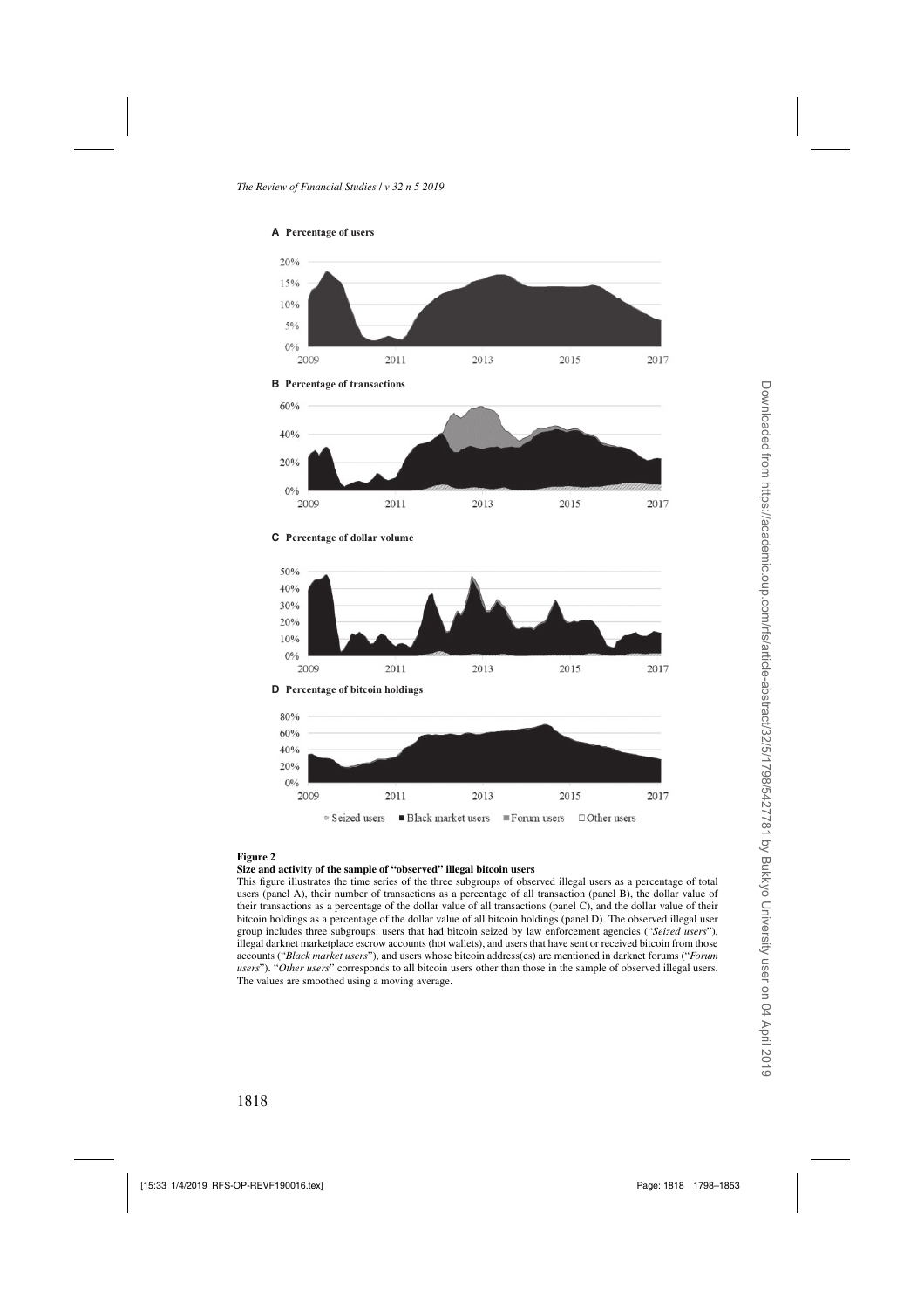**A Percentage of users**

**B Percentage of transactions**

**C Percentage of dollar volume**

**D Percentage of bitcoin holdings**

Seized users ■ Black market users ■ Forum users □ Other users

**Figure 2**

**Size and activity of the sample of "observed" illegal bitcoin users**

This figure illustrates the time series of the three subgroups of observed illegal users as a percentage of total users (panel A), their number of transactions as a percentage of all transaction (panel B), the dollar value of their transactions as a percentage of the dollar value of all transactions (panel C), and the dollar value of their bitcoin holdings as a percentage of the dollar value of all bitcoin holdings (panel D). The observed illegal user group includes three subgroups: users that had bitcoin seized by law enforcement agencies ("*Seized users*"), illegal darknet marketplace escrow accounts (hot wallets), and users that have sent or received bitcoin from those accounts ("*Black market users*"), and users whose bitcoin address(es) are mentioned in darknet forums ("*Forum users*"). "*Other users*" corresponds to all bitcoin users other than those in the sample of observed illegal users. The values are smoothed using a moving average.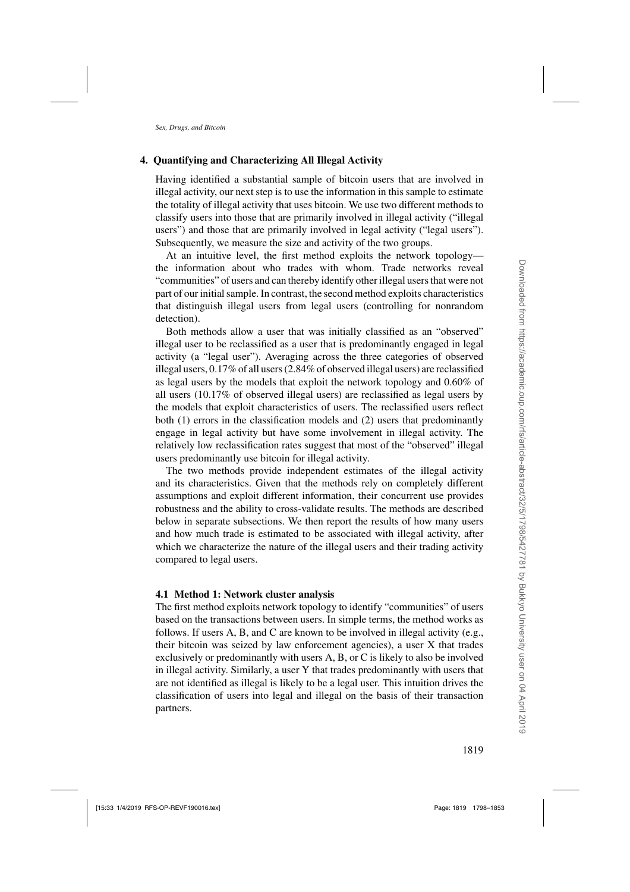## 4. Quantifying and Characterizing All Illegal Activity

Having identified a substantial sample of bitcoin users that are involved in illegal activity, our next step is to use the information in this sample to estimate the totality of illegal activity that uses bitcoin. We use two different methods to classify users into those that are primarily involved in illegal activity ("illegal users") and those that are primarily involved in legal activity ("legal users"). Subsequently, we measure the size and activity of the two groups.

At an intuitive level, the first method exploits the network topology—the information about who trades with whom. Trade networks reveal "communities" of users and can thereby identify other illegal users that were not part of our initial sample. In contrast, the second method exploits characteristics that distinguish illegal users from legal users (controlling for nonrandom detection).

Both methods allow a user that was initially classified as an "observed" illegal user to be reclassified as a user that is predominantly engaged in legal activity (a "legal user"). Averaging across the three categories of observed illegal users, 0.17% of all users (2.84% of observed illegal users) are reclassified as legal users by the models that exploit the network topology and 0.60% of all users (10.17% of observed illegal users) are reclassified as legal users by the models that exploit characteristics of users. The reclassified users reflect both (1) errors in the classification models and (2) users that predominantly engage in legal activity but have some involvement in illegal activity. The relatively low reclassification rates suggest that most of the "observed" illegal users predominantly use bitcoin for illegal activity.

The two methods provide independent estimates of the illegal activity and its characteristics. Given that the methods rely on completely different assumptions and exploit different information, their concurrent use provides robustness and the ability to cross-validate results. The methods are described below in separate subsections. We then report the results of how many users and how much trade is estimated to be associated with illegal activity, after which we characterize the nature of the illegal users and their trading activity compared to legal users.

### 4.1 Method 1: Network cluster analysis

The first method exploits network topology to identify "communities" of users based on the transactions between users. In simple terms, the method works as follows. If users A, B, and C are known to be involved in illegal activity (e.g., their bitcoin was seized by law enforcement agencies), a user X that trades exclusively or predominantly with users A, B, or C is likely to also be involved in illegal activity. Similarly, a user Y that trades predominantly with users that are not identified as illegal is likely to be a legal user. This intuition drives the classification of users into legal and illegal on the basis of their transaction partners.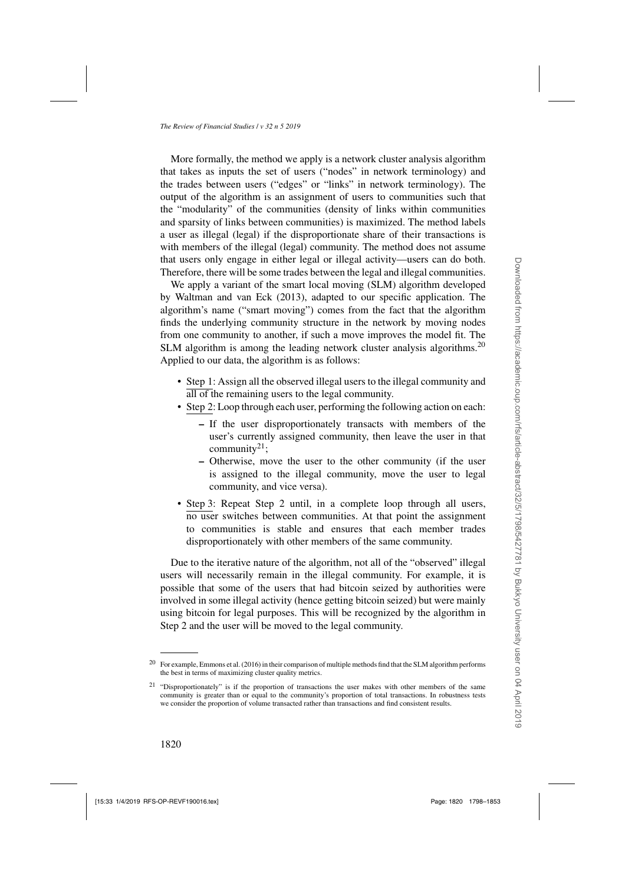More formally, the method we apply is a network cluster analysis algorithm that takes as inputs the set of users ("nodes" in network terminology) and the trades between users ("edges" or "links" in network terminology). The output of the algorithm is an assignment of users to communities such that the "modularity" of the communities (density of links within communities and sparsity of links between communities) is maximized. The method labels a user as illegal (legal) if the disproportionate share of their transactions is with members of the illegal (legal) community. The method does not assume that users only engage in either legal or illegal activity—users can do both. Therefore, there will be some trades between the legal and illegal communities.

We apply a variant of the smart local moving (SLM) algorithm developed by Waltman and van Eck (2013), adapted to our specific application. The algorithm's name ("smart moving") comes from the fact that the algorithm finds the underlying community structure in the network by moving nodes from one community to another, if such a move improves the model fit. The SLM algorithm is among the leading network cluster analysis algorithms.[20] Applied to our data, the algorithm is as follows:

- Step 1: Assign all the observed illegal users to the illegal community and all of the remaining users to the legal community.
- Step 2: Loop through each user, performing the following action on each:
  - If the user disproportionately transacts with members of the user's currently assigned community, then leave the user in that community[21];
  - Otherwise, move the user to the other community (if the user is assigned to the illegal community, move the user to legal community, and vice versa).
- Step 3: Repeat Step 2 until, in a complete loop through all users, no user switches between communities. At that point the assignment to communities is stable and ensures that each member trades disproportionately with other members of the same community.

Due to the iterative nature of the algorithm, not all of the "observed" illegal users will necessarily remain in the illegal community. For example, it is possible that some of the users that had bitcoin seized by authorities were involved in some illegal activity (hence getting bitcoin seized) but were mainly using bitcoin for legal purposes. This will be recognized by the algorithm in Step 2 and the user will be moved to the legal community.

---

[20] For example, Emmons et al. (2016) in their comparison of multiple methods find that the SLM algorithm performs the best in terms of maximizing cluster quality metrics.

[21] "Disproportionately" is if the proportion of transactions the user makes with other members of the same community is greater than or equal to the community's proportion of total transactions. In robustness tests we consider the proportion of volume transacted rather than transactions and find consistent results.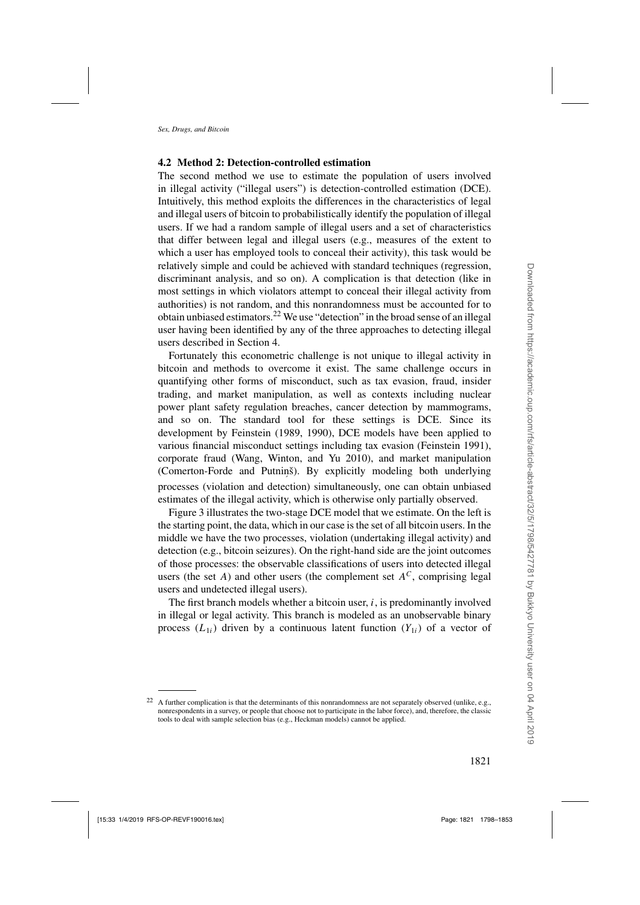### 4.2 Method 2: Detection-controlled estimation

The second method we use to estimate the population of users involved in illegal activity ("illegal users") is detection-controlled estimation (DCE). Intuitively, this method exploits the differences in the characteristics of legal and illegal users of bitcoin to probabilistically identify the population of illegal users. If we had a random sample of illegal users and a set of characteristics that differ between legal and illegal users (e.g., measures of the extent to which a user has employed tools to conceal their activity), this task would be relatively simple and could be achieved with standard techniques (regression, discriminant analysis, and so on). A complication is that detection (like in most settings in which violators attempt to conceal their illegal activity from authorities) is not random, and this nonrandomness must be accounted for to obtain unbiased estimators.[22] We use "detection" in the broad sense of an illegal user having been identified by any of the three approaches to detecting illegal users described in Section 4.

Fortunately this econometric challenge is not unique to illegal activity in bitcoin and methods to overcome it exist. The same challenge occurs in quantifying other forms of misconduct, such as tax evasion, fraud, insider trading, and market manipulation, as well as contexts including nuclear power plant safety regulation breaches, cancer detection by mammograms, and so on. The standard tool for these settings is DCE. Since its development by Feinstein (1989, 1990), DCE models have been applied to various financial misconduct settings including tax evasion (Feinstein 1991), corporate fraud (Wang, Winton, and Yu 2010), and market manipulation (Comerton-Forde and Putniņš). By explicitly modeling both underlying processes (violation and detection) simultaneously, one can obtain unbiased estimates of the illegal activity, which is otherwise only partially observed.

Figure 3 illustrates the two-stage DCE model that we estimate. On the left is the starting point, the data, which in our case is the set of all bitcoin users. In the middle we have the two processes, violation (undertaking illegal activity) and detection (e.g., bitcoin seizures). On the right-hand side are the joint outcomes of those processes: the observable classifications of users into detected illegal users (the set $A$) and other users (the complement set $A^C$, comprising legal users and undetected illegal users).

The first branch models whether a bitcoin user, $i$, is predominantly involved in illegal or legal activity. This branch is modeled as an unobservable binary process ($L_{1i}$) driven by a continuous latent function ($Y_{1i}$) of a vector of

[22] A further complication is that the determinants of this nonrandomness are not separately observed (unlike, e.g., nonrespondents in a survey, or people that choose not to participate in the labor force), and, therefore, the classic tools to deal with sample selection bias (e.g., Heckman models) cannot be applied.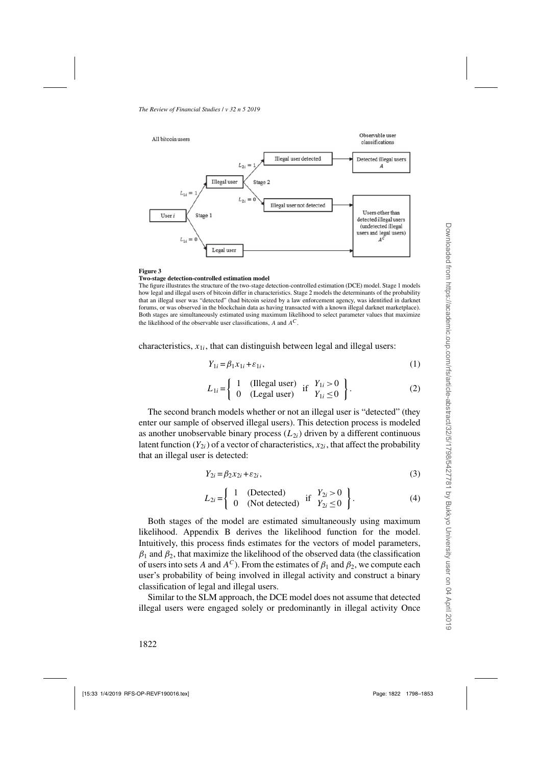**Figure 3**

**Two-stage detection-controlled estimation model**

The figure illustrates the structure of the two-stage detection-controlled estimation (DCE) model. Stage 1 models how legal and illegal users of bitcoin differ in characteristics. Stage 2 models the determinants of the probability that an illegal user was "detected" (had bitcoin seized by a law enforcement agency, was identified in darknet forums, or was observed in the blockchain data as having transacted with a known illegal darknet marketplace). Both stages are simultaneously estimated using maximum likelihood to select parameter values that maximize the likelihood of the observable user classifications, $A$ and $A^C$.

characteristics, $x_{1i}$, that can distinguish between legal and illegal users:

$$Y_{1i} = \beta_1 x_{1i} + \varepsilon_{1i}, \tag{1}$$

$$L_{1i} = \left\{ \begin{array}{ll} 1 & \text{(Illegal user)} \\ 0 & \text{(Legal user)} \end{array} \text{ if } \begin{array}{l} Y_{1i} > 0 \\ Y_{1i} \leq 0 \end{array} \right\}. \tag{2}$$

The second branch models whether or not an illegal user is "detected" (they enter our sample of observed illegal users). This detection process is modeled as another unobservable binary process ($L_{2i}$) driven by a different continuous latent function ($Y_{2i}$) of a vector of characteristics, $x_{2i}$, that affect the probability that an illegal user is detected:

$$Y_{2i} = \beta_2 x_{2i} + \varepsilon_{2i}, \tag{3}$$

$$L_{2i} = \left\{ \begin{array}{ll} 1 & \text{(Detected)} \\ 0 & \text{(Not detected)} \end{array} \text{ if } \begin{array}{l} Y_{2i} > 0 \\ Y_{2i} \leq 0 \end{array} \right\}. \tag{4}$$

Both stages of the model are estimated simultaneously using maximum likelihood. Appendix B derives the likelihood function for the model. Intuitively, this process finds estimates for the vectors of model parameters, $\beta_1$ and $\beta_2$, that maximize the likelihood of the observed data (the classification of users into sets $A$ and $A^C$). From the estimates of $\beta_1$ and $\beta_2$, we compute each user's probability of being involved in illegal activity and construct a binary classification of legal and illegal users.

Similar to the SLM approach, the DCE model does not assume that detected illegal users were engaged solely or predominantly in illegal activity Once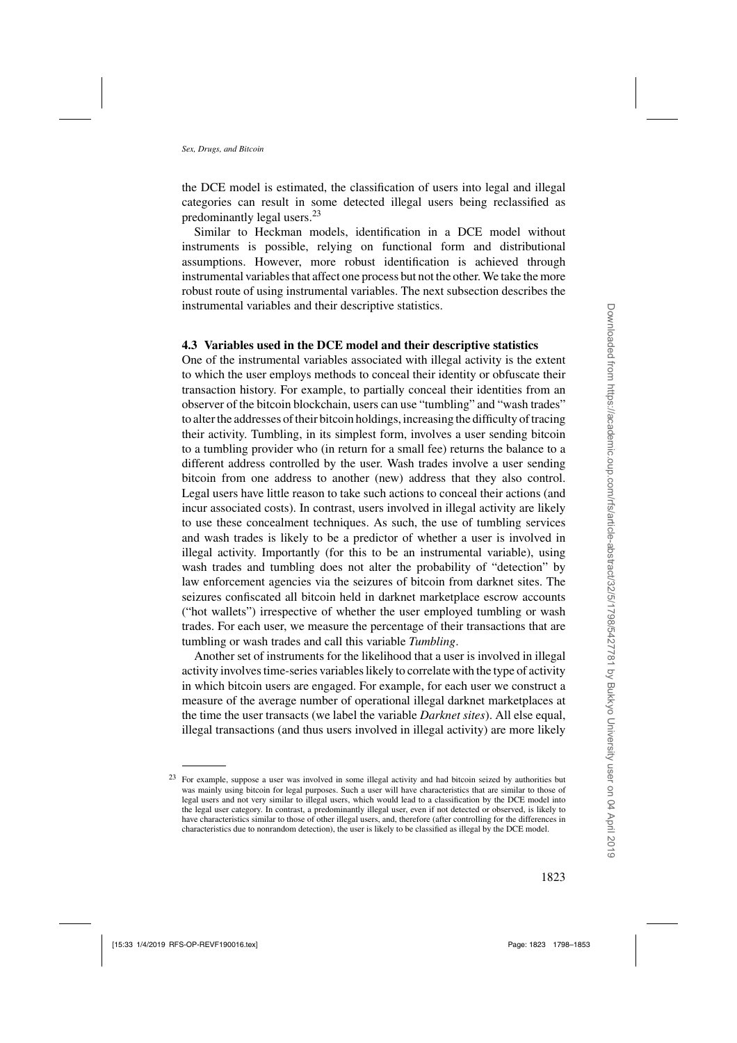the DCE model is estimated, the classification of users into legal and illegal categories can result in some detected illegal users being reclassified as predominantly legal users.[23]

Similar to Heckman models, identification in a DCE model without instruments is possible, relying on functional form and distributional assumptions. However, more robust identification is achieved through instrumental variables that affect one process but not the other. We take the more robust route of using instrumental variables. The next subsection describes the instrumental variables and their descriptive statistics.

### 4.3 Variables used in the DCE model and their descriptive statistics

One of the instrumental variables associated with illegal activity is the extent to which the user employs methods to conceal their identity or obfuscate their transaction history. For example, to partially conceal their identities from an observer of the bitcoin blockchain, users can use "tumbling" and "wash trades" to alter the addresses of their bitcoin holdings, increasing the difficulty of tracing their activity. Tumbling, in its simplest form, involves a user sending bitcoin to a tumbling provider who (in return for a small fee) returns the balance to a different address controlled by the user. Wash trades involve a user sending bitcoin from one address to another (new) address that they also control. Legal users have little reason to take such actions to conceal their actions (and incur associated costs). In contrast, users involved in illegal activity are likely to use these concealment techniques. As such, the use of tumbling services and wash trades is likely to be a predictor of whether a user is involved in illegal activity. Importantly (for this to be an instrumental variable), using wash trades and tumbling does not alter the probability of "detection" by law enforcement agencies via the seizures of bitcoin from darknet sites. The seizures confiscated all bitcoin held in darknet marketplace escrow accounts ("hot wallets") irrespective of whether the user employed tumbling or wash trades. For each user, we measure the percentage of their transactions that are tumbling or wash trades and call this variable *Tumbling*.

Another set of instruments for the likelihood that a user is involved in illegal activity involves time-series variables likely to correlate with the type of activity in which bitcoin users are engaged. For example, for each user we construct a measure of the average number of operational illegal darknet marketplaces at the time the user transacts (we label the variable *Darknet sites*). All else equal, illegal transactions (and thus users involved in illegal activity) are more likely

[23] For example, suppose a user was involved in some illegal activity and had bitcoin seized by authorities but was mainly using bitcoin for legal purposes. Such a user will have characteristics that are similar to those of legal users and not very similar to illegal users, which would lead to a classification by the DCE model into the legal user category. In contrast, a predominantly illegal user, even if not detected or observed, is likely to have characteristics similar to those of other illegal users, and, therefore (after controlling for the differences in characteristics due to nonrandom detection), the user is likely to be classified as illegal by the DCE model.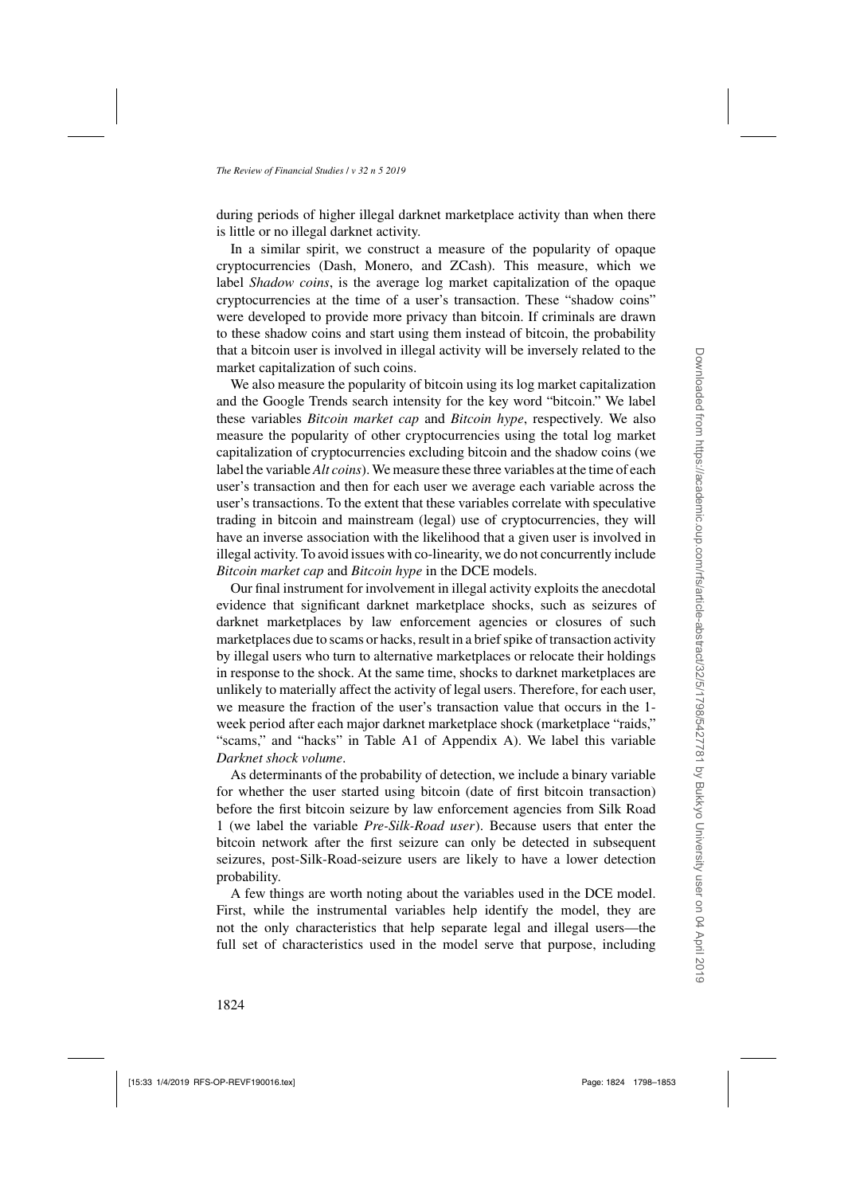during periods of higher illegal darknet marketplace activity than when there is little or no illegal darknet activity.

In a similar spirit, we construct a measure of the popularity of opaque cryptocurrencies (Dash, Monero, and ZCash). This measure, which we label *Shadow coins*, is the average log market capitalization of the opaque cryptocurrencies at the time of a user's transaction. These "shadow coins" were developed to provide more privacy than bitcoin. If criminals are drawn to these shadow coins and start using them instead of bitcoin, the probability that a bitcoin user is involved in illegal activity will be inversely related to the market capitalization of such coins.

We also measure the popularity of bitcoin using its log market capitalization and the Google Trends search intensity for the key word "bitcoin." We label these variables *Bitcoin market cap* and *Bitcoin hype*, respectively. We also measure the popularity of other cryptocurrencies using the total log market capitalization of cryptocurrencies excluding bitcoin and the shadow coins (we label the variable *Alt coins*). We measure these three variables at the time of each user's transaction and then for each user we average each variable across the user's transactions. To the extent that these variables correlate with speculative trading in bitcoin and mainstream (legal) use of cryptocurrencies, they will have an inverse association with the likelihood that a given user is involved in illegal activity. To avoid issues with co-linearity, we do not concurrently include *Bitcoin market cap* and *Bitcoin hype* in the DCE models.

Our final instrument for involvement in illegal activity exploits the anecdotal evidence that significant darknet marketplace shocks, such as seizures of darknet marketplaces by law enforcement agencies or closures of such marketplaces due to scams or hacks, result in a brief spike of transaction activity by illegal users who turn to alternative marketplaces or relocate their holdings in response to the shock. At the same time, shocks to darknet marketplaces are unlikely to materially affect the activity of legal users. Therefore, for each user, we measure the fraction of the user's transaction value that occurs in the 1-week period after each major darknet marketplace shock (marketplace "raids," "scams," and "hacks" in Table A1 of Appendix A). We label this variable *Darknet shock volume*.

As determinants of the probability of detection, we include a binary variable for whether the user started using bitcoin (date of first bitcoin transaction) before the first bitcoin seizure by law enforcement agencies from Silk Road 1 (we label the variable *Pre-Silk-Road user*). Because users that enter the bitcoin network after the first seizure can only be detected in subsequent seizures, post-Silk-Road-seizure users are likely to have a lower detection probability.

A few things are worth noting about the variables used in the DCE model. First, while the instrumental variables help identify the model, they are not the only characteristics that help separate legal and illegal users—the full set of characteristics used in the model serve that purpose, including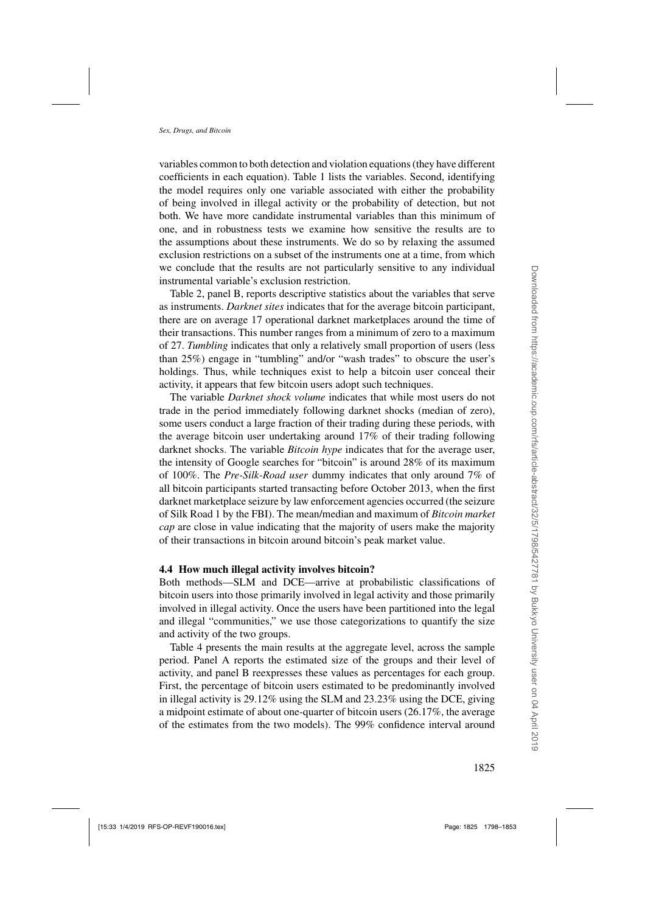variables common to both detection and violation equations (they have different coefficients in each equation). Table 1 lists the variables. Second, identifying the model requires only one variable associated with either the probability of being involved in illegal activity or the probability of detection, but not both. We have more candidate instrumental variables than this minimum of one, and in robustness tests we examine how sensitive the results are to the assumptions about these instruments. We do so by relaxing the assumed exclusion restrictions on a subset of the instruments one at a time, from which we conclude that the results are not particularly sensitive to any individual instrumental variable's exclusion restriction.

Table 2, panel B, reports descriptive statistics about the variables that serve as instruments. *Darknet sites* indicates that for the average bitcoin participant, there are on average 17 operational darknet marketplaces around the time of their transactions. This number ranges from a minimum of zero to a maximum of 27. *Tumbling* indicates that only a relatively small proportion of users (less than 25%) engage in "tumbling" and/or "wash trades" to obscure the user's holdings. Thus, while techniques exist to help a bitcoin user conceal their activity, it appears that few bitcoin users adopt such techniques.

The variable *Darknet shock volume* indicates that while most users do not trade in the period immediately following darknet shocks (median of zero), some users conduct a large fraction of their trading during these periods, with the average bitcoin user undertaking around 17% of their trading following darknet shocks. The variable *Bitcoin hype* indicates that for the average user, the intensity of Google searches for "bitcoin" is around 28% of its maximum of 100%. The *Pre-Silk-Road user* dummy indicates that only around 7% of all bitcoin participants started transacting before October 2013, when the first darknet marketplace seizure by law enforcement agencies occurred (the seizure of Silk Road 1 by the FBI). The mean/median and maximum of *Bitcoin market cap* are close in value indicating that the majority of users make the majority of their transactions in bitcoin around bitcoin's peak market value.

### 4.4 How much illegal activity involves bitcoin?

Both methods—SLM and DCE—arrive at probabilistic classifications of bitcoin users into those primarily involved in legal activity and those primarily involved in illegal activity. Once the users have been partitioned into the legal and illegal "communities," we use those categorizations to quantify the size and activity of the two groups.

Table 4 presents the main results at the aggregate level, across the sample period. Panel A reports the estimated size of the groups and their level of activity, and panel B reexpresses these values as percentages for each group. First, the percentage of bitcoin users estimated to be predominantly involved in illegal activity is 29.12% using the SLM and 23.23% using the DCE, giving a midpoint estimate of about one-quarter of bitcoin users (26.17%, the average of the estimates from the two models). The 99% confidence interval around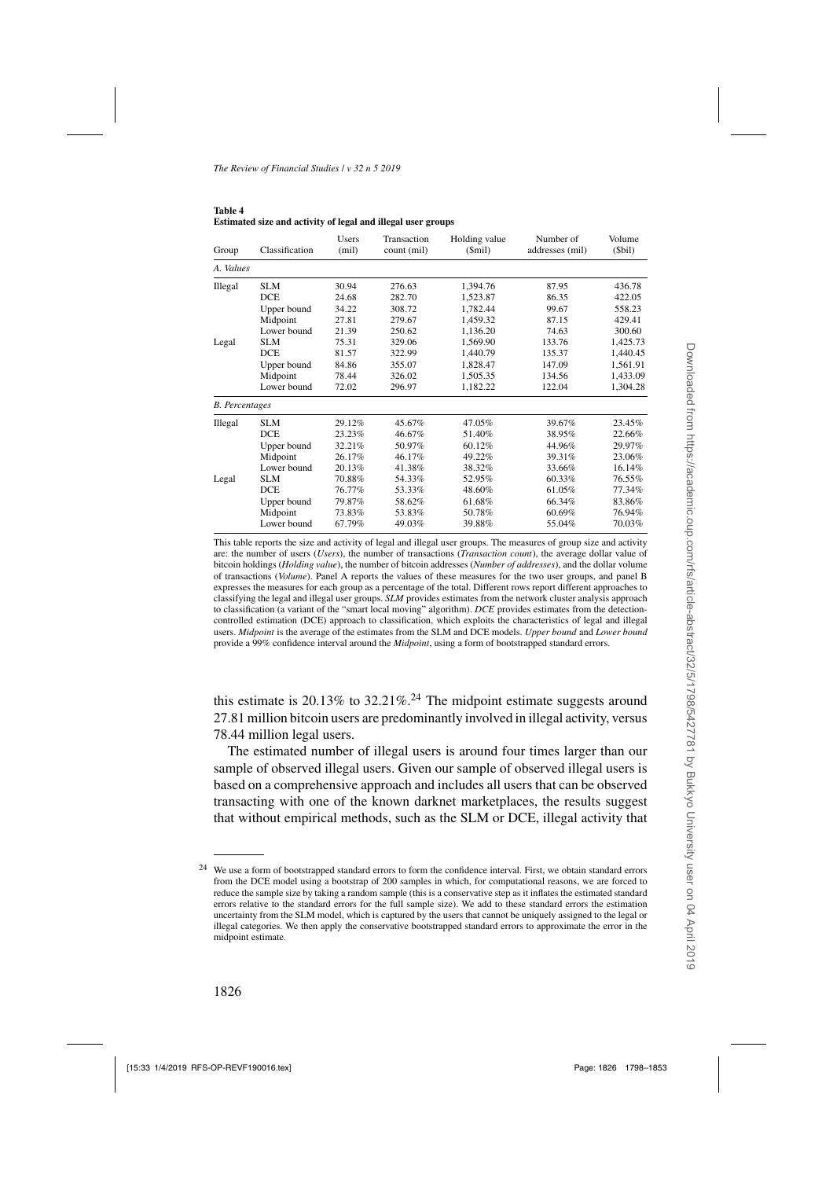**Table 4**
**Estimated size and activity of legal and illegal user groups**

| Group | Classification | Users (mil) | Transaction count (mil) | Holding value ($mil) | Number of addresses (mil) | Volume ($bil) |
|---|---|---|---|---|---|---|
| *A. Values* | | | | | | |
| Illegal | SLM | 30.94 | 276.63 | 1,394.76 | 87.95 | 436.78 |
| | DCE | 24.68 | 282.70 | 1,523.87 | 86.35 | 422.05 |
| | Upper bound | 34.22 | 308.72 | 1,782.44 | 99.67 | 558.23 |
| | Midpoint | 27.81 | 279.67 | 1,459.32 | 87.15 | 429.41 |
| | Lower bound | 21.39 | 250.62 | 1,136.20 | 74.63 | 300.60 |
| Legal | SLM | 75.31 | 329.06 | 1,569.90 | 133.76 | 1,425.73 |
| | DCE | 81.57 | 322.99 | 1,440.79 | 135.37 | 1,440.45 |
| | Upper bound | 84.86 | 355.07 | 1,828.47 | 147.09 | 1,561.91 |
| | Midpoint | 78.44 | 326.02 | 1,505.35 | 134.56 | 1,433.09 |
| | Lower bound | 72.02 | 296.97 | 1,182.22 | 122.04 | 1,304.28 |
| *B. Percentages* | | | | | | |
| Illegal | SLM | 29.12% | 45.67% | 47.05% | 39.67% | 23.45% |
| | DCE | 23.23% | 46.67% | 51.40% | 38.95% | 22.66% |
| | Upper bound | 32.21% | 50.97% | 60.12% | 44.96% | 29.97% |
| | Midpoint | 26.17% | 46.17% | 49.22% | 39.31% | 23.06% |
| | Lower bound | 20.13% | 41.38% | 38.32% | 33.66% | 16.14% |
| Legal | SLM | 70.88% | 54.33% | 52.95% | 60.33% | 76.55% |
| | DCE | 76.77% | 53.33% | 48.60% | 61.05% | 77.34% |
| | Upper bound | 79.87% | 58.62% | 61.68% | 66.34% | 83.86% |
| | Midpoint | 73.83% | 53.83% | 50.78% | 60.69% | 76.94% |
| | Lower bound | 67.79% | 49.03% | 39.88% | 55.04% | 70.03% |

This table reports the size and activity of legal and illegal user groups. The measures of group size and activity are: the number of users (*Users*), the number of transactions (*Transaction count*), the average dollar value of bitcoin holdings (*Holding value*), the number of bitcoin addresses (*Number of addresses*), and the dollar volume of transactions (*Volume*). Panel A reports the values of these measures for the two user groups, and panel B expresses the measures for each group as a percentage of the total. Different rows report different approaches to classifying the legal and illegal user groups. *SLM* provides estimates from the network cluster analysis approach to classification (a variant of the "smart local moving" algorithm). *DCE* provides estimates from the detection-controlled estimation (DCE) approach to classification, which exploits the characteristics of legal and illegal users. *Midpoint* is the average of the estimates from the SLM and DCE models. *Upper bound* and *Lower bound* provide a 99% confidence interval around the *Midpoint*, using a form of bootstrapped standard errors.

this estimate is 20.13% to 32.21%.[24] The midpoint estimate suggests around 27.81 million bitcoin users are predominantly involved in illegal activity, versus 78.44 million legal users.

The estimated number of illegal users is around four times larger than our sample of observed illegal users. Given our sample of observed illegal users is based on a comprehensive approach and includes all users that can be observed transacting with one of the known darknet marketplaces, the results suggest that without empirical methods, such as the SLM or DCE, illegal activity that

[24] We use a form of bootstrapped standard errors to form the confidence interval. First, we obtain standard errors from the DCE model using a bootstrap of 200 samples in which, for computational reasons, we are forced to reduce the sample size by taking a random sample (this is a conservative step as it inflates the estimated standard errors relative to the standard errors for the full sample size). We add to these standard errors the estimation uncertainty from the SLM model, which is captured by the users that cannot be uniquely assigned to the legal or illegal categories. We then apply the conservative bootstrapped standard errors to approximate the error in the midpoint estimate.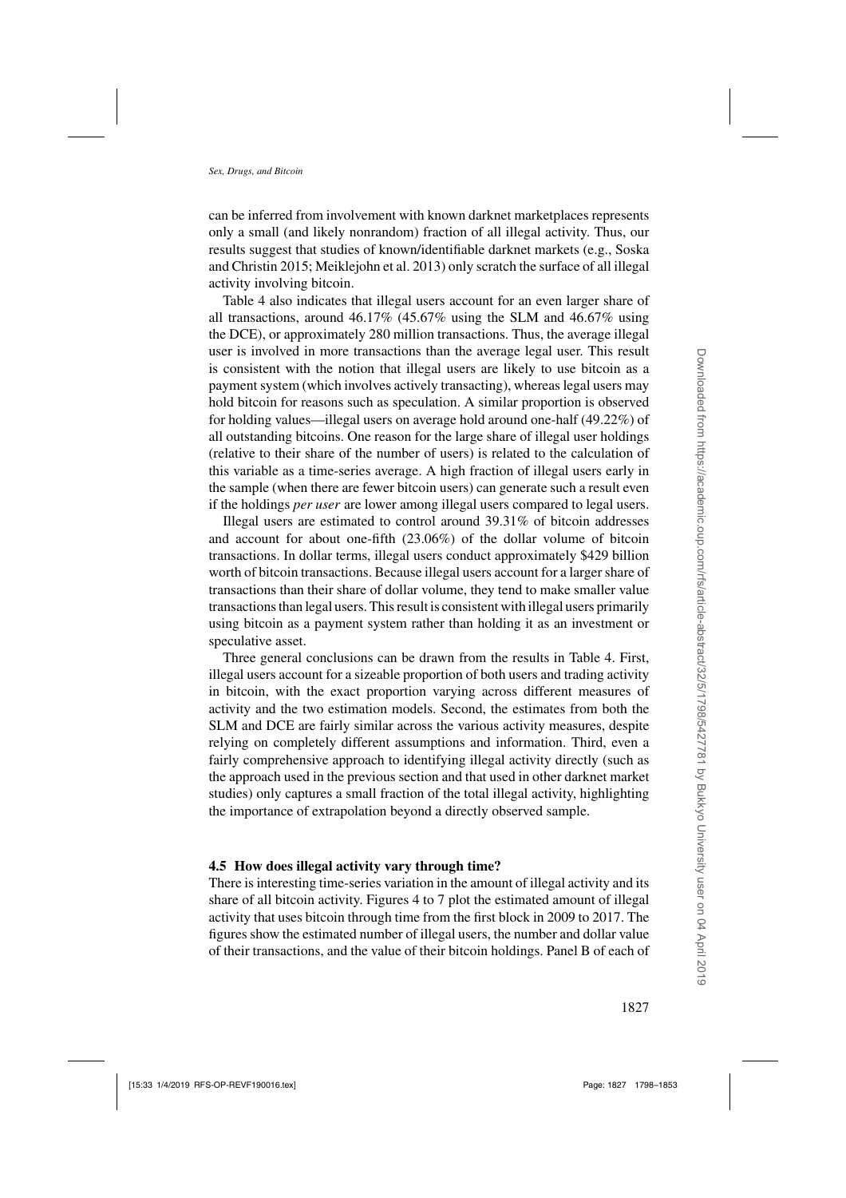can be inferred from involvement with known darknet marketplaces represents only a small (and likely nonrandom) fraction of all illegal activity. Thus, our results suggest that studies of known/identifiable darknet markets (e.g., Soska and Christin 2015; Meiklejohn et al. 2013) only scratch the surface of all illegal activity involving bitcoin.

Table 4 also indicates that illegal users account for an even larger share of all transactions, around 46.17% (45.67% using the SLM and 46.67% using the DCE), or approximately 280 million transactions. Thus, the average illegal user is involved in more transactions than the average legal user. This result is consistent with the notion that illegal users are likely to use bitcoin as a payment system (which involves actively transacting), whereas legal users may hold bitcoin for reasons such as speculation. A similar proportion is observed for holding values—illegal users on average hold around one-half (49.22%) of all outstanding bitcoins. One reason for the large share of illegal user holdings (relative to their share of the number of users) is related to the calculation of this variable as a time-series average. A high fraction of illegal users early in the sample (when there are fewer bitcoin users) can generate such a result even if the holdings *per user* are lower among illegal users compared to legal users.

Illegal users are estimated to control around 39.31% of bitcoin addresses and account for about one-fifth (23.06%) of the dollar volume of bitcoin transactions. In dollar terms, illegal users conduct approximately $429 billion worth of bitcoin transactions. Because illegal users account for a larger share of transactions than their share of dollar volume, they tend to make smaller value transactions than legal users. This result is consistent with illegal users primarily using bitcoin as a payment system rather than holding it as an investment or speculative asset.

Three general conclusions can be drawn from the results in Table 4. First, illegal users account for a sizeable proportion of both users and trading activity in bitcoin, with the exact proportion varying across different measures of activity and the two estimation models. Second, the estimates from both the SLM and DCE are fairly similar across the various activity measures, despite relying on completely different assumptions and information. Third, even a fairly comprehensive approach to identifying illegal activity directly (such as the approach used in the previous section and that used in other darknet market studies) only captures a small fraction of the total illegal activity, highlighting the importance of extrapolation beyond a directly observed sample.

### 4.5 How does illegal activity vary through time?

There is interesting time-series variation in the amount of illegal activity and its share of all bitcoin activity. Figures 4 to 7 plot the estimated amount of illegal activity that uses bitcoin through time from the first block in 2009 to 2017. The figures show the estimated number of illegal users, the number and dollar value of their transactions, and the value of their bitcoin holdings. Panel B of each of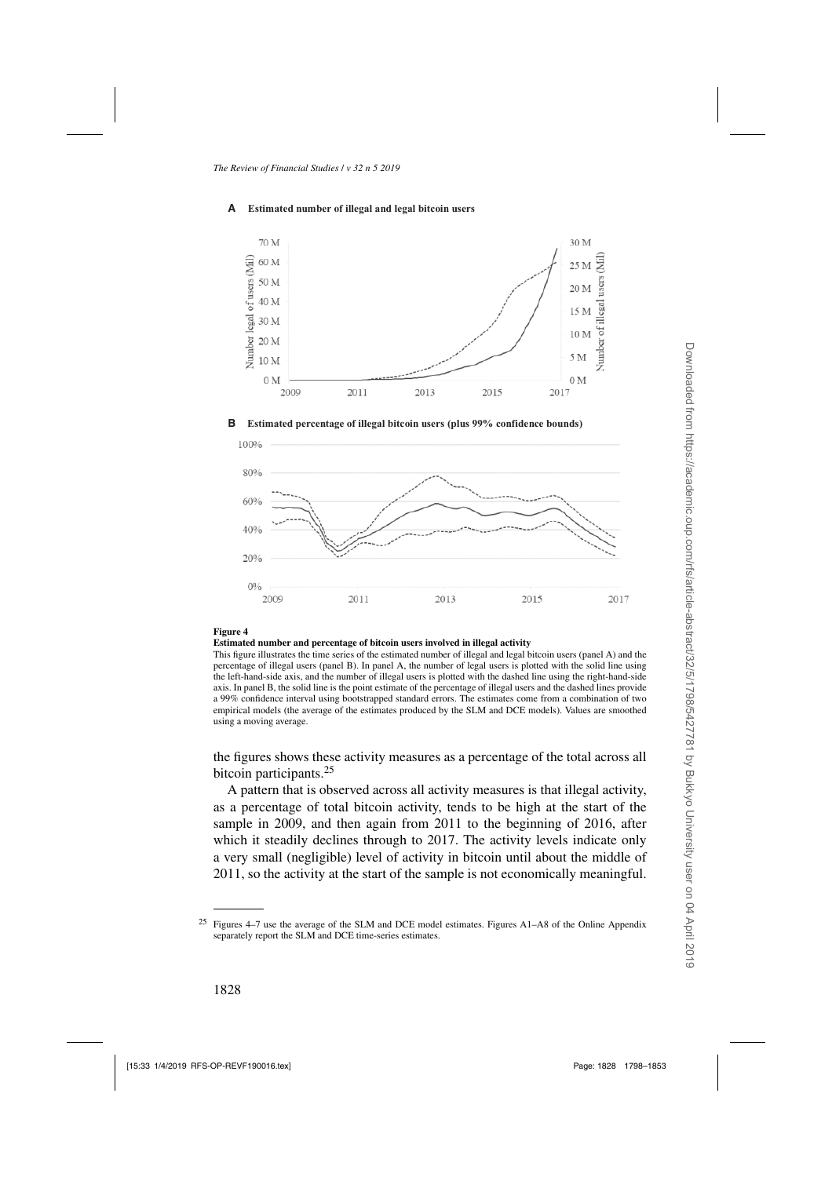**A Estimated number of illegal and legal bitcoin users**

**B Estimated percentage of illegal bitcoin users (plus 99% confidence bounds)**

**Figure 4**

**Estimated number and percentage of bitcoin users involved in illegal activity**

This figure illustrates the time series of the estimated number of illegal and legal bitcoin users (panel A) and the percentage of illegal users (panel B). In panel A, the number of legal users is plotted with the solid line using the left-hand-side axis, and the number of illegal users is plotted with the dashed line using the right-hand-side axis. In panel B, the solid line is the point estimate of the percentage of illegal users and the dashed lines provide a 99% confidence interval using bootstrapped standard errors. The estimates come from a combination of two empirical models (the average of the estimates produced by the SLM and DCE models). Values are smoothed using a moving average.

the figures shows these activity measures as a percentage of the total across all bitcoin participants.[25]

A pattern that is observed across all activity measures is that illegal activity, as a percentage of total bitcoin activity, tends to be high at the start of the sample in 2009, and then again from 2011 to the beginning of 2016, after which it steadily declines through to 2017. The activity levels indicate only a very small (negligible) level of activity in bitcoin until about the middle of 2011, so the activity at the start of the sample is not economically meaningful.

[25] Figures 4–7 use the average of the SLM and DCE model estimates. Figures A1–A8 of the Online Appendix separately report the SLM and DCE time-series estimates.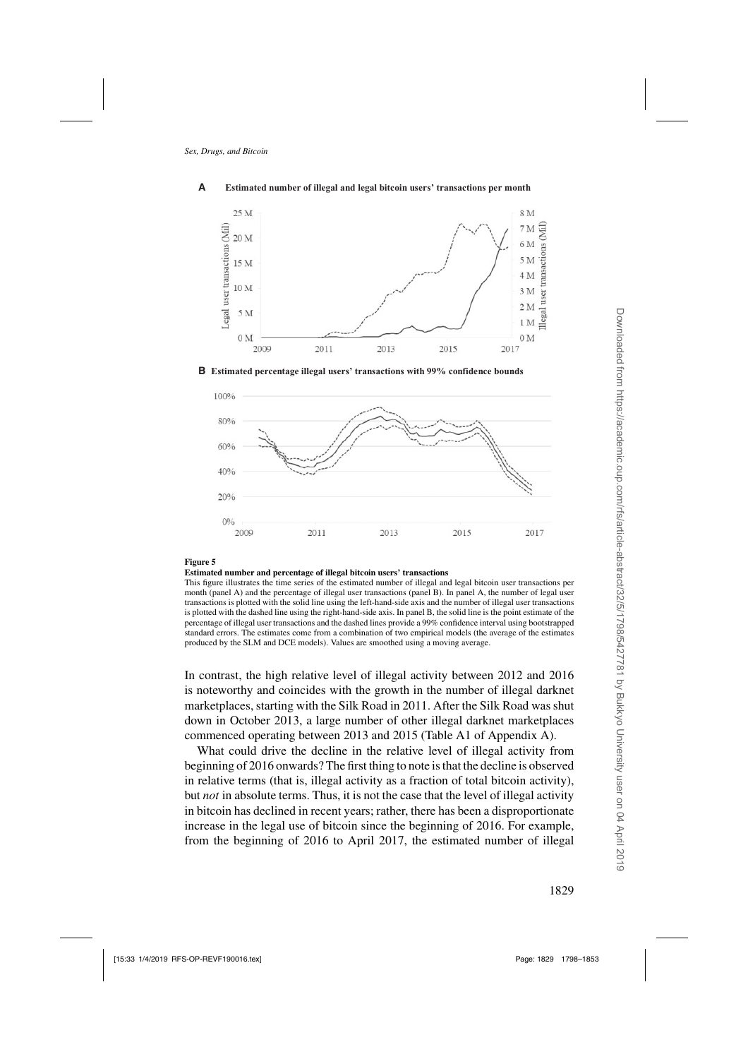**A** Estimated number of illegal and legal bitcoin users' transactions per month

**B** Estimated percentage illegal users' transactions with 99% confidence bounds

**Figure 5**

**Estimated number and percentage of illegal bitcoin users' transactions**

This figure illustrates the time series of the estimated number of illegal and legal bitcoin user transactions per month (panel A) and the percentage of illegal user transactions (panel B). In panel A, the number of legal user transactions is plotted with the solid line using the left-hand-side axis and the number of illegal user transactions is plotted with the dashed line using the right-hand-side axis. In panel B, the solid line is the point estimate of the percentage of illegal user transactions and the dashed lines provide a 99% confidence interval using bootstrapped standard errors. The estimates come from a combination of two empirical models (the average of the estimates produced by the SLM and DCE models). Values are smoothed using a moving average.

In contrast, the high relative level of illegal activity between 2012 and 2016 is noteworthy and coincides with the growth in the number of illegal darknet marketplaces, starting with the Silk Road in 2011. After the Silk Road was shut down in October 2013, a large number of other illegal darknet marketplaces commenced operating between 2013 and 2015 (Table A1 of Appendix A).

What could drive the decline in the relative level of illegal activity from beginning of 2016 onwards? The first thing to note is that the decline is observed in relative terms (that is, illegal activity as a fraction of total bitcoin activity), but *not* in absolute terms. Thus, it is not the case that the level of illegal activity in bitcoin has declined in recent years; rather, there has been a disproportionate increase in the legal use of bitcoin since the beginning of 2016. For example, from the beginning of 2016 to April 2017, the estimated number of illegal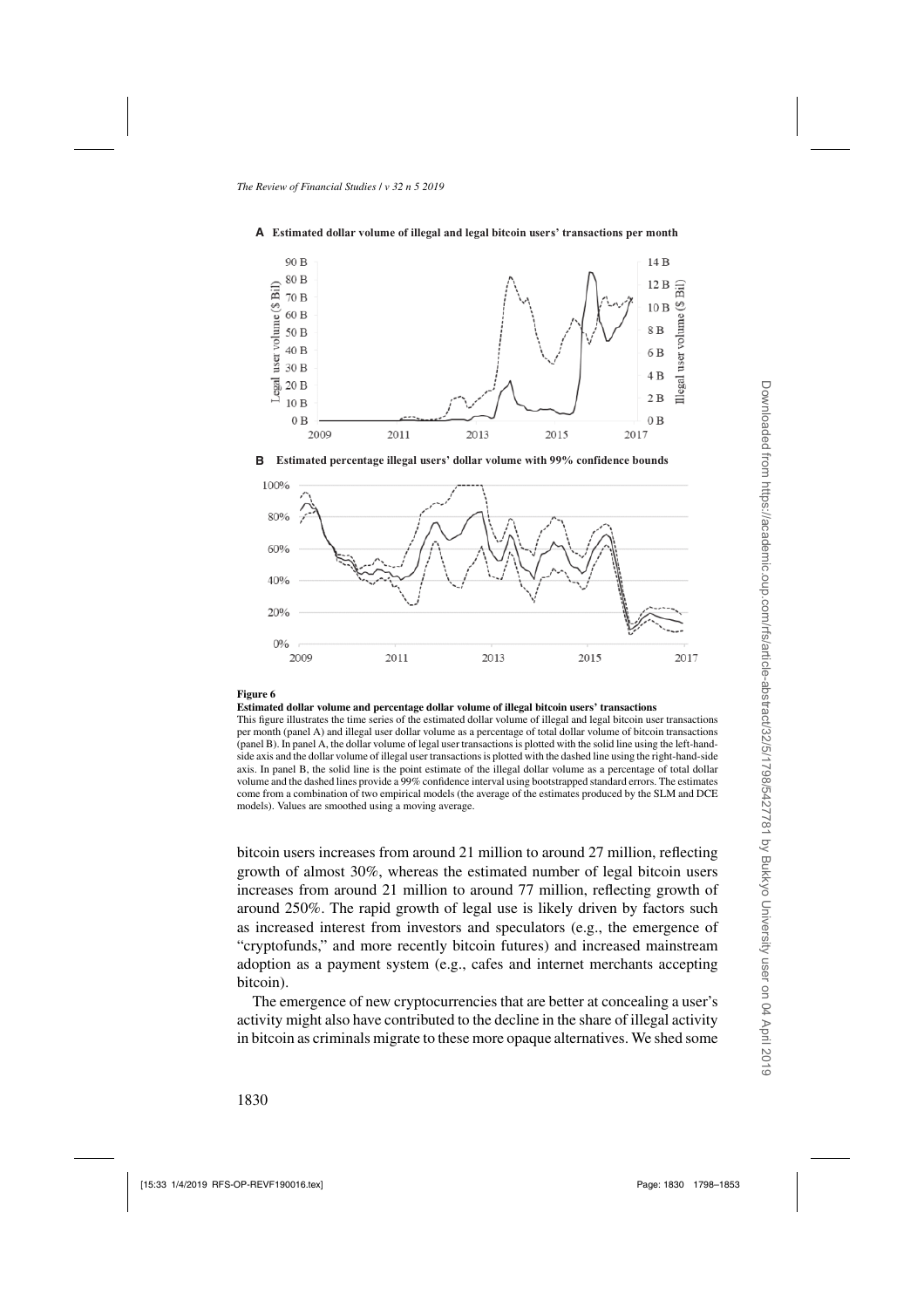**Figure 6**

**Estimated dollar volume and percentage dollar volume of illegal bitcoin users' transactions**

This figure illustrates the time series of the estimated dollar volume of illegal and legal bitcoin user transactions per month (panel A) and illegal user dollar volume as a percentage of total dollar volume of bitcoin transactions (panel B). In panel A, the dollar volume of legal user transactions is plotted with the solid line using the left-hand-side axis and the dollar volume of illegal user transactions is plotted with the dashed line using the right-hand-side axis. In panel B, the solid line is the point estimate of the illegal dollar volume as a percentage of total dollar volume and the dashed lines provide a 99% confidence interval using bootstrapped standard errors. The estimates come from a combination of two empirical models (the average of the estimates produced by the SLM and DCE models). Values are smoothed using a moving average.

bitcoin users increases from around 21 million to around 27 million, reflecting growth of almost 30%, whereas the estimated number of legal bitcoin users increases from around 21 million to around 77 million, reflecting growth of around 250%. The rapid growth of legal use is likely driven by factors such as increased interest from investors and speculators (e.g., the emergence of "cryptofunds," and more recently bitcoin futures) and increased mainstream adoption as a payment system (e.g., cafes and internet merchants accepting bitcoin).

The emergence of new cryptocurrencies that are better at concealing a user's activity might also have contributed to the decline in the share of illegal activity in bitcoin as criminals migrate to these more opaque alternatives. We shed some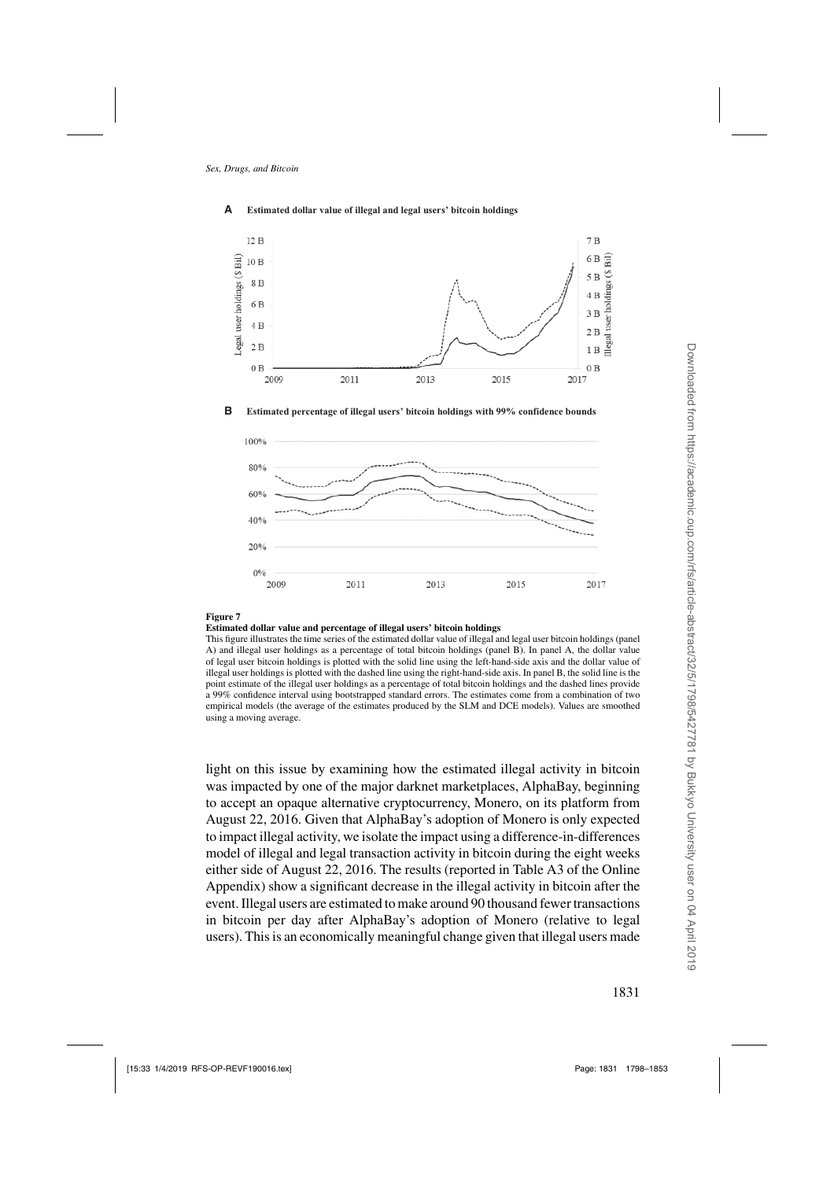**A** **Estimated dollar value of illegal and legal users' bitcoin holdings**

**B** **Estimated percentage of illegal users' bitcoin holdings with 99% confidence bounds**

**Figure 7**
**Estimated dollar value and percentage of illegal users' bitcoin holdings**
This figure illustrates the time series of the estimated dollar value of illegal and legal user bitcoin holdings (panel A) and illegal user holdings as a percentage of total bitcoin holdings (panel B). In panel A, the dollar value of legal user bitcoin holdings is plotted with the solid line using the left-hand-side axis and the dollar value of illegal user holdings is plotted with the dashed line using the right-hand-side axis. In panel B, the solid line is the point estimate of the illegal user holdings as a percentage of total bitcoin holdings and the dashed lines provide a 99% confidence interval using bootstrapped standard errors. The estimates come from a combination of two empirical models (the average of the estimates produced by the SLM and DCE models). Values are smoothed using a moving average.

light on this issue by examining how the estimated illegal activity in bitcoin was impacted by one of the major darknet marketplaces, AlphaBay, beginning to accept an opaque alternative cryptocurrency, Monero, on its platform from August 22, 2016. Given that AlphaBay's adoption of Monero is only expected to impact illegal activity, we isolate the impact using a difference-in-differences model of illegal and legal transaction activity in bitcoin during the eight weeks either side of August 22, 2016. The results (reported in Table A3 of the Online Appendix) show a significant decrease in the illegal activity in bitcoin after the event. Illegal users are estimated to make around 90 thousand fewer transactions in bitcoin per day after AlphaBay's adoption of Monero (relative to legal users). This is an economically meaningful change given that illegal users made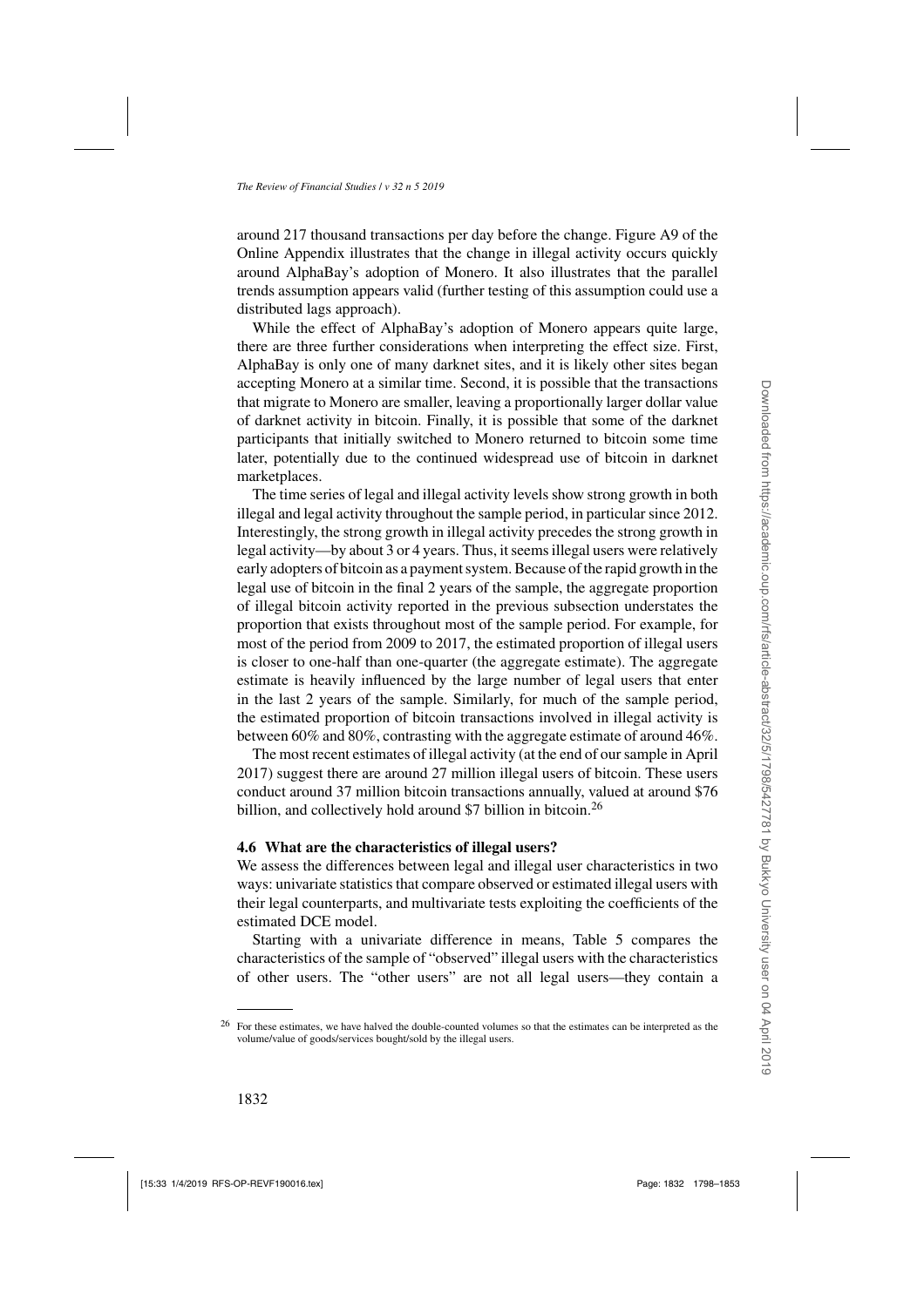around 217 thousand transactions per day before the change. Figure A9 of the Online Appendix illustrates that the change in illegal activity occurs quickly around AlphaBay's adoption of Monero. It also illustrates that the parallel trends assumption appears valid (further testing of this assumption could use a distributed lags approach).

While the effect of AlphaBay's adoption of Monero appears quite large, there are three further considerations when interpreting the effect size. First, AlphaBay is only one of many darknet sites, and it is likely other sites began accepting Monero at a similar time. Second, it is possible that the transactions that migrate to Monero are smaller, leaving a proportionally larger dollar value of darknet activity in bitcoin. Finally, it is possible that some of the darknet participants that initially switched to Monero returned to bitcoin some time later, potentially due to the continued widespread use of bitcoin in darknet marketplaces.

The time series of legal and illegal activity levels show strong growth in both illegal and legal activity throughout the sample period, in particular since 2012. Interestingly, the strong growth in illegal activity precedes the strong growth in legal activity—by about 3 or 4 years. Thus, it seems illegal users were relatively early adopters of bitcoin as a payment system. Because of the rapid growth in the legal use of bitcoin in the final 2 years of the sample, the aggregate proportion of illegal bitcoin activity reported in the previous subsection understates the proportion that exists throughout most of the sample period. For example, for most of the period from 2009 to 2017, the estimated proportion of illegal users is closer to one-half than one-quarter (the aggregate estimate). The aggregate estimate is heavily influenced by the large number of legal users that enter in the last 2 years of the sample. Similarly, for much of the sample period, the estimated proportion of bitcoin transactions involved in illegal activity is between 60% and 80%, contrasting with the aggregate estimate of around 46%.

The most recent estimates of illegal activity (at the end of our sample in April 2017) suggest there are around 27 million illegal users of bitcoin. These users conduct around 37 million bitcoin transactions annually, valued at around $76 billion, and collectively hold around $7 billion in bitcoin.[26]

### 4.6 What are the characteristics of illegal users?

We assess the differences between legal and illegal user characteristics in two ways: univariate statistics that compare observed or estimated illegal users with their legal counterparts, and multivariate tests exploiting the coefficients of the estimated DCE model.

Starting with a univariate difference in means, Table 5 compares the characteristics of the sample of "observed" illegal users with the characteristics of other users. The "other users" are not all legal users—they contain a

[26] For these estimates, we have halved the double-counted volumes so that the estimates can be interpreted as the volume/value of goods/services bought/sold by the illegal users.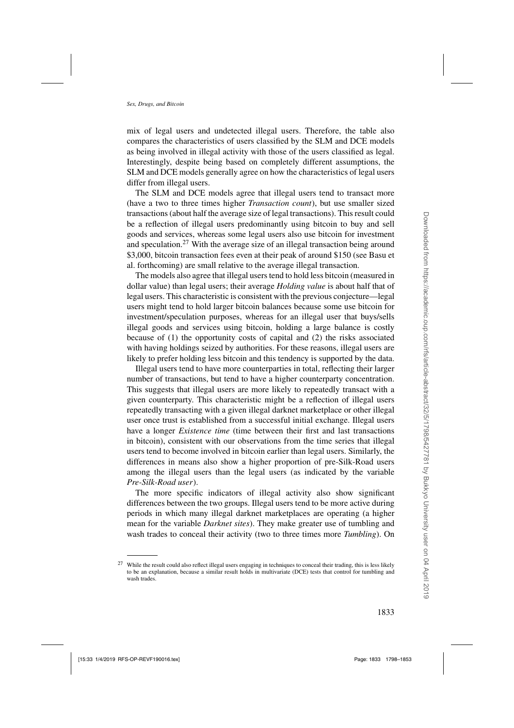mix of legal users and undetected illegal users. Therefore, the table also compares the characteristics of users classified by the SLM and DCE models as being involved in illegal activity with those of the users classified as legal. Interestingly, despite being based on completely different assumptions, the SLM and DCE models generally agree on how the characteristics of legal users differ from illegal users.

The SLM and DCE models agree that illegal users tend to transact more (have a two to three times higher *Transaction count*), but use smaller sized transactions (about half the average size of legal transactions). This result could be a reflection of illegal users predominantly using bitcoin to buy and sell goods and services, whereas some legal users also use bitcoin for investment and speculation.[27] With the average size of an illegal transaction being around \$3,000, bitcoin transaction fees even at their peak of around \$150 (see Basu et al. forthcoming) are small relative to the average illegal transaction.

The models also agree that illegal users tend to hold less bitcoin (measured in dollar value) than legal users; their average *Holding value* is about half that of legal users. This characteristic is consistent with the previous conjecture—legal users might tend to hold larger bitcoin balances because some use bitcoin for investment/speculation purposes, whereas for an illegal user that buys/sells illegal goods and services using bitcoin, holding a large balance is costly because of (1) the opportunity costs of capital and (2) the risks associated with having holdings seized by authorities. For these reasons, illegal users are likely to prefer holding less bitcoin and this tendency is supported by the data.

Illegal users tend to have more counterparties in total, reflecting their larger number of transactions, but tend to have a higher counterparty concentration. This suggests that illegal users are more likely to repeatedly transact with a given counterparty. This characteristic might be a reflection of illegal users repeatedly transacting with a given illegal darknet marketplace or other illegal user once trust is established from a successful initial exchange. Illegal users have a longer *Existence time* (time between their first and last transactions in bitcoin), consistent with our observations from the time series that illegal users tend to become involved in bitcoin earlier than legal users. Similarly, the differences in means also show a higher proportion of pre-Silk-Road users among the illegal users than the legal users (as indicated by the variable *Pre-Silk-Road user*).

The more specific indicators of illegal activity also show significant differences between the two groups. Illegal users tend to be more active during periods in which many illegal darknet marketplaces are operating (a higher mean for the variable *Darknet sites*). They make greater use of tumbling and wash trades to conceal their activity (two to three times more *Tumbling*). On

[27] While the result could also reflect illegal users engaging in techniques to conceal their trading, this is less likely to be an explanation, because a similar result holds in multivariate (DCE) tests that control for tumbling and wash trades.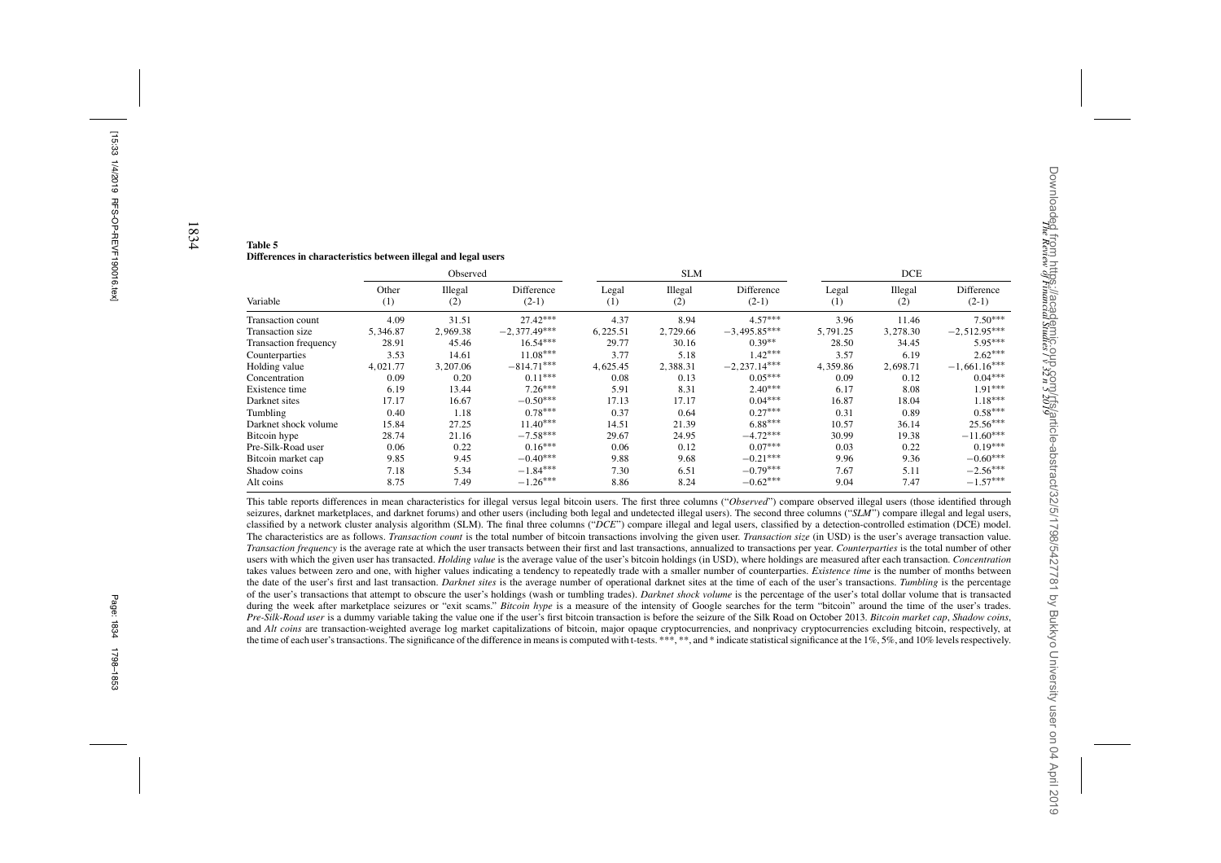**Table 5**
**Differences in characteristics between illegal and legal users**

| | Observed | | | SLM | | | DCE | | |
|---|---|---|---|---|---|---|---|---|---|
| Variable | Other (1) | Illegal (2) | Difference (2-1) | Legal (1) | Illegal (2) | Difference (2-1) | Legal (1) | Illegal (2) | Difference (2-1) |
| Transaction count | 4.09 | 31.51 | 27.42*** | 4.37 | 8.94 | 4.57*** | 3.96 | 11.46 | 7.50*** |
| Transaction size | 5,346.87 | 2,969.38 | −2,377.49*** | 6,225.51 | 2,729.66 | −3,495.85*** | 5,791.25 | 3,278.30 | −2,512.95*** |
| Transaction frequency | 28.91 | 45.46 | 16.54*** | 29.77 | 30.16 | 0.39** | 28.50 | 34.45 | 5.95*** |
| Counterparties | 3.53 | 14.61 | 11.08*** | 3.77 | 5.18 | 1.42*** | 3.57 | 6.19 | 2.62*** |
| Holding value | 4,021.77 | 3,207.06 | −814.71*** | 4,625.45 | 2,388.31 | −2,237.14*** | 4,359.86 | 2,698.71 | −1,661.16*** |
| Concentration | 0.09 | 0.20 | 0.11*** | 0.08 | 0.13 | 0.05*** | 0.09 | 0.12 | 0.04*** |
| Existence time | 6.19 | 13.44 | 7.26*** | 5.91 | 8.31 | 2.40*** | 6.17 | 8.08 | 1.91*** |
| Darknet sites | 17.17 | 16.67 | −0.50*** | 17.13 | 17.17 | 0.04*** | 16.87 | 18.04 | 1.18*** |
| Tumbling | 0.40 | 1.18 | 0.78*** | 0.37 | 0.64 | 0.27*** | 0.31 | 0.89 | 0.58*** |
| Darknet shock volume | 15.84 | 27.25 | 11.40*** | 14.51 | 21.39 | 6.88*** | 10.57 | 36.14 | 25.56*** |
| Bitcoin hype | 28.74 | 21.16 | −7.58*** | 29.67 | 24.95 | −4.72*** | 30.99 | 19.38 | −11.60*** |
| Pre-Silk-Road user | 0.06 | 0.22 | 0.16*** | 0.06 | 0.12 | 0.07*** | 0.03 | 0.22 | 0.19*** |
| Bitcoin market cap | 9.85 | 9.45 | −0.40*** | 9.88 | 9.68 | −0.21*** | 9.96 | 9.36 | −0.60*** |
| Shadow coins | 7.18 | 5.34 | −1.84*** | 7.30 | 6.51 | −0.79*** | 7.67 | 5.11 | −2.56*** |
| Alt coins | 8.75 | 7.49 | −1.26*** | 8.86 | 8.24 | −0.62*** | 9.04 | 7.47 | −1.57*** |

This table reports differences in mean characteristics for illegal versus legal bitcoin users. The first three columns ("*Observed*") compare observed illegal users (those identified through seizures, darknet marketplaces, and darknet forums) and other users (including both legal and undetected illegal users). The second three columns ("*SLM*") compare illegal and legal users, classified by a network cluster analysis algorithm (SLM). The final three columns ("*DCE*") compare illegal and legal users, classified by a detection-controlled estimation (DCE) model. The characteristics are as follows. *Transaction count* is the total number of bitcoin transactions involving the given user. *Transaction size* (in USD) is the user's average transaction value. *Transaction frequency* is the average rate at which the user transacts between their first and last transactions, annualized to transactions per year. *Counterparties* is the total number of other users with which the given user has transacted. *Holding value* is the average value of the user's bitcoin holdings (in USD), where holdings are measured after each transaction. *Concentration* takes values between zero and one, with higher values indicating a tendency to repeatedly trade with a smaller number of counterparties. *Existence time* is the number of months between the date of the user's first and last transaction. *Darknet sites* is the average number of operational darknet sites at the time of each of the user's transactions. *Tumbling* is the percentage of the user's transactions that attempt to obscure the user's holdings (wash or tumbling trades). *Darknet shock volume* is the percentage of the user's total dollar volume that is transacted during the week after marketplace seizures or "exit scams." *Bitcoin hype* is a measure of the intensity of Google searches for the term "bitcoin" around the time of the user's trades. *Pre-Silk-Road user* is a dummy variable taking the value one if the user's first bitcoin transaction is before the seizure of the Silk Road on October 2013. *Bitcoin market cap*, *Shadow coins*, and *Alt coins* are transaction-weighted average log market capitalizations of bitcoin, major opaque cryptocurrencies, and nonprivacy cryptocurrencies excluding bitcoin, respectively, at the time of each user's transactions. The significance of the difference in means is computed with t-tests. ***, **, and * indicate statistical significance at the 1%, 5%, and 10% levels respectively.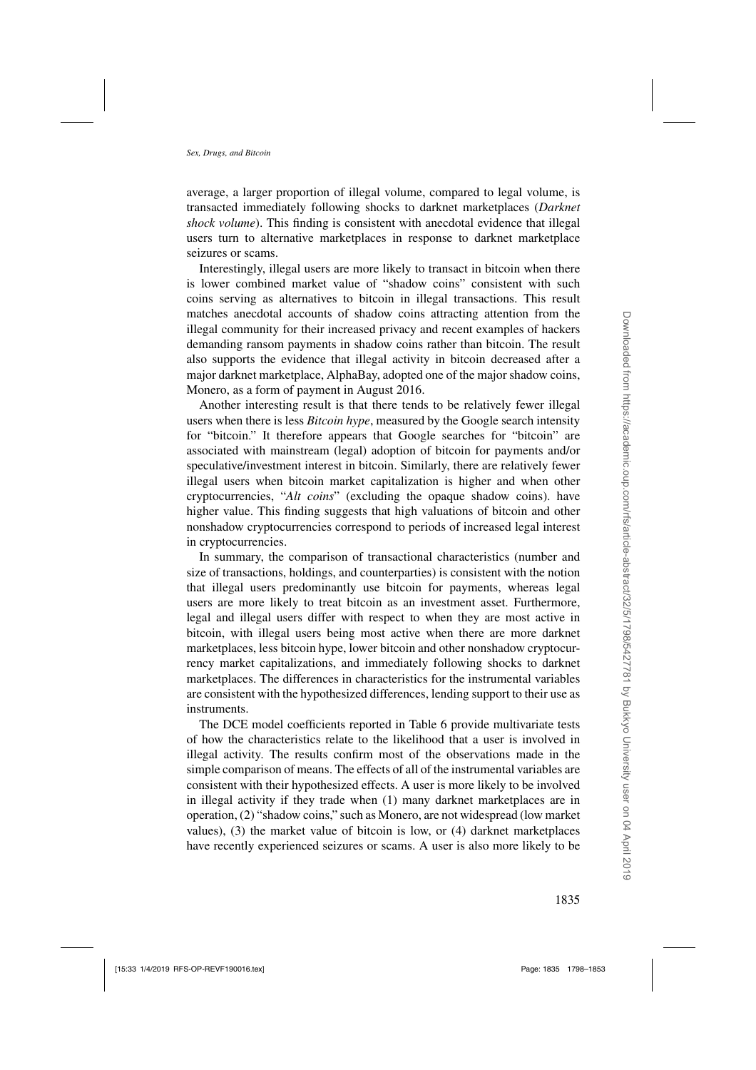average, a larger proportion of illegal volume, compared to legal volume, is transacted immediately following shocks to darknet marketplaces (*Darknet shock volume*). This finding is consistent with anecdotal evidence that illegal users turn to alternative marketplaces in response to darknet marketplace seizures or scams.

Interestingly, illegal users are more likely to transact in bitcoin when there is lower combined market value of "shadow coins" consistent with such coins serving as alternatives to bitcoin in illegal transactions. This result matches anecdotal accounts of shadow coins attracting attention from the illegal community for their increased privacy and recent examples of hackers demanding ransom payments in shadow coins rather than bitcoin. The result also supports the evidence that illegal activity in bitcoin decreased after a major darknet marketplace, AlphaBay, adopted one of the major shadow coins, Monero, as a form of payment in August 2016.

Another interesting result is that there tends to be relatively fewer illegal users when there is less *Bitcoin hype*, measured by the Google search intensity for "bitcoin." It therefore appears that Google searches for "bitcoin" are associated with mainstream (legal) adoption of bitcoin for payments and/or speculative/investment interest in bitcoin. Similarly, there are relatively fewer illegal users when bitcoin market capitalization is higher and when other cryptocurrencies, "*Alt coins*" (excluding the opaque shadow coins). have higher value. This finding suggests that high valuations of bitcoin and other nonshadow cryptocurrencies correspond to periods of increased legal interest in cryptocurrencies.

In summary, the comparison of transactional characteristics (number and size of transactions, holdings, and counterparties) is consistent with the notion that illegal users predominantly use bitcoin for payments, whereas legal users are more likely to treat bitcoin as an investment asset. Furthermore, legal and illegal users differ with respect to when they are most active in bitcoin, with illegal users being most active when there are more darknet marketplaces, less bitcoin hype, lower bitcoin and other nonshadow cryptocurrency market capitalizations, and immediately following shocks to darknet marketplaces. The differences in characteristics for the instrumental variables are consistent with the hypothesized differences, lending support to their use as instruments.

The DCE model coefficients reported in Table 6 provide multivariate tests of how the characteristics relate to the likelihood that a user is involved in illegal activity. The results confirm most of the observations made in the simple comparison of means. The effects of all of the instrumental variables are consistent with their hypothesized effects. A user is more likely to be involved in illegal activity if they trade when (1) many darknet marketplaces are in operation, (2) "shadow coins," such as Monero, are not widespread (low market values), (3) the market value of bitcoin is low, or (4) darknet marketplaces have recently experienced seizures or scams. A user is also more likely to be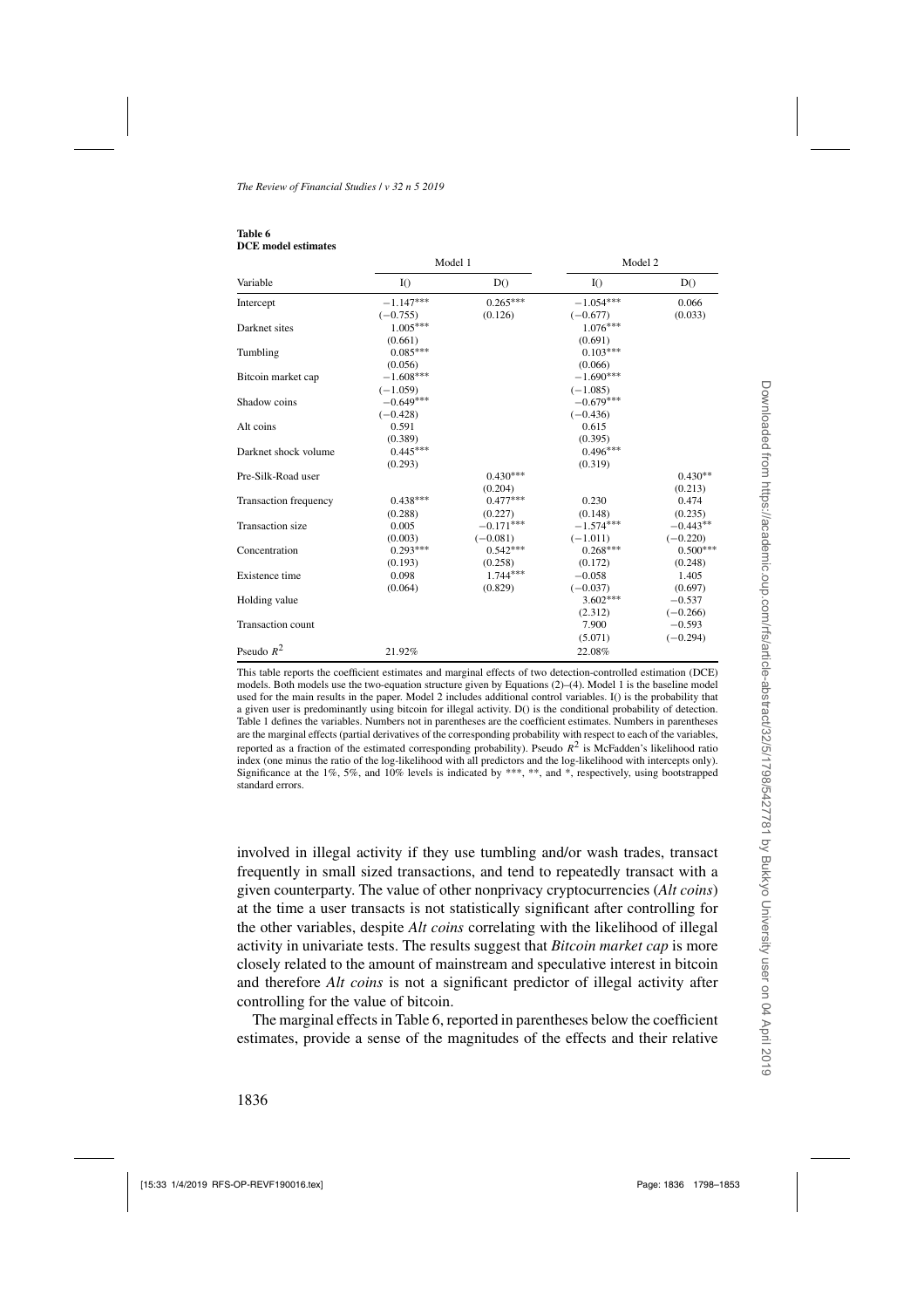**Table 6**
**DCE model estimates**

| Variable | Model 1 I() | Model 1 D() | Model 2 I() | Model 2 D() |
|---|---|---|---|---|
| Intercept | −1.147*** | 0.265*** | −1.054*** | 0.066 |
| | (−0.755) | (0.126) | (−0.677) | (0.033) |
| Darknet sites | 1.005*** | | 1.076*** | |
| | (0.661) | | (0.691) | |
| Tumbling | 0.085*** | | 0.103*** | |
| | (0.056) | | (0.066) | |
| Bitcoin market cap | −1.608*** | | −1.690*** | |
| | (−1.059) | | (−1.085) | |
| Shadow coins | −0.649*** | | −0.679*** | |
| | (−0.428) | | (−0.436) | |
| Alt coins | 0.591 | | 0.615 | |
| | (0.389) | | (0.395) | |
| Darknet shock volume | 0.445*** | | 0.496*** | |
| | (0.293) | | (0.319) | |
| Pre-Silk-Road user | | 0.430*** | | 0.430** |
| | | (0.204) | | (0.213) |
| Transaction frequency | 0.438*** | 0.477*** | 0.230 | 0.474 |
| | (0.288) | (0.227) | (0.148) | (0.235) |
| Transaction size | 0.005 | −0.171*** | −1.574*** | −0.443** |
| | (0.003) | (−0.081) | (−1.011) | (−0.220) |
| Concentration | 0.293*** | 0.542*** | 0.268*** | 0.500*** |
| | (0.193) | (0.258) | (0.172) | (0.248) |
| Existence time | 0.098 | 1.744*** | −0.058 | 1.405 |
| | (0.064) | (0.829) | (−0.037) | (0.697) |
| Holding value | | | 3.602*** | −0.537 |
| | | | (2.312) | (−0.266) |
| Transaction count | | | 7.900 | −0.593 |
| | | | (5.071) | (−0.294) |
| Pseudo $R^2$ | 21.92% | | 22.08% | |

This table reports the coefficient estimates and marginal effects of two detection-controlled estimation (DCE) models. Both models use the two-equation structure given by Equations (2)–(4). Model 1 is the baseline model used for the main results in the paper. Model 2 includes additional control variables. I() is the probability that a given user is predominantly using bitcoin for illegal activity. D() is the conditional probability of detection. Table 1 defines the variables. Numbers not in parentheses are the coefficient estimates. Numbers in parentheses are the marginal effects (partial derivatives of the corresponding probability with respect to each of the variables, reported as a fraction of the estimated corresponding probability). Pseudo $R^2$ is McFadden's likelihood ratio index (one minus the ratio of the log-likelihood with all predictors and the log-likelihood with intercepts only). Significance at the 1%, 5%, and 10% levels is indicated by ***, **, and *, respectively, using bootstrapped standard errors.

involved in illegal activity if they use tumbling and/or wash trades, transact frequently in small sized transactions, and tend to repeatedly transact with a given counterparty. The value of other nonprivacy cryptocurrencies (*Alt coins*) at the time a user transacts is not statistically significant after controlling for the other variables, despite *Alt coins* correlating with the likelihood of illegal activity in univariate tests. The results suggest that *Bitcoin market cap* is more closely related to the amount of mainstream and speculative interest in bitcoin and therefore *Alt coins* is not a significant predictor of illegal activity after controlling for the value of bitcoin.

The marginal effects in Table 6, reported in parentheses below the coefficient estimates, provide a sense of the magnitudes of the effects and their relative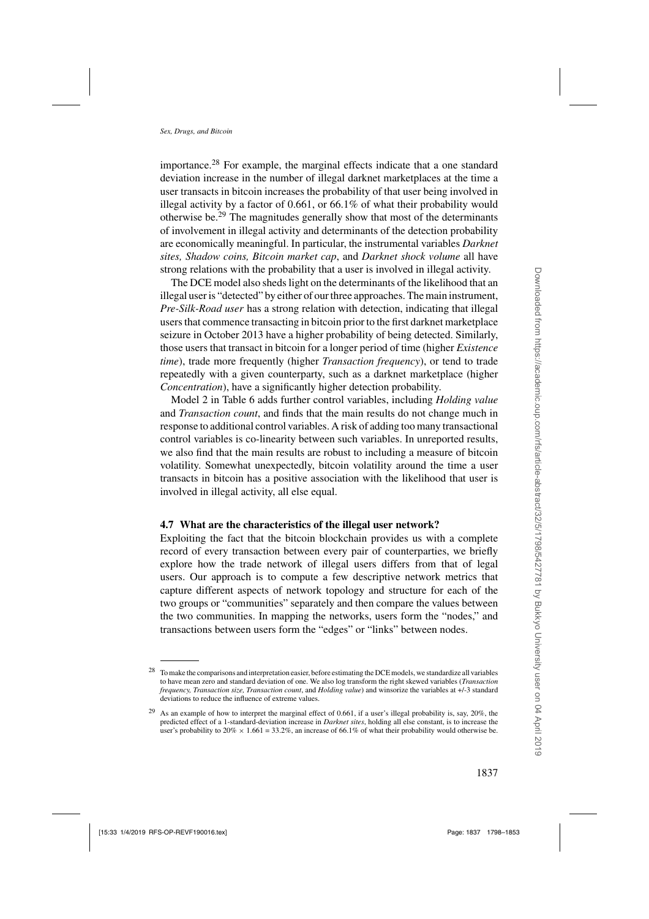importance.[28] For example, the marginal effects indicate that a one standard deviation increase in the number of illegal darknet marketplaces at the time a user transacts in bitcoin increases the probability of that user being involved in illegal activity by a factor of 0.661, or 66.1% of what their probability would otherwise be.[29] The magnitudes generally show that most of the determinants of involvement in illegal activity and determinants of the detection probability are economically meaningful. In particular, the instrumental variables *Darknet sites, Shadow coins, Bitcoin market cap*, and *Darknet shock volume* all have strong relations with the probability that a user is involved in illegal activity.

The DCE model also sheds light on the determinants of the likelihood that an illegal user is "detected" by either of our three approaches. The main instrument, *Pre-Silk-Road user* has a strong relation with detection, indicating that illegal users that commence transacting in bitcoin prior to the first darknet marketplace seizure in October 2013 have a higher probability of being detected. Similarly, those users that transact in bitcoin for a longer period of time (higher *Existence time*), trade more frequently (higher *Transaction frequency*), or tend to trade repeatedly with a given counterparty, such as a darknet marketplace (higher *Concentration*), have a significantly higher detection probability.

Model 2 in Table 6 adds further control variables, including *Holding value* and *Transaction count*, and finds that the main results do not change much in response to additional control variables. A risk of adding too many transactional control variables is co-linearity between such variables. In unreported results, we also find that the main results are robust to including a measure of bitcoin volatility. Somewhat unexpectedly, bitcoin volatility around the time a user transacts in bitcoin has a positive association with the likelihood that user is involved in illegal activity, all else equal.

### 4.7 What are the characteristics of the illegal user network?

Exploiting the fact that the bitcoin blockchain provides us with a complete record of every transaction between every pair of counterparties, we briefly explore how the trade network of illegal users differs from that of legal users. Our approach is to compute a few descriptive network metrics that capture different aspects of network topology and structure for each of the two groups or "communities" separately and then compare the values between the two communities. In mapping the networks, users form the "nodes," and transactions between users form the "edges" or "links" between nodes.

---

[28] To make the comparisons and interpretation easier, before estimating the DCE models, we standardize all variables to have mean zero and standard deviation of one. We also log transform the right skewed variables (*Transaction frequency, Transaction size, Transaction count*, and *Holding value*) and winsorize the variables at +/-3 standard deviations to reduce the influence of extreme values.

[29] As an example of how to interpret the marginal effect of 0.661, if a user's illegal probability is, say, 20%, the predicted effect of a 1-standard-deviation increase in *Darknet sites*, holding all else constant, is to increase the user's probability to 20% × 1.661 = 33.2%, an increase of 66.1% of what their probability would otherwise be.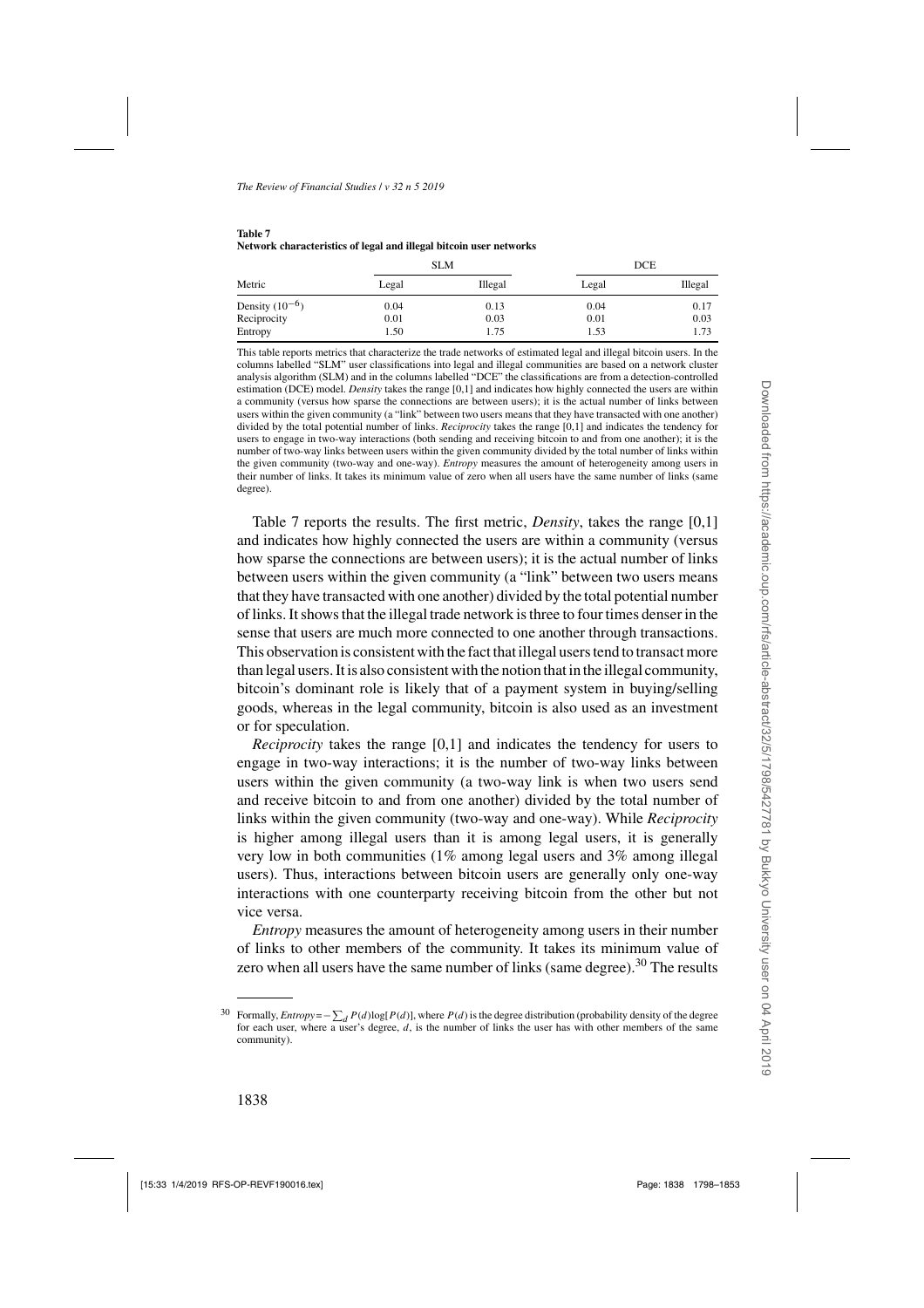**Table 7**
**Network characteristics of legal and illegal bitcoin user networks**

| Metric | SLM | | DCE | |
|---|---|---|---|---|
| | Legal | Illegal | Legal | Illegal |
| Density ($10^{-6}$) | 0.04 | 0.13 | 0.04 | 0.17 |
| Reciprocity | 0.01 | 0.03 | 0.01 | 0.03 |
| Entropy | 1.50 | 1.75 | 1.53 | 1.73 |

This table reports metrics that characterize the trade networks of estimated legal and illegal bitcoin users. In the columns labelled "SLM" user classifications into legal and illegal communities are based on a network cluster analysis algorithm (SLM) and in the columns labelled "DCE" the classifications are from a detection-controlled estimation (DCE) model. *Density* takes the range [0,1] and indicates how highly connected the users are within a community (versus how sparse the connections are between users); it is the actual number of links between users within the given community (a "link" between two users means that they have transacted with one another) divided by the total potential number of links. *Reciprocity* takes the range [0,1] and indicates the tendency for users to engage in two-way interactions (both sending and receiving bitcoin to and from one another); it is the number of two-way links between users within the given community divided by the total number of links within the given community (two-way and one-way). *Entropy* measures the amount of heterogeneity among users in their number of links. It takes its minimum value of zero when all users have the same number of links (same degree).

Table 7 reports the results. The first metric, *Density*, takes the range [0,1] and indicates how highly connected the users are within a community (versus how sparse the connections are between users); it is the actual number of links between users within the given community (a "link" between two users means that they have transacted with one another) divided by the total potential number of links. It shows that the illegal trade network is three to four times denser in the sense that users are much more connected to one another through transactions. This observation is consistent with the fact that illegal users tend to transact more than legal users. It is also consistent with the notion that in the illegal community, bitcoin's dominant role is likely that of a payment system in buying/selling goods, whereas in the legal community, bitcoin is also used as an investment or for speculation.

*Reciprocity* takes the range [0,1] and indicates the tendency for users to engage in two-way interactions; it is the number of two-way links between users within the given community (a two-way link is when two users send and receive bitcoin to and from one another) divided by the total number of links within the given community (two-way and one-way). While *Reciprocity* is higher among illegal users than it is among legal users, it is generally very low in both communities (1% among legal users and 3% among illegal users). Thus, interactions between bitcoin users are generally only one-way interactions with one counterparty receiving bitcoin from the other but not vice versa.

*Entropy* measures the amount of heterogeneity among users in their number of links to other members of the community. It takes its minimum value of zero when all users have the same number of links (same degree).[30] The results

[30] Formally, $Entropy = -\sum_d P(d)\log[P(d)]$, where $P(d)$ is the degree distribution (probability density of the degree for each user, where a user's degree, $d$, is the number of links the user has with other members of the same community).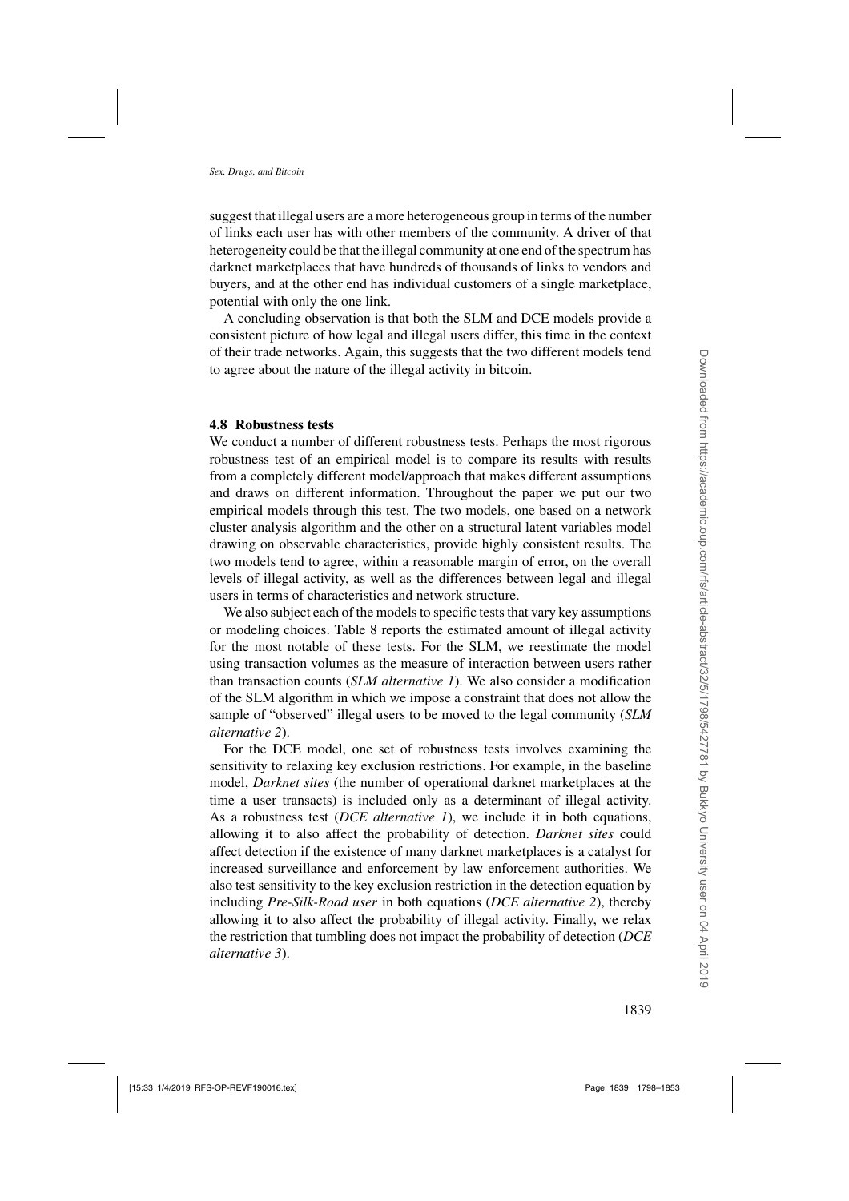suggest that illegal users are a more heterogeneous group in terms of the number of links each user has with other members of the community. A driver of that heterogeneity could be that the illegal community at one end of the spectrum has darknet marketplaces that have hundreds of thousands of links to vendors and buyers, and at the other end has individual customers of a single marketplace, potential with only the one link.

A concluding observation is that both the SLM and DCE models provide a consistent picture of how legal and illegal users differ, this time in the context of their trade networks. Again, this suggests that the two different models tend to agree about the nature of the illegal activity in bitcoin.

### 4.8 Robustness tests

We conduct a number of different robustness tests. Perhaps the most rigorous robustness test of an empirical model is to compare its results with results from a completely different model/approach that makes different assumptions and draws on different information. Throughout the paper we put our two empirical models through this test. The two models, one based on a network cluster analysis algorithm and the other on a structural latent variables model drawing on observable characteristics, provide highly consistent results. The two models tend to agree, within a reasonable margin of error, on the overall levels of illegal activity, as well as the differences between legal and illegal users in terms of characteristics and network structure.

We also subject each of the models to specific tests that vary key assumptions or modeling choices. Table 8 reports the estimated amount of illegal activity for the most notable of these tests. For the SLM, we reestimate the model using transaction volumes as the measure of interaction between users rather than transaction counts (*SLM alternative 1*). We also consider a modification of the SLM algorithm in which we impose a constraint that does not allow the sample of "observed" illegal users to be moved to the legal community (*SLM alternative 2*).

For the DCE model, one set of robustness tests involves examining the sensitivity to relaxing key exclusion restrictions. For example, in the baseline model, *Darknet sites* (the number of operational darknet marketplaces at the time a user transacts) is included only as a determinant of illegal activity. As a robustness test (*DCE alternative 1*), we include it in both equations, allowing it to also affect the probability of detection. *Darknet sites* could affect detection if the existence of many darknet marketplaces is a catalyst for increased surveillance and enforcement by law enforcement authorities. We also test sensitivity to the key exclusion restriction in the detection equation by including *Pre-Silk-Road user* in both equations (*DCE alternative 2*), thereby allowing it to also affect the probability of illegal activity. Finally, we relax the restriction that tumbling does not impact the probability of detection (*DCE alternative 3*).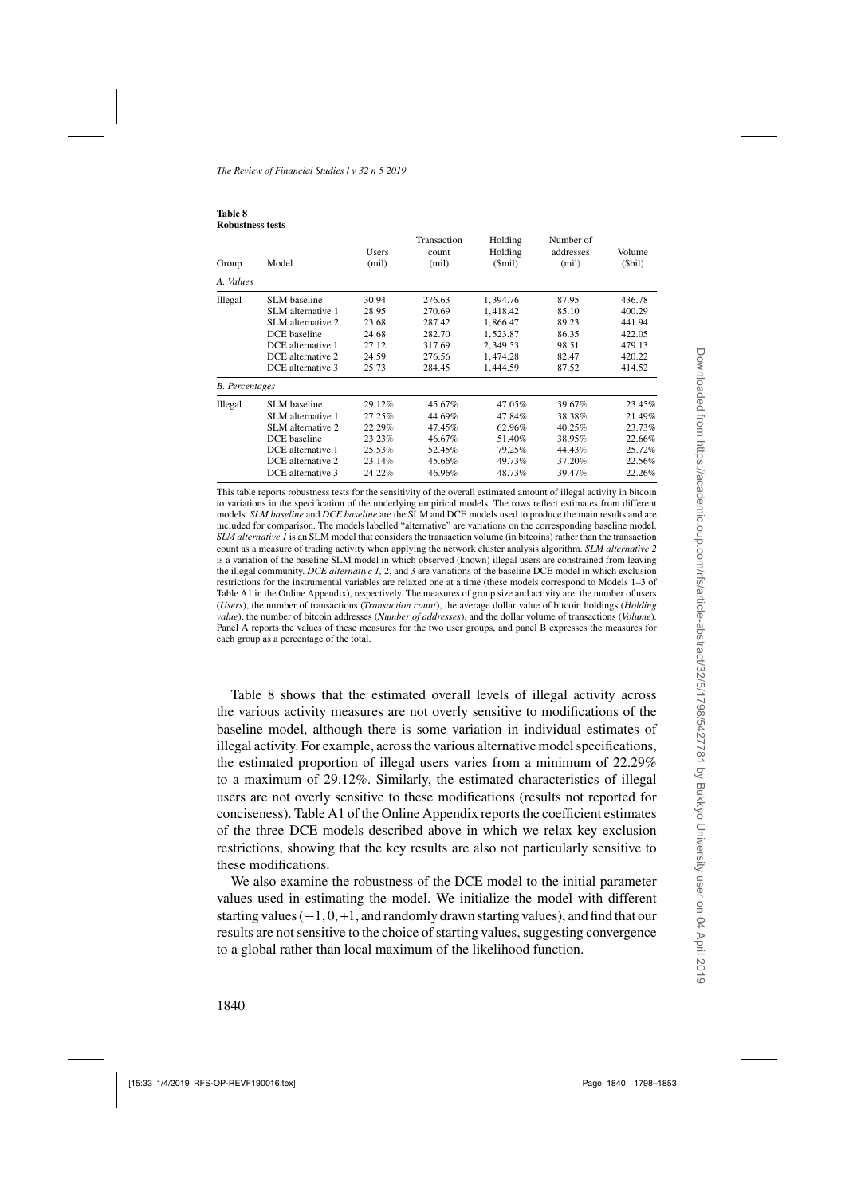**Table 8**
**Robustness tests**

| Group | Model | Users (mil) | Transaction count (mil) | Holding Holding ($mil) | Number of addresses (mil) | Volume ($bil) |
|---|---|---|---|---|---|---|
| *A. Values* | | | | | | |
| Illegal | SLM baseline | 30.94 | 276.63 | 1,394.76 | 87.95 | 436.78 |
| | SLM alternative 1 | 28.95 | 270.69 | 1,418.42 | 85.10 | 400.29 |
| | SLM alternative 2 | 23.68 | 287.42 | 1,866.47 | 89.23 | 441.94 |
| | DCE baseline | 24.68 | 282.70 | 1,523.87 | 86.35 | 422.05 |
| | DCE alternative 1 | 27.12 | 317.69 | 2,349.53 | 98.51 | 479.13 |
| | DCE alternative 2 | 24.59 | 276.56 | 1,474.28 | 82.47 | 420.22 |
| | DCE alternative 3 | 25.73 | 284.45 | 1,444.59 | 87.52 | 414.52 |
| *B. Percentages* | | | | | | |
| Illegal | SLM baseline | 29.12% | 45.67% | 47.05% | 39.67% | 23.45% |
| | SLM alternative 1 | 27.25% | 44.69% | 47.84% | 38.38% | 21.49% |
| | SLM alternative 2 | 22.29% | 47.45% | 62.96% | 40.25% | 23.73% |
| | DCE baseline | 23.23% | 46.67% | 51.40% | 38.95% | 22.66% |
| | DCE alternative 1 | 25.53% | 52.45% | 79.25% | 44.43% | 25.72% |
| | DCE alternative 2 | 23.14% | 45.66% | 49.73% | 37.20% | 22.56% |
| | DCE alternative 3 | 24.22% | 46.96% | 48.73% | 39.47% | 22.26% |

This table reports robustness tests for the sensitivity of the overall estimated amount of illegal activity in bitcoin to variations in the specification of the underlying empirical models. The rows reflect estimates from different models. *SLM baseline* and *DCE baseline* are the SLM and DCE models used to produce the main results and are included for comparison. The models labelled "alternative" are variations on the corresponding baseline model. *SLM alternative 1* is an SLM model that considers the transaction volume (in bitcoins) rather than the transaction count as a measure of trading activity when applying the network cluster analysis algorithm. *SLM alternative 2* is a variation of the baseline SLM model in which observed (known) illegal users are constrained from leaving the illegal community. *DCE alternative 1*, 2, and 3 are variations of the baseline DCE model in which exclusion restrictions for the instrumental variables are relaxed one at a time (these models correspond to Models 1–3 of Table A1 in the Online Appendix), respectively. The measures of group size and activity are: the number of users (*Users*), the number of transactions (*Transaction count*), the average dollar value of bitcoin holdings (*Holding value*), the number of bitcoin addresses (*Number of addresses*), and the dollar volume of transactions (*Volume*). Panel A reports the values of these measures for the two user groups, and panel B expresses the measures for each group as a percentage of the total.

Table 8 shows that the estimated overall levels of illegal activity across the various activity measures are not overly sensitive to modifications of the baseline model, although there is some variation in individual estimates of illegal activity. For example, across the various alternative model specifications, the estimated proportion of illegal users varies from a minimum of 22.29% to a maximum of 29.12%. Similarly, the estimated characteristics of illegal users are not overly sensitive to these modifications (results not reported for conciseness). Table A1 of the Online Appendix reports the coefficient estimates of the three DCE models described above in which we relax key exclusion restrictions, showing that the key results are also not particularly sensitive to these modifications.

We also examine the robustness of the DCE model to the initial parameter values used in estimating the model. We initialize the model with different starting values ($-1, 0, +1$, and randomly drawn starting values), and find that our results are not sensitive to the choice of starting values, suggesting convergence to a global rather than local maximum of the likelihood function.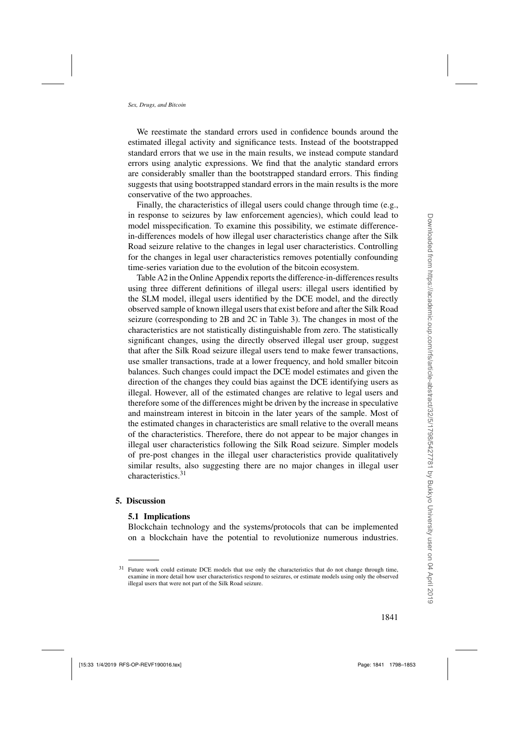We reestimate the standard errors used in confidence bounds around the estimated illegal activity and significance tests. Instead of the bootstrapped standard errors that we use in the main results, we instead compute standard errors using analytic expressions. We find that the analytic standard errors are considerably smaller than the bootstrapped standard errors. This finding suggests that using bootstrapped standard errors in the main results is the more conservative of the two approaches.

Finally, the characteristics of illegal users could change through time (e.g., in response to seizures by law enforcement agencies), which could lead to model misspecification. To examine this possibility, we estimate difference-in-differences models of how illegal user characteristics change after the Silk Road seizure relative to the changes in legal user characteristics. Controlling for the changes in legal user characteristics removes potentially confounding time-series variation due to the evolution of the bitcoin ecosystem.

Table A2 in the Online Appendix reports the difference-in-differences results using three different definitions of illegal users: illegal users identified by the SLM model, illegal users identified by the DCE model, and the directly observed sample of known illegal users that exist before and after the Silk Road seizure (corresponding to 2B and 2C in Table 3). The changes in most of the characteristics are not statistically distinguishable from zero. The statistically significant changes, using the directly observed illegal user group, suggest that after the Silk Road seizure illegal users tend to make fewer transactions, use smaller transactions, trade at a lower frequency, and hold smaller bitcoin balances. Such changes could impact the DCE model estimates and given the direction of the changes they could bias against the DCE identifying users as illegal. However, all of the estimated changes are relative to legal users and therefore some of the differences might be driven by the increase in speculative and mainstream interest in bitcoin in the later years of the sample. Most of the estimated changes in characteristics are small relative to the overall means of the characteristics. Therefore, there do not appear to be major changes in illegal user characteristics following the Silk Road seizure. Simpler models of pre-post changes in the illegal user characteristics provide qualitatively similar results, also suggesting there are no major changes in illegal user characteristics.[31]

## 5. Discussion

### 5.1 Implications

Blockchain technology and the systems/protocols that can be implemented on a blockchain have the potential to revolutionize numerous industries.

[31] Future work could estimate DCE models that use only the characteristics that do not change through time, examine in more detail how user characteristics respond to seizures, or estimate models using only the observed illegal users that were not part of the Silk Road seizure.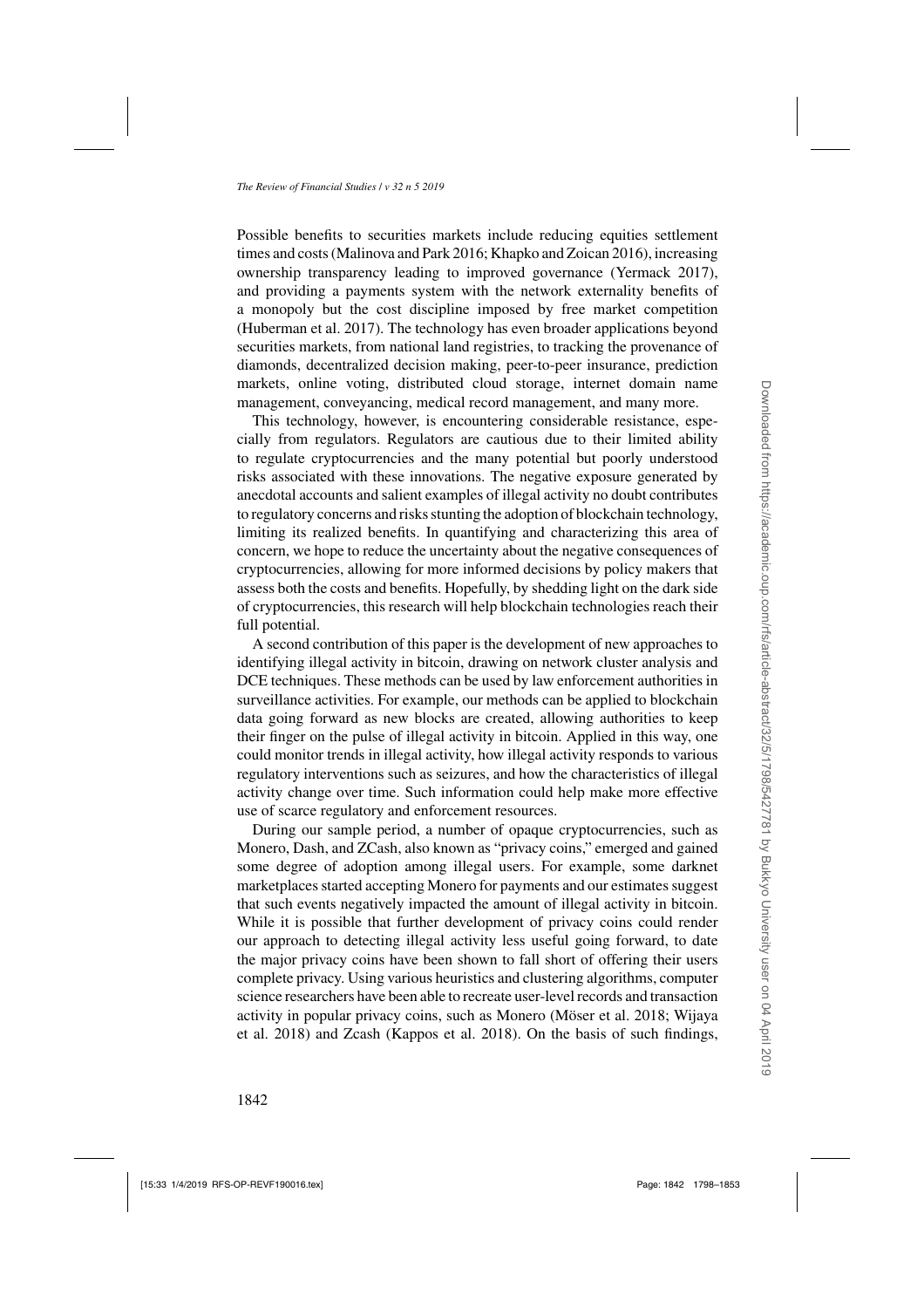Possible benefits to securities markets include reducing equities settlement times and costs (Malinova and Park 2016; Khapko and Zoican 2016), increasing ownership transparency leading to improved governance (Yermack 2017), and providing a payments system with the network externality benefits of a monopoly but the cost discipline imposed by free market competition (Huberman et al. 2017). The technology has even broader applications beyond securities markets, from national land registries, to tracking the provenance of diamonds, decentralized decision making, peer-to-peer insurance, prediction markets, online voting, distributed cloud storage, internet domain name management, conveyancing, medical record management, and many more.

This technology, however, is encountering considerable resistance, especially from regulators. Regulators are cautious due to their limited ability to regulate cryptocurrencies and the many potential but poorly understood risks associated with these innovations. The negative exposure generated by anecdotal accounts and salient examples of illegal activity no doubt contributes to regulatory concerns and risks stunting the adoption of blockchain technology, limiting its realized benefits. In quantifying and characterizing this area of concern, we hope to reduce the uncertainty about the negative consequences of cryptocurrencies, allowing for more informed decisions by policy makers that assess both the costs and benefits. Hopefully, by shedding light on the dark side of cryptocurrencies, this research will help blockchain technologies reach their full potential.

A second contribution of this paper is the development of new approaches to identifying illegal activity in bitcoin, drawing on network cluster analysis and DCE techniques. These methods can be used by law enforcement authorities in surveillance activities. For example, our methods can be applied to blockchain data going forward as new blocks are created, allowing authorities to keep their finger on the pulse of illegal activity in bitcoin. Applied in this way, one could monitor trends in illegal activity, how illegal activity responds to various regulatory interventions such as seizures, and how the characteristics of illegal activity change over time. Such information could help make more effective use of scarce regulatory and enforcement resources.

During our sample period, a number of opaque cryptocurrencies, such as Monero, Dash, and ZCash, also known as "privacy coins," emerged and gained some degree of adoption among illegal users. For example, some darknet marketplaces started accepting Monero for payments and our estimates suggest that such events negatively impacted the amount of illegal activity in bitcoin. While it is possible that further development of privacy coins could render our approach to detecting illegal activity less useful going forward, to date the major privacy coins have been shown to fall short of offering their users complete privacy. Using various heuristics and clustering algorithms, computer science researchers have been able to recreate user-level records and transaction activity in popular privacy coins, such as Monero (Möser et al. 2018; Wijaya et al. 2018) and Zcash (Kappos et al. 2018). On the basis of such findings,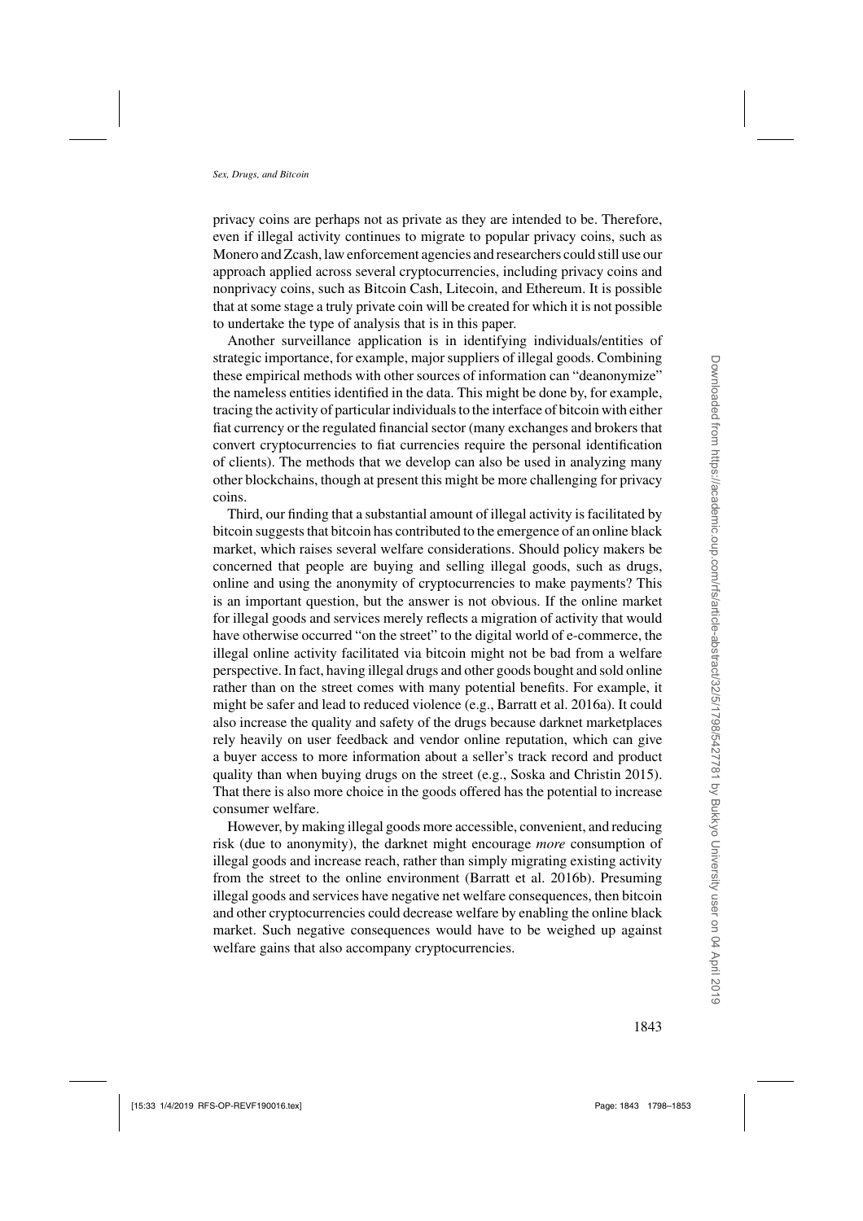privacy coins are perhaps not as private as they are intended to be. Therefore, even if illegal activity continues to migrate to popular privacy coins, such as Monero and Zcash, law enforcement agencies and researchers could still use our approach applied across several cryptocurrencies, including privacy coins and nonprivacy coins, such as Bitcoin Cash, Litecoin, and Ethereum. It is possible that at some stage a truly private coin will be created for which it is not possible to undertake the type of analysis that is in this paper.

Another surveillance application is in identifying individuals/entities of strategic importance, for example, major suppliers of illegal goods. Combining these empirical methods with other sources of information can "deanonymize" the nameless entities identified in the data. This might be done by, for example, tracing the activity of particular individuals to the interface of bitcoin with either fiat currency or the regulated financial sector (many exchanges and brokers that convert cryptocurrencies to fiat currencies require the personal identification of clients). The methods that we develop can also be used in analyzing many other blockchains, though at present this might be more challenging for privacy coins.

Third, our finding that a substantial amount of illegal activity is facilitated by bitcoin suggests that bitcoin has contributed to the emergence of an online black market, which raises several welfare considerations. Should policy makers be concerned that people are buying and selling illegal goods, such as drugs, online and using the anonymity of cryptocurrencies to make payments? This is an important question, but the answer is not obvious. If the online market for illegal goods and services merely reflects a migration of activity that would have otherwise occurred "on the street" to the digital world of e-commerce, the illegal online activity facilitated via bitcoin might not be bad from a welfare perspective. In fact, having illegal drugs and other goods bought and sold online rather than on the street comes with many potential benefits. For example, it might be safer and lead to reduced violence (e.g., Barratt et al. 2016a). It could also increase the quality and safety of the drugs because darknet marketplaces rely heavily on user feedback and vendor online reputation, which can give a buyer access to more information about a seller's track record and product quality than when buying drugs on the street (e.g., Soska and Christin 2015). That there is also more choice in the goods offered has the potential to increase consumer welfare.

However, by making illegal goods more accessible, convenient, and reducing risk (due to anonymity), the darknet might encourage *more* consumption of illegal goods and increase reach, rather than simply migrating existing activity from the street to the online environment (Barratt et al. 2016b). Presuming illegal goods and services have negative net welfare consequences, then bitcoin and other cryptocurrencies could decrease welfare by enabling the online black market. Such negative consequences would have to be weighed up against welfare gains that also accompany cryptocurrencies.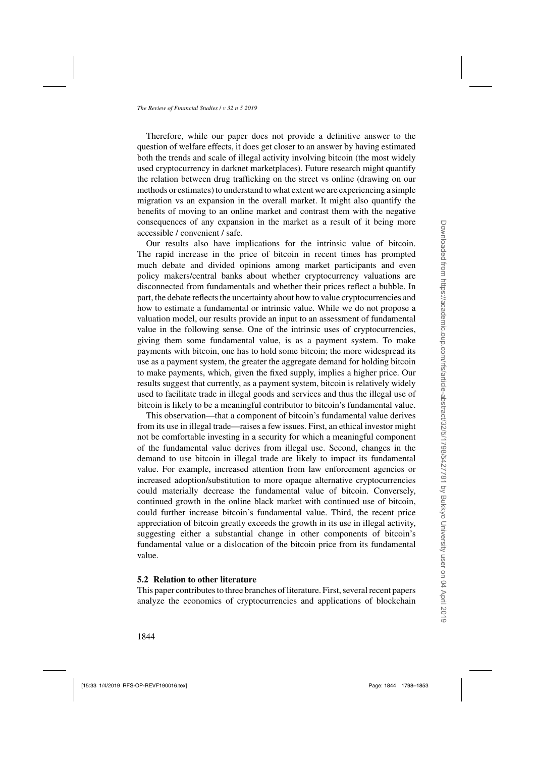Therefore, while our paper does not provide a definitive answer to the question of welfare effects, it does get closer to an answer by having estimated both the trends and scale of illegal activity involving bitcoin (the most widely used cryptocurrency in darknet marketplaces). Future research might quantify the relation between drug trafficking on the street vs online (drawing on our methods or estimates) to understand to what extent we are experiencing a simple migration vs an expansion in the overall market. It might also quantify the benefits of moving to an online market and contrast them with the negative consequences of any expansion in the market as a result of it being more accessible / convenient / safe.

Our results also have implications for the intrinsic value of bitcoin. The rapid increase in the price of bitcoin in recent times has prompted much debate and divided opinions among market participants and even policy makers/central banks about whether cryptocurrency valuations are disconnected from fundamentals and whether their prices reflect a bubble. In part, the debate reflects the uncertainty about how to value cryptocurrencies and how to estimate a fundamental or intrinsic value. While we do not propose a valuation model, our results provide an input to an assessment of fundamental value in the following sense. One of the intrinsic uses of cryptocurrencies, giving them some fundamental value, is as a payment system. To make payments with bitcoin, one has to hold some bitcoin; the more widespread its use as a payment system, the greater the aggregate demand for holding bitcoin to make payments, which, given the fixed supply, implies a higher price. Our results suggest that currently, as a payment system, bitcoin is relatively widely used to facilitate trade in illegal goods and services and thus the illegal use of bitcoin is likely to be a meaningful contributor to bitcoin's fundamental value.

This observation—that a component of bitcoin's fundamental value derives from its use in illegal trade—raises a few issues. First, an ethical investor might not be comfortable investing in a security for which a meaningful component of the fundamental value derives from illegal use. Second, changes in the demand to use bitcoin in illegal trade are likely to impact its fundamental value. For example, increased attention from law enforcement agencies or increased adoption/substitution to more opaque alternative cryptocurrencies could materially decrease the fundamental value of bitcoin. Conversely, continued growth in the online black market with continued use of bitcoin, could further increase bitcoin's fundamental value. Third, the recent price appreciation of bitcoin greatly exceeds the growth in its use in illegal activity, suggesting either a substantial change in other components of bitcoin's fundamental value or a dislocation of the bitcoin price from its fundamental value.

### 5.2 Relation to other literature

This paper contributes to three branches of literature. First, several recent papers analyze the economics of cryptocurrencies and applications of blockchain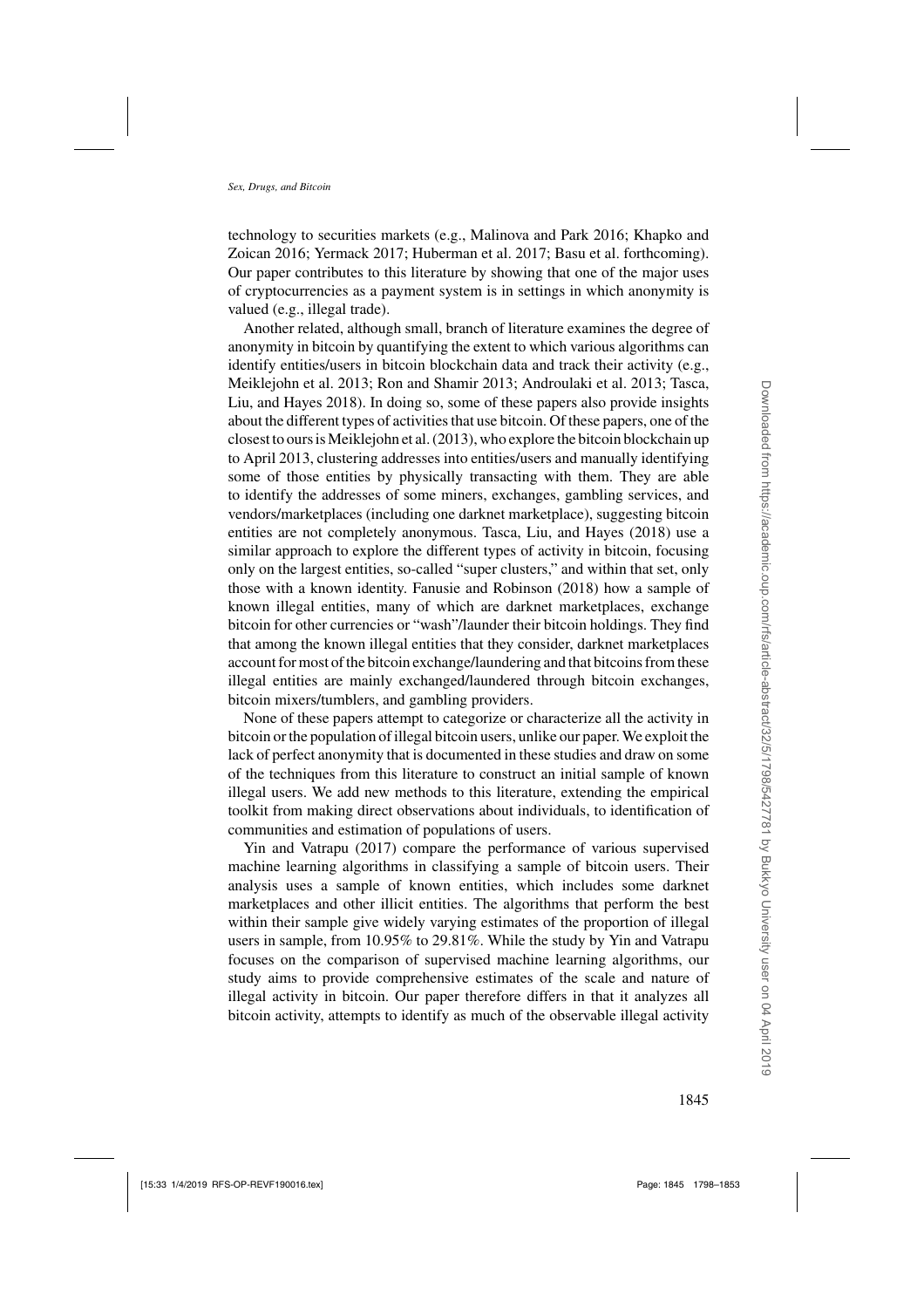technology to securities markets (e.g., Malinova and Park 2016; Khapko and Zoican 2016; Yermack 2017; Huberman et al. 2017; Basu et al. forthcoming). Our paper contributes to this literature by showing that one of the major uses of cryptocurrencies as a payment system is in settings in which anonymity is valued (e.g., illegal trade).

Another related, although small, branch of literature examines the degree of anonymity in bitcoin by quantifying the extent to which various algorithms can identify entities/users in bitcoin blockchain data and track their activity (e.g., Meiklejohn et al. 2013; Ron and Shamir 2013; Androulaki et al. 2013; Tasca, Liu, and Hayes 2018). In doing so, some of these papers also provide insights about the different types of activities that use bitcoin. Of these papers, one of the closest to ours is Meiklejohn et al. (2013), who explore the bitcoin blockchain up to April 2013, clustering addresses into entities/users and manually identifying some of those entities by physically transacting with them. They are able to identify the addresses of some miners, exchanges, gambling services, and vendors/marketplaces (including one darknet marketplace), suggesting bitcoin entities are not completely anonymous. Tasca, Liu, and Hayes (2018) use a similar approach to explore the different types of activity in bitcoin, focusing only on the largest entities, so-called "super clusters," and within that set, only those with a known identity. Fanusie and Robinson (2018) how a sample of known illegal entities, many of which are darknet marketplaces, exchange bitcoin for other currencies or "wash"/launder their bitcoin holdings. They find that among the known illegal entities that they consider, darknet marketplaces account for most of the bitcoin exchange/laundering and that bitcoins from these illegal entities are mainly exchanged/laundered through bitcoin exchanges, bitcoin mixers/tumblers, and gambling providers.

None of these papers attempt to categorize or characterize all the activity in bitcoin or the population of illegal bitcoin users, unlike our paper. We exploit the lack of perfect anonymity that is documented in these studies and draw on some of the techniques from this literature to construct an initial sample of known illegal users. We add new methods to this literature, extending the empirical toolkit from making direct observations about individuals, to identification of communities and estimation of populations of users.

Yin and Vatrapu (2017) compare the performance of various supervised machine learning algorithms in classifying a sample of bitcoin users. Their analysis uses a sample of known entities, which includes some darknet marketplaces and other illicit entities. The algorithms that perform the best within their sample give widely varying estimates of the proportion of illegal users in sample, from 10.95% to 29.81%. While the study by Yin and Vatrapu focuses on the comparison of supervised machine learning algorithms, our study aims to provide comprehensive estimates of the scale and nature of illegal activity in bitcoin. Our paper therefore differs in that it analyzes all bitcoin activity, attempts to identify as much of the observable illegal activity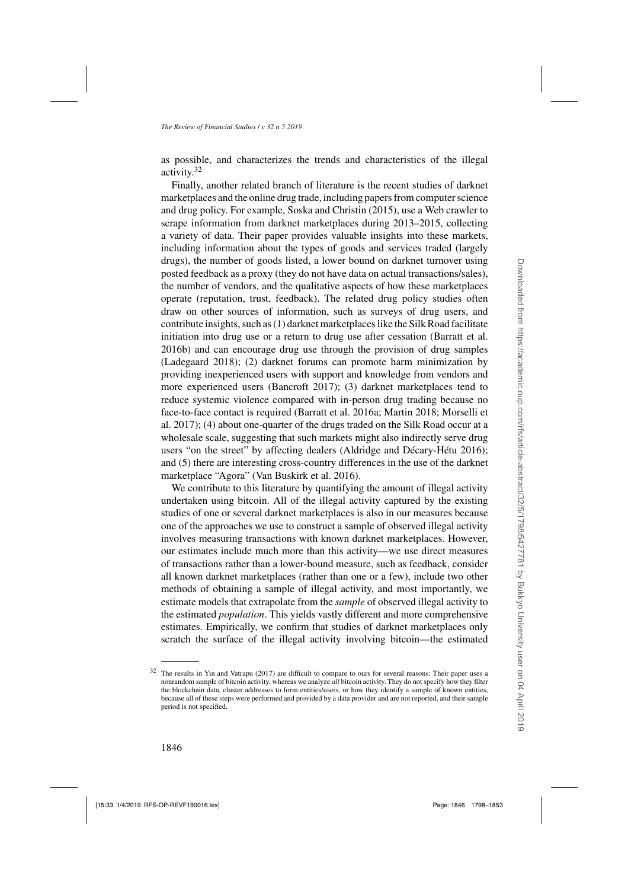as possible, and characterizes the trends and characteristics of the illegal activity.[32]

Finally, another related branch of literature is the recent studies of darknet marketplaces and the online drug trade, including papers from computer science and drug policy. For example, Soska and Christin (2015), use a Web crawler to scrape information from darknet marketplaces during 2013–2015, collecting a variety of data. Their paper provides valuable insights into these markets, including information about the types of goods and services traded (largely drugs), the number of goods listed, a lower bound on darknet turnover using posted feedback as a proxy (they do not have data on actual transactions/sales), the number of vendors, and the qualitative aspects of how these marketplaces operate (reputation, trust, feedback). The related drug policy studies often draw on other sources of information, such as surveys of drug users, and contribute insights, such as (1) darknet marketplaces like the Silk Road facilitate initiation into drug use or a return to drug use after cessation (Barratt et al. 2016b) and can encourage drug use through the provision of drug samples (Ladegaard 2018); (2) darknet forums can promote harm minimization by providing inexperienced users with support and knowledge from vendors and more experienced users (Bancroft 2017); (3) darknet marketplaces tend to reduce systemic violence compared with in-person drug trading because no face-to-face contact is required (Barratt et al. 2016a; Martin 2018; Morselli et al. 2017); (4) about one-quarter of the drugs traded on the Silk Road occur at a wholesale scale, suggesting that such markets might also indirectly serve drug users "on the street" by affecting dealers (Aldridge and Décary-Hétu 2016); and (5) there are interesting cross-country differences in the use of the darknet marketplace "Agora" (Van Buskirk et al. 2016).

We contribute to this literature by quantifying the amount of illegal activity undertaken using bitcoin. All of the illegal activity captured by the existing studies of one or several darknet marketplaces is also in our measures because one of the approaches we use to construct a sample of observed illegal activity involves measuring transactions with known darknet marketplaces. However, our estimates include much more than this activity—we use direct measures of transactions rather than a lower-bound measure, such as feedback, consider all known darknet marketplaces (rather than one or a few), include two other methods of obtaining a sample of illegal activity, and most importantly, we estimate models that extrapolate from the *sample* of observed illegal activity to the estimated *population*. This yields vastly different and more comprehensive estimates. Empirically, we confirm that studies of darknet marketplaces only scratch the surface of the illegal activity involving bitcoin—the estimated

[32] The results in Yin and Vatrapu (2017) are difficult to compare to ours for several reasons: Their paper uses a nonrandom sample of bitcoin activity, whereas we analyze *all* bitcoin activity. They do not specify how they filter the blockchain data, cluster addresses to form entities/users, or how they identify a sample of known entities, because all of these steps were performed and provided by a data provider and are not reported, and their sample period is not specified.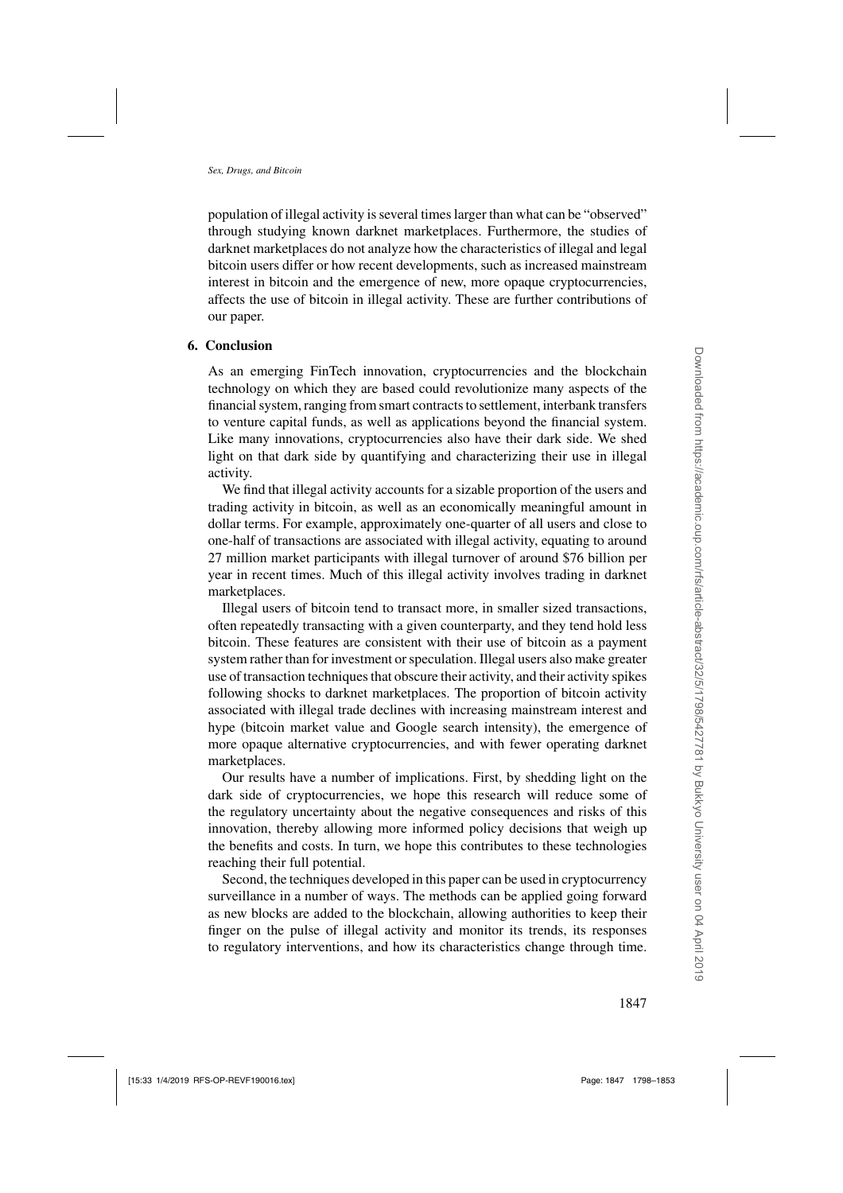population of illegal activity is several times larger than what can be "observed" through studying known darknet marketplaces. Furthermore, the studies of darknet marketplaces do not analyze how the characteristics of illegal and legal bitcoin users differ or how recent developments, such as increased mainstream interest in bitcoin and the emergence of new, more opaque cryptocurrencies, affects the use of bitcoin in illegal activity. These are further contributions of our paper.

## 6. Conclusion

As an emerging FinTech innovation, cryptocurrencies and the blockchain technology on which they are based could revolutionize many aspects of the financial system, ranging from smart contracts to settlement, interbank transfers to venture capital funds, as well as applications beyond the financial system. Like many innovations, cryptocurrencies also have their dark side. We shed light on that dark side by quantifying and characterizing their use in illegal activity.

We find that illegal activity accounts for a sizable proportion of the users and trading activity in bitcoin, as well as an economically meaningful amount in dollar terms. For example, approximately one-quarter of all users and close to one-half of transactions are associated with illegal activity, equating to around 27 million market participants with illegal turnover of around \$76 billion per year in recent times. Much of this illegal activity involves trading in darknet marketplaces.

Illegal users of bitcoin tend to transact more, in smaller sized transactions, often repeatedly transacting with a given counterparty, and they tend hold less bitcoin. These features are consistent with their use of bitcoin as a payment system rather than for investment or speculation. Illegal users also make greater use of transaction techniques that obscure their activity, and their activity spikes following shocks to darknet marketplaces. The proportion of bitcoin activity associated with illegal trade declines with increasing mainstream interest and hype (bitcoin market value and Google search intensity), the emergence of more opaque alternative cryptocurrencies, and with fewer operating darknet marketplaces.

Our results have a number of implications. First, by shedding light on the dark side of cryptocurrencies, we hope this research will reduce some of the regulatory uncertainty about the negative consequences and risks of this innovation, thereby allowing more informed policy decisions that weigh up the benefits and costs. In turn, we hope this contributes to these technologies reaching their full potential.

Second, the techniques developed in this paper can be used in cryptocurrency surveillance in a number of ways. The methods can be applied going forward as new blocks are added to the blockchain, allowing authorities to keep their finger on the pulse of illegal activity and monitor its trends, its responses to regulatory interventions, and how its characteristics change through time.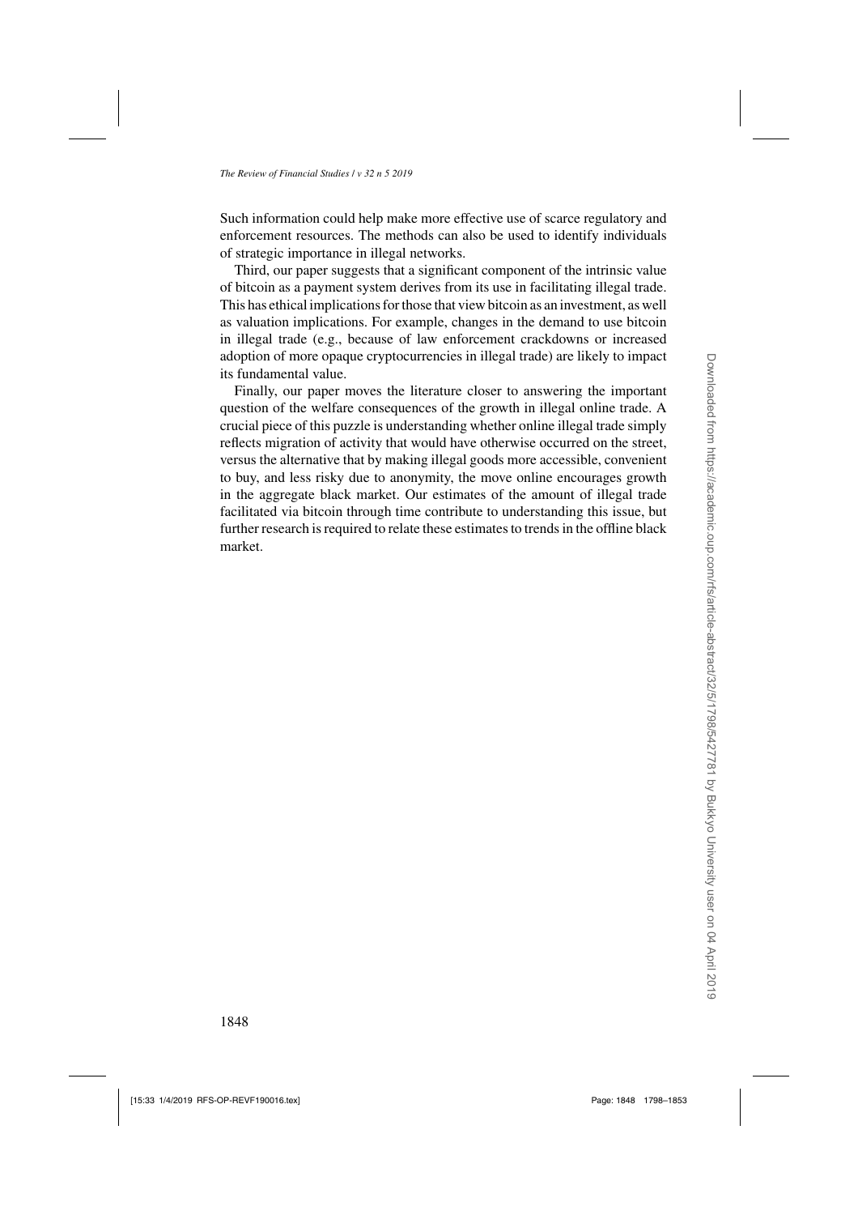Such information could help make more effective use of scarce regulatory and enforcement resources. The methods can also be used to identify individuals of strategic importance in illegal networks.

Third, our paper suggests that a significant component of the intrinsic value of bitcoin as a payment system derives from its use in facilitating illegal trade. This has ethical implications for those that view bitcoin as an investment, as well as valuation implications. For example, changes in the demand to use bitcoin in illegal trade (e.g., because of law enforcement crackdowns or increased adoption of more opaque cryptocurrencies in illegal trade) are likely to impact its fundamental value.

Finally, our paper moves the literature closer to answering the important question of the welfare consequences of the growth in illegal online trade. A crucial piece of this puzzle is understanding whether online illegal trade simply reflects migration of activity that would have otherwise occurred on the street, versus the alternative that by making illegal goods more accessible, convenient to buy, and less risky due to anonymity, the move online encourages growth in the aggregate black market. Our estimates of the amount of illegal trade facilitated via bitcoin through time contribute to understanding this issue, but further research is required to relate these estimates to trends in the offline black market.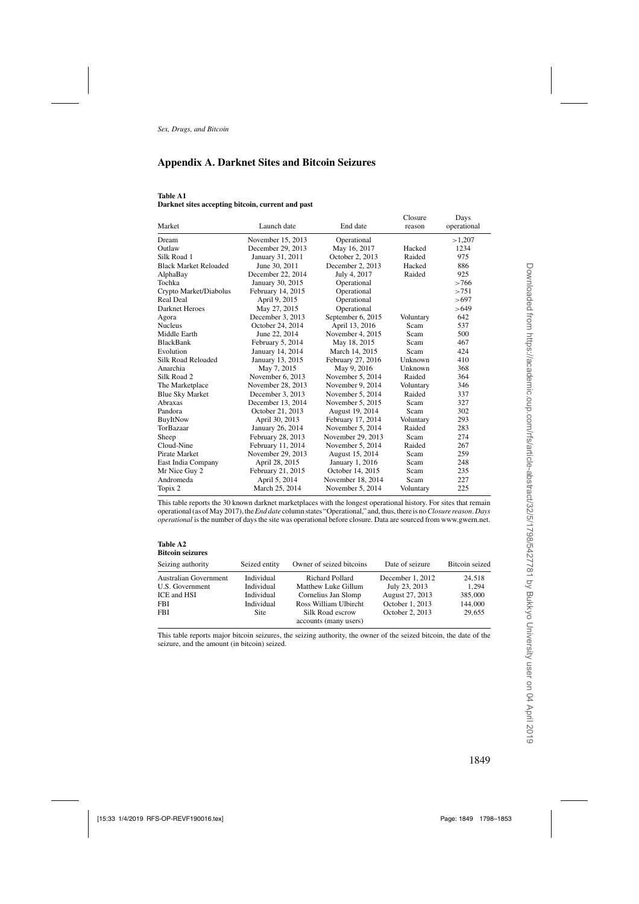## Appendix A. Darknet Sites and Bitcoin Seizures

**Table A1**
**Darknet sites accepting bitcoin, current and past**

| Market | Launch date | End date | Closure reason | Days operational |
|---|---|---|---|---|
| Dream | November 15, 2013 | Operational | | >1,207 |
| Outlaw | December 29, 2013 | May 16, 2017 | Hacked | 1234 |
| Silk Road 1 | January 31, 2011 | October 2, 2013 | Raided | 975 |
| Black Market Reloaded | June 30, 2011 | December 2, 2013 | Hacked | 886 |
| AlphaBay | December 22, 2014 | July 4, 2017 | Raided | 925 |
| Tochka | January 30, 2015 | Operational | | >766 |
| Crypto Market/Diabolus | February 14, 2015 | Operational | | >751 |
| Real Deal | April 9, 2015 | Operational | | >697 |
| Darknet Heroes | May 27, 2015 | Operational | | >649 |
| Agora | December 3, 2013 | September 6, 2015 | Voluntary | 642 |
| Nucleus | October 24, 2014 | April 13, 2016 | Scam | 537 |
| Middle Earth | June 22, 2014 | November 4, 2015 | Scam | 500 |
| BlackBank | February 5, 2014 | May 18, 2015 | Scam | 467 |
| Evolution | January 14, 2014 | March 14, 2015 | Scam | 424 |
| Silk Road Reloaded | January 13, 2015 | February 27, 2016 | Unknown | 410 |
| Anarchia | May 7, 2015 | May 9, 2016 | Unknown | 368 |
| Silk Road 2 | November 6, 2013 | November 5, 2014 | Raided | 364 |
| The Marketplace | November 28, 2013 | November 9, 2014 | Voluntary | 346 |
| Blue Sky Market | December 3, 2013 | November 5, 2014 | Raided | 337 |
| Abraxas | December 13, 2014 | November 5, 2015 | Scam | 327 |
| Pandora | October 21, 2013 | August 19, 2014 | Scam | 302 |
| BuyItNow | April 30, 2013 | February 17, 2014 | Voluntary | 293 |
| TorBazaar | January 26, 2014 | November 5, 2014 | Raided | 283 |
| Sheep | February 28, 2013 | November 29, 2013 | Scam | 274 |
| Cloud-Nine | February 11, 2014 | November 5, 2014 | Raided | 267 |
| Pirate Market | November 29, 2013 | August 15, 2014 | Scam | 259 |
| East India Company | April 28, 2015 | January 1, 2016 | Scam | 248 |
| Mr Nice Guy 2 | February 21, 2015 | October 14, 2015 | Scam | 235 |
| Andromeda | April 5, 2014 | November 18, 2014 | Scam | 227 |
| Topix 2 | March 25, 2014 | November 5, 2014 | Voluntary | 225 |

This table reports the 30 known darknet marketplaces with the longest operational history. For sites that remain operational (as of May 2017), the *End date* column states "Operational," and, thus, there is no *Closure reason*. *Days operational* is the number of days the site was operational before closure. Data are sourced from www.gwern.net.

**Table A2**
**Bitcoin seizures**

| Seizing authority | Seized entity | Owner of seized bitcoins | Date of seizure | Bitcoin seized |
|---|---|---|---|---|
| Australian Government | Individual | Richard Pollard | December 1, 2012 | 24,518 |
| U.S. Government | Individual | Matthew Luke Gillum | July 23, 2013 | 1,294 |
| ICE and HSI | Individual | Cornelius Jan Slomp | August 27, 2013 | 385,000 |
| FBI | Individual | Ross William Ulbricht | October 1, 2013 | 144,000 |
| FBI | Site | Silk Road escrow accounts (many users) | October 2, 2013 | 29,655 |

This table reports major bitcoin seizures, the seizing authority, the owner of the seized bitcoin, the date of the seizure, and the amount (in bitcoin) seized.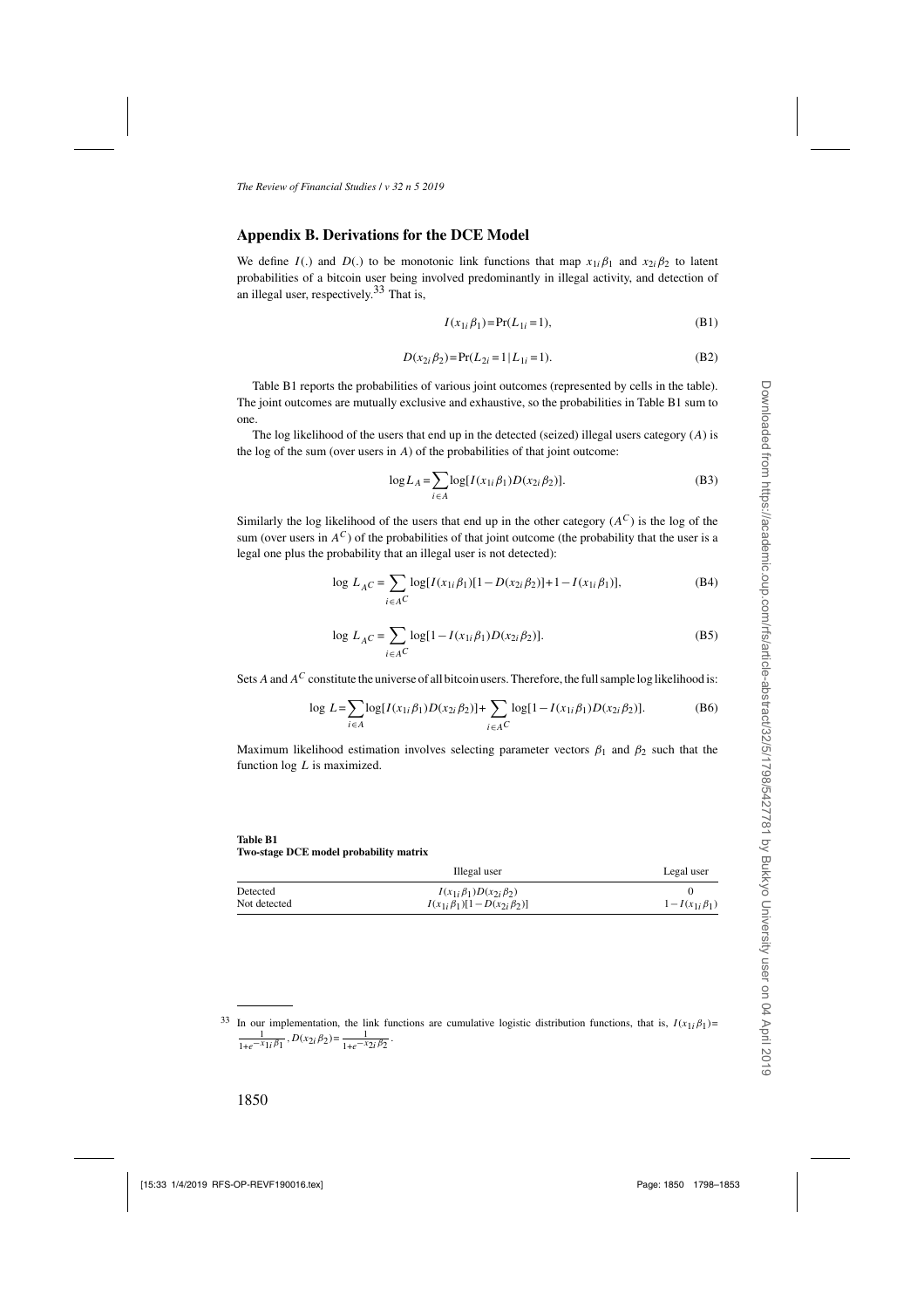## Appendix B. Derivations for the DCE Model

We define $I(.)$ and $D(.)$ to be monotonic link functions that map $x_{1i}\beta_1$ and $x_{2i}\beta_2$ to latent probabilities of a bitcoin user being involved predominantly in illegal activity, and detection of an illegal user, respectively.[33] That is,

$$I(x_{1i}\beta_1) = \Pr(L_{1i} = 1), \tag{B1}$$

$$D(x_{2i}\beta_2) = \Pr(L_{2i} = 1 \mid L_{1i} = 1). \tag{B2}$$

Table B1 reports the probabilities of various joint outcomes (represented by cells in the table). The joint outcomes are mutually exclusive and exhaustive, so the probabilities in Table B1 sum to one.

The log likelihood of the users that end up in the detected (seized) illegal users category ($A$) is the log of the sum (over users in $A$) of the probabilities of that joint outcome:

$$\log L_A = \sum_{i \in A} \log[I(x_{1i}\beta_1) D(x_{2i}\beta_2)]. \tag{B3}$$

Similarly the log likelihood of the users that end up in the other category ($A^C$) is the log of the sum (over users in $A^C$) of the probabilities of that joint outcome (the probability that the user is a legal one plus the probability that an illegal user is not detected):

$$\log L_{A^C} = \sum_{i \in A^C} \log[I(x_{1i}\beta_1)[1 - D(x_{2i}\beta_2)] + 1 - I(x_{1i}\beta_1)], \tag{B4}$$

$$\log L_{A^C} = \sum_{i \in A^C} \log[1 - I(x_{1i}\beta_1) D(x_{2i}\beta_2)]. \tag{B5}$$

Sets $A$ and $A^C$ constitute the universe of all bitcoin users. Therefore, the full sample log likelihood is:

$$\log L = \sum_{i \in A} \log[I(x_{1i}\beta_1) D(x_{2i}\beta_2)] + \sum_{i \in A^C} \log[1 - I(x_{1i}\beta_1) D(x_{2i}\beta_2)]. \tag{B6}$$

Maximum likelihood estimation involves selecting parameter vectors $\beta_1$ and $\beta_2$ such that the function $\log L$ is maximized.

**Table B1**
**Two-stage DCE model probability matrix**

| | Illegal user | Legal user |
|---|---|---|
| Detected | $I(x_{1i}\beta_1)D(x_{2i}\beta_2)$ | 0 |
| Not detected | $I(x_{1i}\beta_1)[1 - D(x_{2i}\beta_2)]$ | $1 - I(x_{1i}\beta_1)$ |

[33] In our implementation, the link functions are cumulative logistic distribution functions, that is, $I(x_{1i}\beta_1) = \frac{1}{1+e^{-x_{1i}\beta_1}}$, $D(x_{2i}\beta_2) = \frac{1}{1+e^{-x_{2i}\beta_2}}$.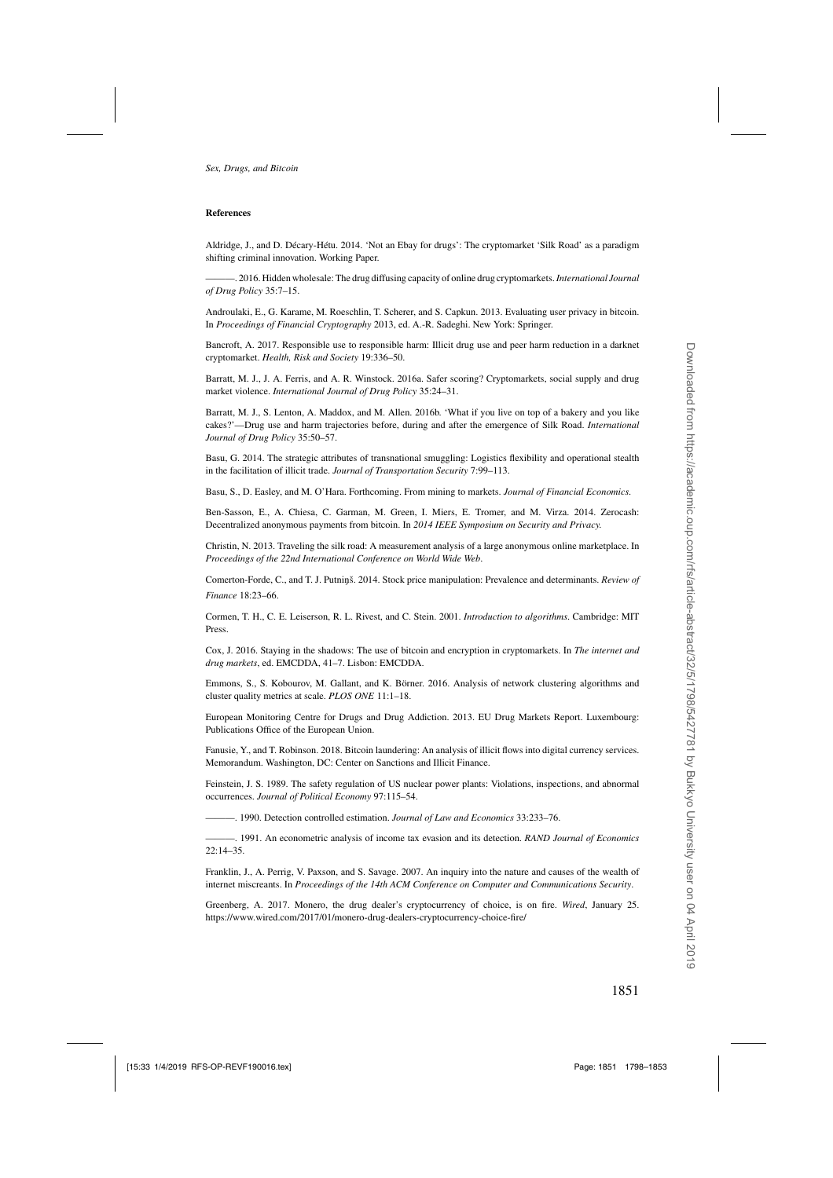**References**

Aldridge, J., and D. Décary-Hétu. 2014. 'Not an Ebay for drugs': The cryptomarket 'Silk Road' as a paradigm shifting criminal innovation. Working Paper.

———. 2016. Hidden wholesale: The drug diffusing capacity of online drug cryptomarkets. *International Journal of Drug Policy* 35:7–15.

Androulaki, E., G. Karame, M. Roeschlin, T. Scherer, and S. Capkun. 2013. Evaluating user privacy in bitcoin. In *Proceedings of Financial Cryptography* 2013, ed. A.-R. Sadeghi. New York: Springer.

Bancroft, A. 2017. Responsible use to responsible harm: Illicit drug use and peer harm reduction in a darknet cryptomarket. *Health, Risk and Society* 19:336–50.

Barratt, M. J., J. A. Ferris, and A. R. Winstock. 2016a. Safer scoring? Cryptomarkets, social supply and drug market violence. *International Journal of Drug Policy* 35:24–31.

Barratt, M. J., S. Lenton, A. Maddox, and M. Allen. 2016b. 'What if you live on top of a bakery and you like cakes?'—Drug use and harm trajectories before, during and after the emergence of Silk Road. *International Journal of Drug Policy* 35:50–57.

Basu, G. 2014. The strategic attributes of transnational smuggling: Logistics flexibility and operational stealth in the facilitation of illicit trade. *Journal of Transportation Security* 7:99–113.

Basu, S., D. Easley, and M. O'Hara. Forthcoming. From mining to markets. *Journal of Financial Economics*.

Ben-Sasson, E., A. Chiesa, C. Garman, M. Green, I. Miers, E. Tromer, and M. Virza. 2014. Zerocash: Decentralized anonymous payments from bitcoin. In *2014 IEEE Symposium on Security and Privacy*.

Christin, N. 2013. Traveling the silk road: A measurement analysis of a large anonymous online marketplace. In *Proceedings of the 22nd International Conference on World Wide Web*.

Comerton-Forde, C., and T. J. Putniņš. 2014. Stock price manipulation: Prevalence and determinants. *Review of Finance* 18:23–66.

Cormen, T. H., C. E. Leiserson, R. L. Rivest, and C. Stein. 2001. *Introduction to algorithms*. Cambridge: MIT Press.

Cox, J. 2016. Staying in the shadows: The use of bitcoin and encryption in cryptomarkets. In *The internet and drug markets*, ed. EMCDDA, 41–7. Lisbon: EMCDDA.

Emmons, S., S. Kobourov, M. Gallant, and K. Börner. 2016. Analysis of network clustering algorithms and cluster quality metrics at scale. *PLOS ONE* 11:1–18.

European Monitoring Centre for Drugs and Drug Addiction. 2013. EU Drug Markets Report. Luxembourg: Publications Office of the European Union.

Fanusie, Y., and T. Robinson. 2018. Bitcoin laundering: An analysis of illicit flows into digital currency services. Memorandum. Washington, DC: Center on Sanctions and Illicit Finance.

Feinstein, J. S. 1989. The safety regulation of US nuclear power plants: Violations, inspections, and abnormal occurrences. *Journal of Political Economy* 97:115–54.

———. 1990. Detection controlled estimation. *Journal of Law and Economics* 33:233–76.

———. 1991. An econometric analysis of income tax evasion and its detection. *RAND Journal of Economics* 22:14–35.

Franklin, J., A. Perrig, V. Paxson, and S. Savage. 2007. An inquiry into the nature and causes of the wealth of internet miscreants. In *Proceedings of the 14th ACM Conference on Computer and Communications Security*.

Greenberg, A. 2017. Monero, the drug dealer's cryptocurrency of choice, is on fire. *Wired*, January 25. https://www.wired.com/2017/01/monero-drug-dealers-cryptocurrency-choice-fire/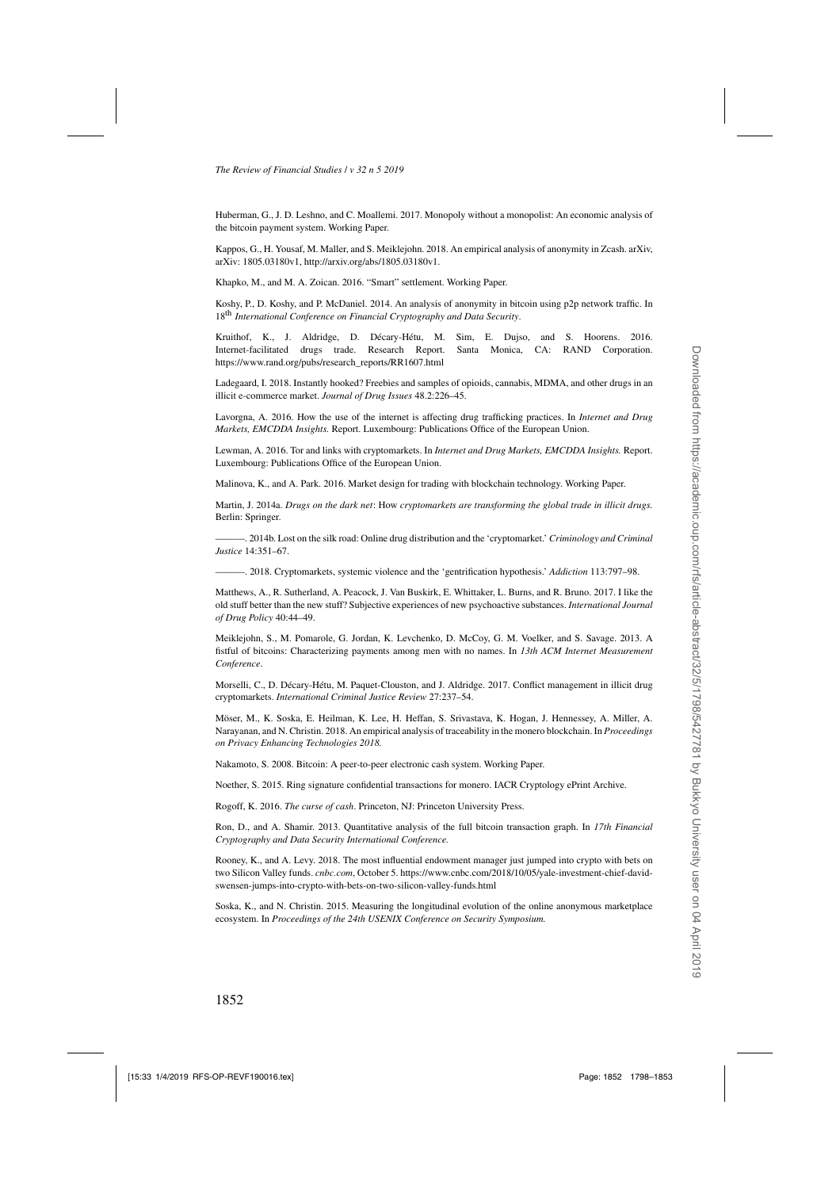Huberman, G., J. D. Leshno, and C. Moallemi. 2017. Monopoly without a monopolist: An economic analysis of the bitcoin payment system. Working Paper.

Kappos, G., H. Yousaf, M. Maller, and S. Meiklejohn. 2018. An empirical analysis of anonymity in Zcash. arXiv, arXiv: 1805.03180v1, http://arxiv.org/abs/1805.03180v1.

Khapko, M., and M. A. Zoican. 2016. "Smart" settlement. Working Paper.

Koshy, P., D. Koshy, and P. McDaniel. 2014. An analysis of anonymity in bitcoin using p2p network traffic. In 18th *International Conference on Financial Cryptography and Data Security*.

Kruithof, K., J. Aldridge, D. Décary-Hétu, M. Sim, E. Dujso, and S. Hoorens. 2016. Internet-facilitated drugs trade. Research Report. Santa Monica, CA: RAND Corporation. https://www.rand.org/pubs/research_reports/RR1607.html

Ladegaard, I. 2018. Instantly hooked? Freebies and samples of opioids, cannabis, MDMA, and other drugs in an illicit e-commerce market. *Journal of Drug Issues* 48.2:226–45.

Lavorgna, A. 2016. How the use of the internet is affecting drug trafficking practices. In *Internet and Drug Markets, EMCDDA Insights.* Report. Luxembourg: Publications Office of the European Union.

Lewman, A. 2016. Tor and links with cryptomarkets. In *Internet and Drug Markets, EMCDDA Insights.* Report. Luxembourg: Publications Office of the European Union.

Malinova, K., and A. Park. 2016. Market design for trading with blockchain technology. Working Paper.

Martin, J. 2014a. *Drugs on the dark net*: How *cryptomarkets are transforming the global trade in illicit drugs.* Berlin: Springer.

———. 2014b. Lost on the silk road: Online drug distribution and the 'cryptomarket.' *Criminology and Criminal Justice* 14:351–67.

———. 2018. Cryptomarkets, systemic violence and the 'gentrification hypothesis.' *Addiction* 113:797–98.

Matthews, A., R. Sutherland, A. Peacock, J. Van Buskirk, E. Whittaker, L. Burns, and R. Bruno. 2017. I like the old stuff better than the new stuff? Subjective experiences of new psychoactive substances. *International Journal of Drug Policy* 40:44–49.

Meiklejohn, S., M. Pomarole, G. Jordan, K. Levchenko, D. McCoy, G. M. Voelker, and S. Savage. 2013. A fistful of bitcoins: Characterizing payments among men with no names. In *13th ACM Internet Measurement Conference*.

Morselli, C., D. Décary-Hétu, M. Paquet-Clouston, and J. Aldridge. 2017. Conflict management in illicit drug cryptomarkets. *International Criminal Justice Review* 27:237–54.

Möser, M., K. Soska, E. Heilman, K. Lee, H. Heffan, S. Srivastava, K. Hogan, J. Hennessey, A. Miller, A. Narayanan, and N. Christin. 2018. An empirical analysis of traceability in the monero blockchain. In *Proceedings on Privacy Enhancing Technologies 2018.*

Nakamoto, S. 2008. Bitcoin: A peer-to-peer electronic cash system. Working Paper.

Noether, S. 2015. Ring signature confidential transactions for monero. IACR Cryptology ePrint Archive.

Rogoff, K. 2016. *The curse of cash*. Princeton, NJ: Princeton University Press.

Ron, D., and A. Shamir. 2013. Quantitative analysis of the full bitcoin transaction graph. In *17th Financial Cryptography and Data Security International Conference.*

Rooney, K., and A. Levy. 2018. The most influential endowment manager just jumped into crypto with bets on two Silicon Valley funds. *cnbc.com*, October 5. https://www.cnbc.com/2018/10/05/yale-investment-chief-david-swensen-jumps-into-crypto-with-bets-on-two-silicon-valley-funds.html

Soska, K., and N. Christin. 2015. Measuring the longitudinal evolution of the online anonymous marketplace ecosystem. In *Proceedings of the 24th USENIX Conference on Security Symposium.*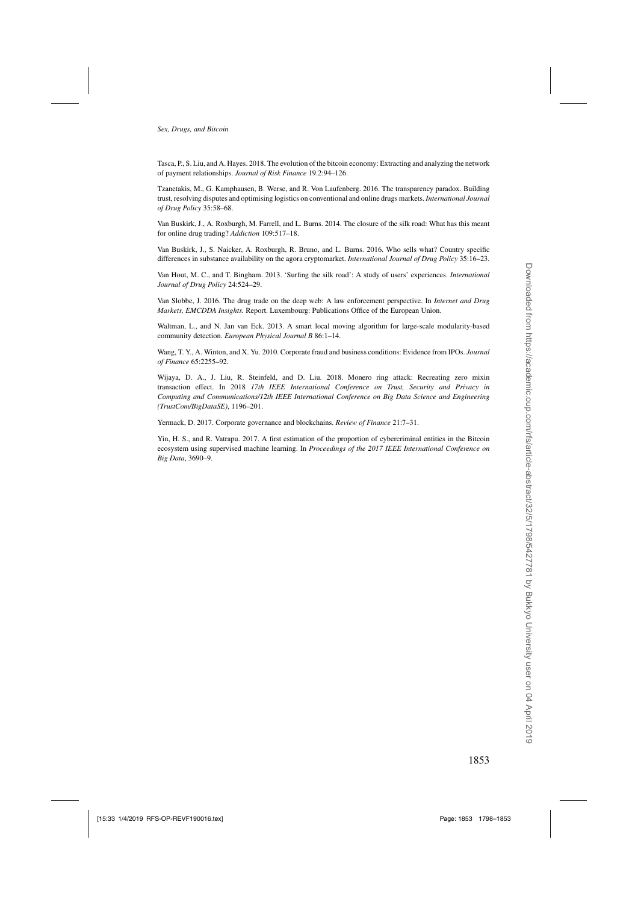Tasca, P., S. Liu, and A. Hayes. 2018. The evolution of the bitcoin economy: Extracting and analyzing the network of payment relationships. *Journal of Risk Finance* 19.2:94–126.

Tzanetakis, M., G. Kamphausen, B. Werse, and R. Von Laufenberg. 2016. The transparency paradox. Building trust, resolving disputes and optimising logistics on conventional and online drugs markets. *International Journal of Drug Policy* 35:58–68.

Van Buskirk, J., A. Roxburgh, M. Farrell, and L. Burns. 2014. The closure of the silk road: What has this meant for online drug trading? *Addiction* 109:517–18.

Van Buskirk, J., S. Naicker, A. Roxburgh, R. Bruno, and L. Burns. 2016. Who sells what? Country specific differences in substance availability on the agora cryptomarket. *International Journal of Drug Policy* 35:16–23.

Van Hout, M. C., and T. Bingham. 2013. 'Surfing the silk road': A study of users' experiences. *International Journal of Drug Policy* 24:524–29.

Van Slobbe, J. 2016. The drug trade on the deep web: A law enforcement perspective. In *Internet and Drug Markets, EMCDDA Insights.* Report. Luxembourg: Publications Office of the European Union.

Waltman, L., and N. Jan van Eck. 2013. A smart local moving algorithm for large-scale modularity-based community detection. *European Physical Journal B* 86:1–14.

Wang, T. Y., A. Winton, and X. Yu. 2010. Corporate fraud and business conditions: Evidence from IPOs. *Journal of Finance* 65:2255–92.

Wijaya, D. A., J. Liu, R. Steinfeld, and D. Liu. 2018. Monero ring attack: Recreating zero mixin transaction effect. In 2018 *17th IEEE International Conference on Trust, Security and Privacy in Computing and Communications/12th IEEE International Conference on Big Data Science and Engineering (TrustCom/BigDataSE)*, 1196–201.

Yermack, D. 2017. Corporate governance and blockchains. *Review of Finance* 21:7–31.

Yin, H. S., and R. Vatrapu. 2017. A first estimation of the proportion of cybercriminal entities in the Bitcoin ecosystem using supervised machine learning. In *Proceedings of the 2017 IEEE International Conference on Big Data*, 3690–9.